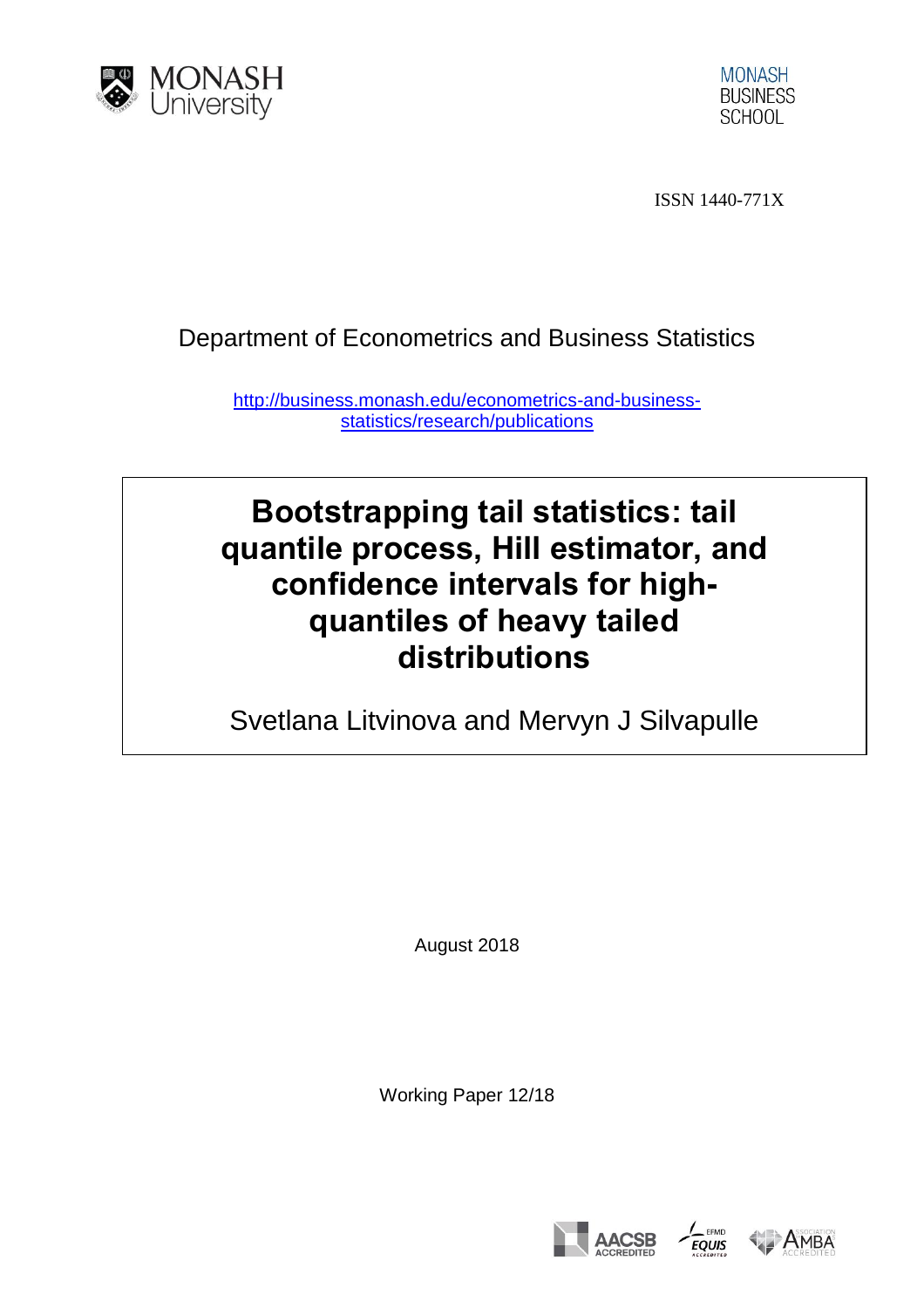MONASH University

MONASH BUSINESS SCHOOL

ISSN 1440-771X

Department of Econometrics and Business Statistics

http://business.monash.edu/econometrics-and-business-statistics/research/publications

# Bootstrapping tail statistics: tail quantile process, Hill estimator, and confidence intervals for high-quantiles of heavy tailed distributions

Svetlana Litvinova and Mervyn J Silvapulle

August 2018

Working Paper 12/18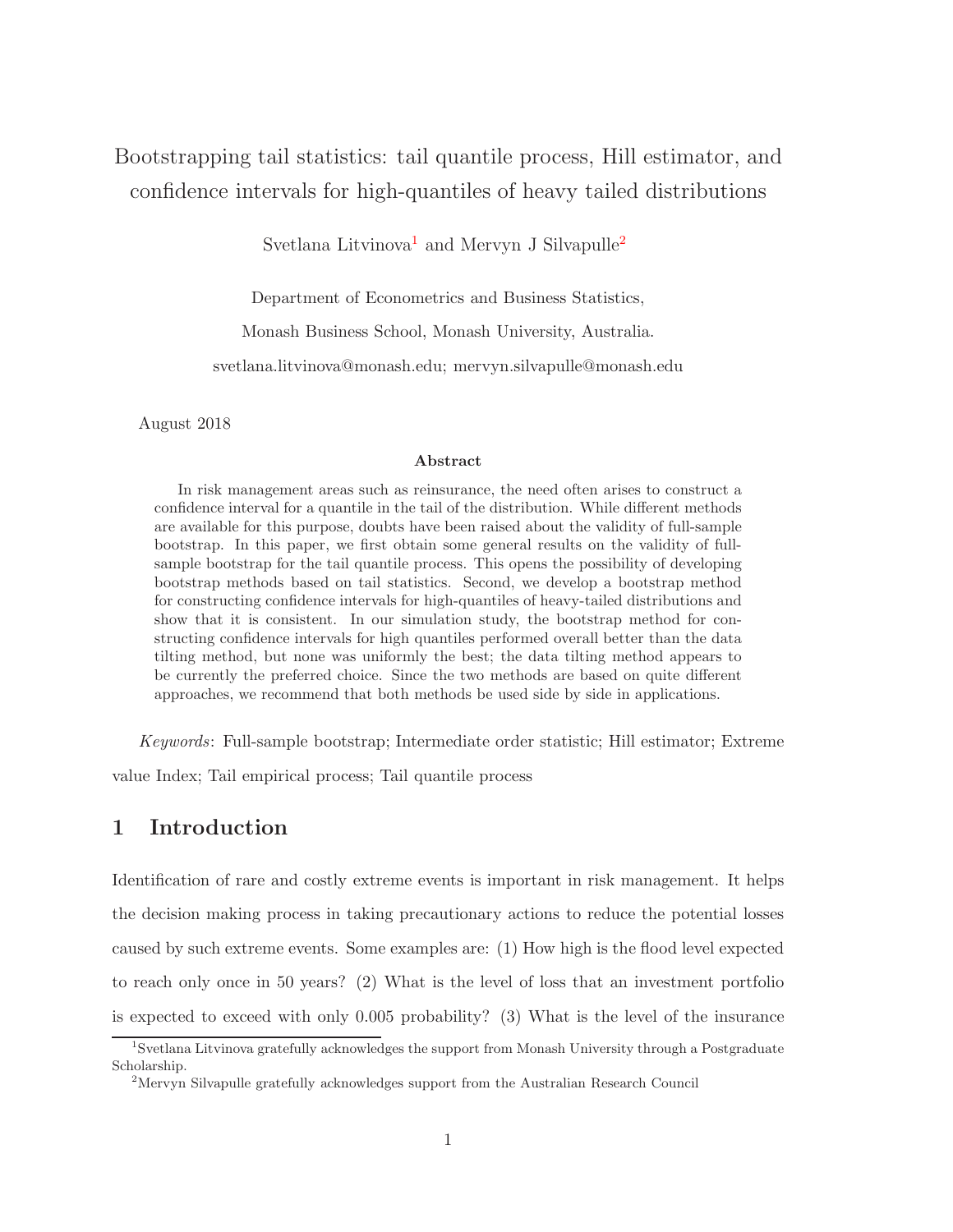# Bootstrapping tail statistics: tail quantile process, Hill estimator, and confidence intervals for high-quantiles of heavy tailed distributions

Svetlana Litvinova[1] and Mervyn J Silvapulle[2]

Department of Econometrics and Business Statistics,

Monash Business School, Monash University, Australia.

svetlana.litvinova@monash.edu; mervyn.silvapulle@monash.edu

August 2018

### Abstract

In risk management areas such as reinsurance, the need often arises to construct a confidence interval for a quantile in the tail of the distribution. While different methods are available for this purpose, doubts have been raised about the validity of full-sample bootstrap. In this paper, we first obtain some general results on the validity of full-sample bootstrap for the tail quantile process. This opens the possibility of developing bootstrap methods based on tail statistics. Second, we develop a bootstrap method for constructing confidence intervals for high-quantiles of heavy-tailed distributions and show that it is consistent. In our simulation study, the bootstrap method for constructing confidence intervals for high quantiles performed overall better than the data tilting method, but none was uniformly the best; the data tilting method appears to be currently the preferred choice. Since the two methods are based on quite different approaches, we recommend that both methods be used side by side in applications.

*Keywords*: Full-sample bootstrap; Intermediate order statistic; Hill estimator; Extreme value Index; Tail empirical process; Tail quantile process

## 1 Introduction

Identification of rare and costly extreme events is important in risk management. It helps the decision making process in taking precautionary actions to reduce the potential losses caused by such extreme events. Some examples are: (1) How high is the flood level expected to reach only once in 50 years? (2) What is the level of loss that an investment portfolio is expected to exceed with only 0.005 probability? (3) What is the level of the insurance

[1] Svetlana Litvinova gratefully acknowledges the support from Monash University through a Postgraduate Scholarship.

[2] Mervyn Silvapulle gratefully acknowledges support from the Australian Research Council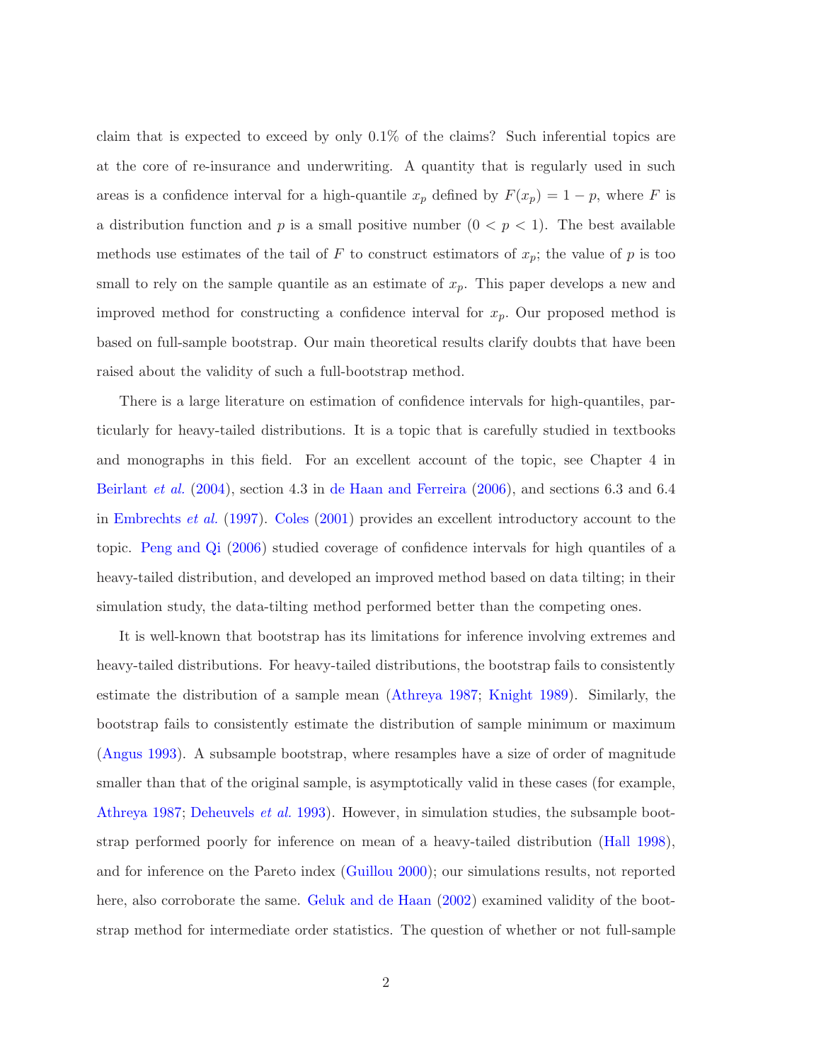claim that is expected to exceed by only 0.1% of the claims? Such inferential topics are at the core of re-insurance and underwriting. A quantity that is regularly used in such areas is a confidence interval for a high-quantile $x_p$ defined by $F(x_p) = 1 - p$, where $F$ is a distribution function and $p$ is a small positive number ($0 < p < 1$). The best available methods use estimates of the tail of $F$ to construct estimators of $x_p$; the value of $p$ is too small to rely on the sample quantile as an estimate of $x_p$. This paper develops a new and improved method for constructing a confidence interval for $x_p$. Our proposed method is based on full-sample bootstrap. Our main theoretical results clarify doubts that have been raised about the validity of such a full-bootstrap method.

There is a large literature on estimation of confidence intervals for high-quantiles, particularly for heavy-tailed distributions. It is a topic that is carefully studied in textbooks and monographs in this field. For an excellent account of the topic, see Chapter 4 in Beirlant *et al.* (2004), section 4.3 in de Haan and Ferreira (2006), and sections 6.3 and 6.4 in Embrechts *et al.* (1997). Coles (2001) provides an excellent introductory account to the topic. Peng and Qi (2006) studied coverage of confidence intervals for high quantiles of a heavy-tailed distribution, and developed an improved method based on data tilting; in their simulation study, the data-tilting method performed better than the competing ones.

It is well-known that bootstrap has its limitations for inference involving extremes and heavy-tailed distributions. For heavy-tailed distributions, the bootstrap fails to consistently estimate the distribution of a sample mean (Athreya 1987; Knight 1989). Similarly, the bootstrap fails to consistently estimate the distribution of sample minimum or maximum (Angus 1993). A subsample bootstrap, where resamples have a size of order of magnitude smaller than that of the original sample, is asymptotically valid in these cases (for example, Athreya 1987; Deheuvels *et al.* 1993). However, in simulation studies, the subsample bootstrap performed poorly for inference on mean of a heavy-tailed distribution (Hall 1998), and for inference on the Pareto index (Guillou 2000); our simulations results, not reported here, also corroborate the same. Geluk and de Haan (2002) examined validity of the bootstrap method for intermediate order statistics. The question of whether or not full-sample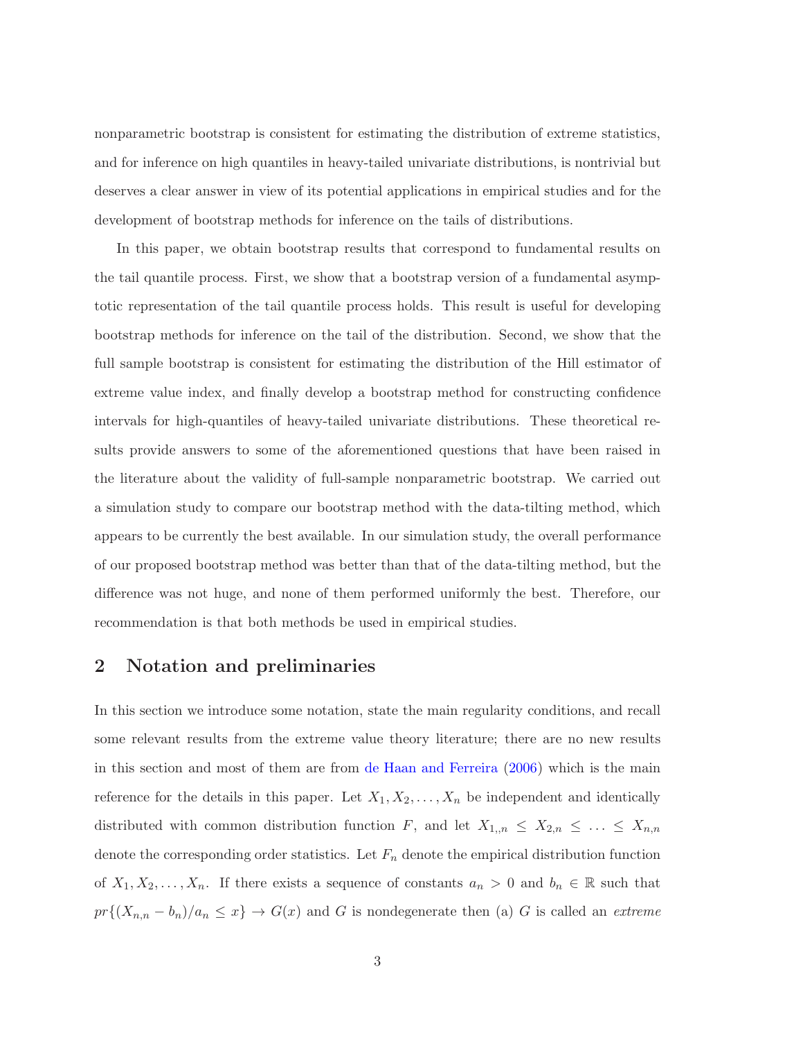nonparametric bootstrap is consistent for estimating the distribution of extreme statistics, and for inference on high quantiles in heavy-tailed univariate distributions, is nontrivial but deserves a clear answer in view of its potential applications in empirical studies and for the development of bootstrap methods for inference on the tails of distributions.

In this paper, we obtain bootstrap results that correspond to fundamental results on the tail quantile process. First, we show that a bootstrap version of a fundamental asymptotic representation of the tail quantile process holds. This result is useful for developing bootstrap methods for inference on the tail of the distribution. Second, we show that the full sample bootstrap is consistent for estimating the distribution of the Hill estimator of extreme value index, and finally develop a bootstrap method for constructing confidence intervals for high-quantiles of heavy-tailed univariate distributions. These theoretical results provide answers to some of the aforementioned questions that have been raised in the literature about the validity of full-sample nonparametric bootstrap. We carried out a simulation study to compare our bootstrap method with the data-tilting method, which appears to be currently the best available. In our simulation study, the overall performance of our proposed bootstrap method was better than that of the data-tilting method, but the difference was not huge, and none of them performed uniformly the best. Therefore, our recommendation is that both methods be used in empirical studies.

## 2 Notation and preliminaries

In this section we introduce some notation, state the main regularity conditions, and recall some relevant results from the extreme value theory literature; there are no new results in this section and most of them are from de Haan and Ferreira (2006) which is the main reference for the details in this paper. Let $X_1, X_2, \ldots, X_n$ be independent and identically distributed with common distribution function $F$, and let $X_{1,,n} \leq X_{2,n} \leq \ldots \leq X_{n,n}$ denote the corresponding order statistics. Let $F_n$ denote the empirical distribution function of $X_1, X_2, \ldots, X_n$. If there exists a sequence of constants $a_n > 0$ and $b_n \in \mathbb{R}$ such that $pr\{(X_{n,n} - b_n)/a_n \leq x\} \to G(x)$ and $G$ is nondegenerate then (a) $G$ is called an *extreme*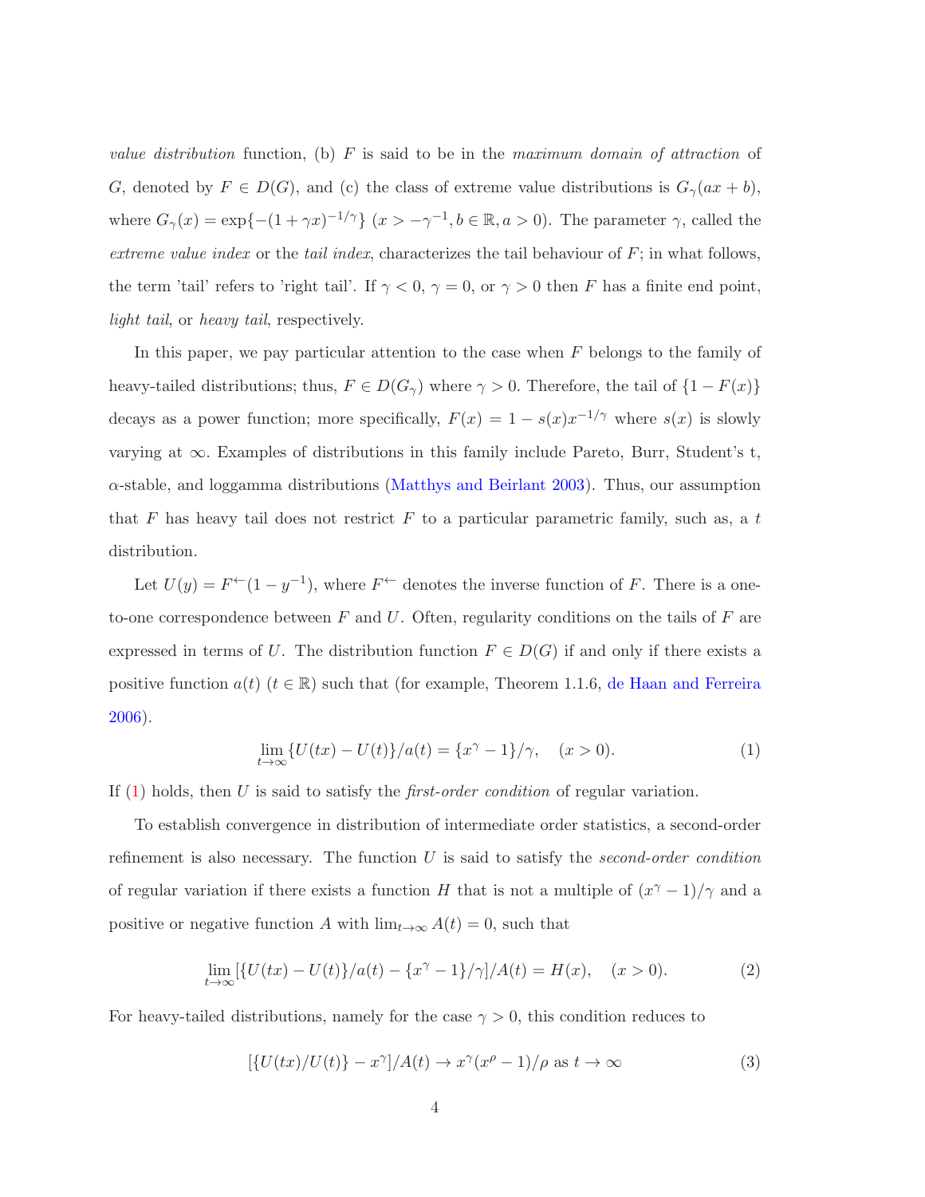*value distribution* function, (b) $F$ is said to be in the *maximum domain of attraction* of $G$, denoted by $F \in D(G)$, and (c) the class of extreme value distributions is $G_\gamma(ax+b)$, where $G_\gamma(x) = \exp\{-(1+\gamma x)^{-1/\gamma}\}$ $(x > -\gamma^{-1}, b \in \mathbb{R}, a > 0)$. The parameter $\gamma$, called the *extreme value index* or the *tail index*, characterizes the tail behaviour of $F$; in what follows, the term 'tail' refers to 'right tail'. If $\gamma < 0$, $\gamma = 0$, or $\gamma > 0$ then $F$ has a finite end point, *light tail*, or *heavy tail*, respectively.

In this paper, we pay particular attention to the case when $F$ belongs to the family of heavy-tailed distributions; thus, $F \in D(G_\gamma)$ where $\gamma > 0$. Therefore, the tail of $\{1 - F(x)\}$ decays as a power function; more specifically, $F(x) = 1 - s(x)x^{-1/\gamma}$ where $s(x)$ is slowly varying at $\infty$. Examples of distributions in this family include Pareto, Burr, Student's t, $\alpha$-stable, and loggamma distributions (Matthys and Beirlant 2003). Thus, our assumption that $F$ has heavy tail does not restrict $F$ to a particular parametric family, such as, a $t$ distribution.

Let $U(y) = F^{\leftarrow}(1 - y^{-1})$, where $F^{\leftarrow}$ denotes the inverse function of $F$. There is a one-to-one correspondence between $F$ and $U$. Often, regularity conditions on the tails of $F$ are expressed in terms of $U$. The distribution function $F \in D(G)$ if and only if there exists a positive function $a(t)$ $(t \in \mathbb{R})$ such that (for example, Theorem 1.1.6, de Haan and Ferreira 2006).

$$\lim_{t\to\infty} \{U(tx) - U(t)\}/a(t) = \{x^\gamma - 1\}/\gamma, \quad (x > 0). \tag{1}$$

If (1) holds, then $U$ is said to satisfy the *first-order condition* of regular variation.

To establish convergence in distribution of intermediate order statistics, a second-order refinement is also necessary. The function $U$ is said to satisfy the *second-order condition* of regular variation if there exists a function $H$ that is not a multiple of $(x^\gamma - 1)/\gamma$ and a positive or negative function $A$ with $\lim_{t\to\infty} A(t) = 0$, such that

$$\lim_{t\to\infty} [\{U(tx) - U(t)\}/a(t) - \{x^\gamma - 1\}/\gamma]/A(t) = H(x), \quad (x > 0). \tag{2}$$

For heavy-tailed distributions, namely for the case $\gamma > 0$, this condition reduces to

$$[\{U(tx)/U(t)\} - x^\gamma]/A(t) \to x^\gamma(x^\rho - 1)/\rho \text{ as } t \to \infty \tag{3}$$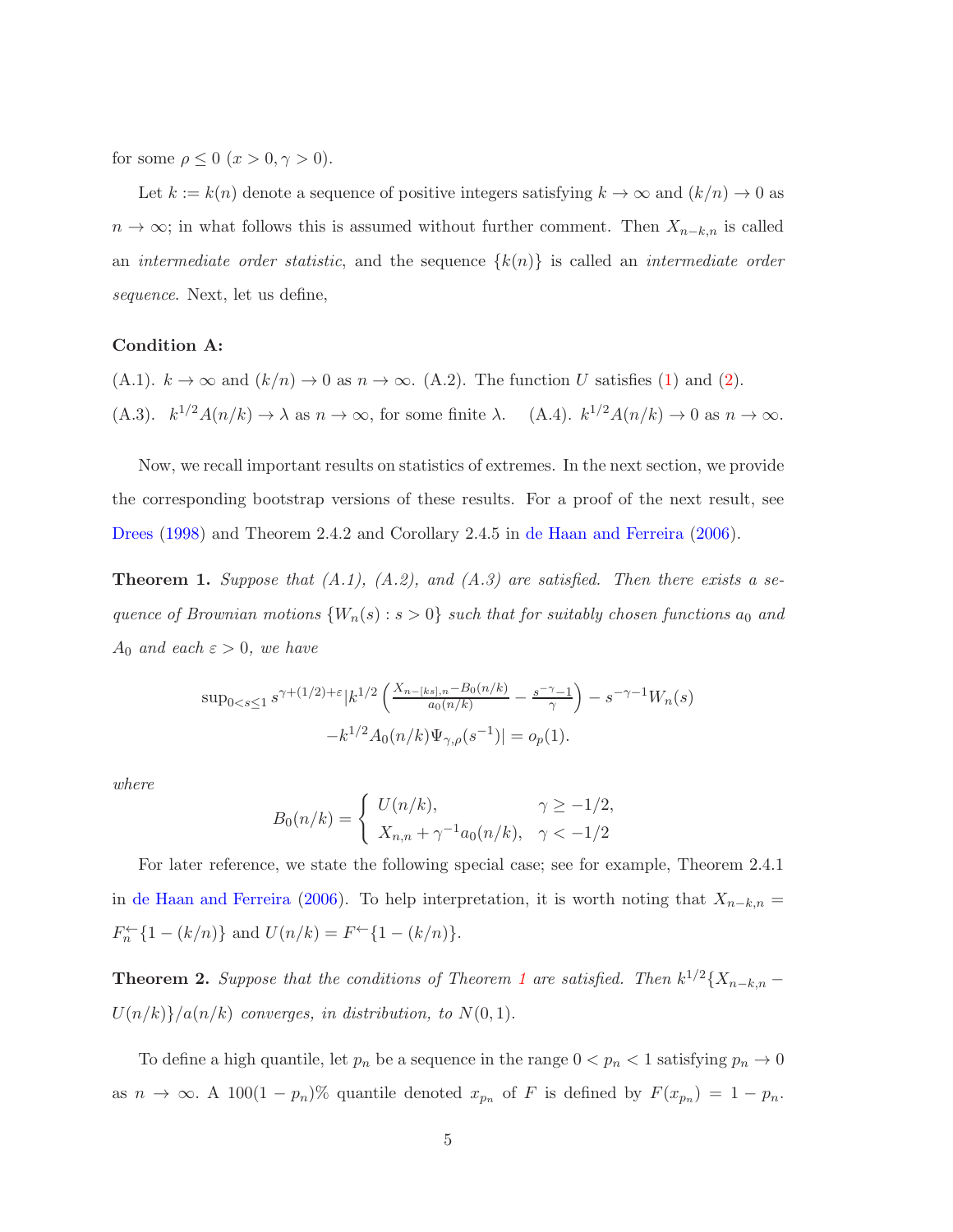for some $\rho \leq 0$ $(x > 0, \gamma > 0)$.

Let $k := k(n)$ denote a sequence of positive integers satisfying $k \to \infty$ and $(k/n) \to 0$ as $n \to \infty$; in what follows this is assumed without further comment. Then $X_{n-k,n}$ is called an *intermediate order statistic*, and the sequence $\{k(n)\}$ is called an *intermediate order sequence*. Next, let us define,

**Condition A:**

(A.1). $k \to \infty$ and $(k/n) \to 0$ as $n \to \infty$. (A.2). The function $U$ satisfies (1) and (2).

(A.3). $k^{1/2}A(n/k) \to \lambda$ as $n \to \infty$, for some finite $\lambda$. (A.4). $k^{1/2}A(n/k) \to 0$ as $n \to \infty$.

Now, we recall important results on statistics of extremes. In the next section, we provide the corresponding bootstrap versions of these results. For a proof of the next result, see Drees (1998) and Theorem 2.4.2 and Corollary 2.4.5 in de Haan and Ferreira (2006).

**Theorem 1.** *Suppose that (A.1), (A.2), and (A.3) are satisfied. Then there exists a sequence of Brownian motions $\{W_n(s) : s > 0\}$ such that for suitably chosen functions $a_0$ and $A_0$ and each $\varepsilon > 0$, we have*

$$\sup_{0<s\leq 1} s^{\gamma+(1/2)+\varepsilon} \Big| k^{1/2}\left(\frac{X_{n-[ks],n}-B_0(n/k)}{a_0(n/k)} - \frac{s^{-\gamma}-1}{\gamma}\right) - s^{-\gamma-1}W_n(s)$$
$$-k^{1/2}A_0(n/k)\Psi_{\gamma,\rho}(s^{-1})\Big| = o_p(1).$$

*where*

$$B_0(n/k) = \begin{cases} U(n/k), & \gamma \geq -1/2, \\ X_{n,n} + \gamma^{-1}a_0(n/k), & \gamma < -1/2 \end{cases}$$

For later reference, we state the following special case; see for example, Theorem 2.4.1 in de Haan and Ferreira (2006). To help interpretation, it is worth noting that $X_{n-k,n} = F_n^{\leftarrow}\{1-(k/n)\}$ and $U(n/k) = F^{\leftarrow}\{1-(k/n)\}$.

**Theorem 2.** *Suppose that the conditions of Theorem 1 are satisfied. Then $k^{1/2}\{X_{n-k,n} - U(n/k)\}/a(n/k)$ converges, in distribution, to $N(0,1)$.*

To define a high quantile, let $p_n$ be a sequence in the range $0 < p_n < 1$ satisfying $p_n \to 0$ as $n \to \infty$. A $100(1-p_n)\%$ quantile denoted $x_{p_n}$ of $F$ is defined by $F(x_{p_n}) = 1 - p_n$.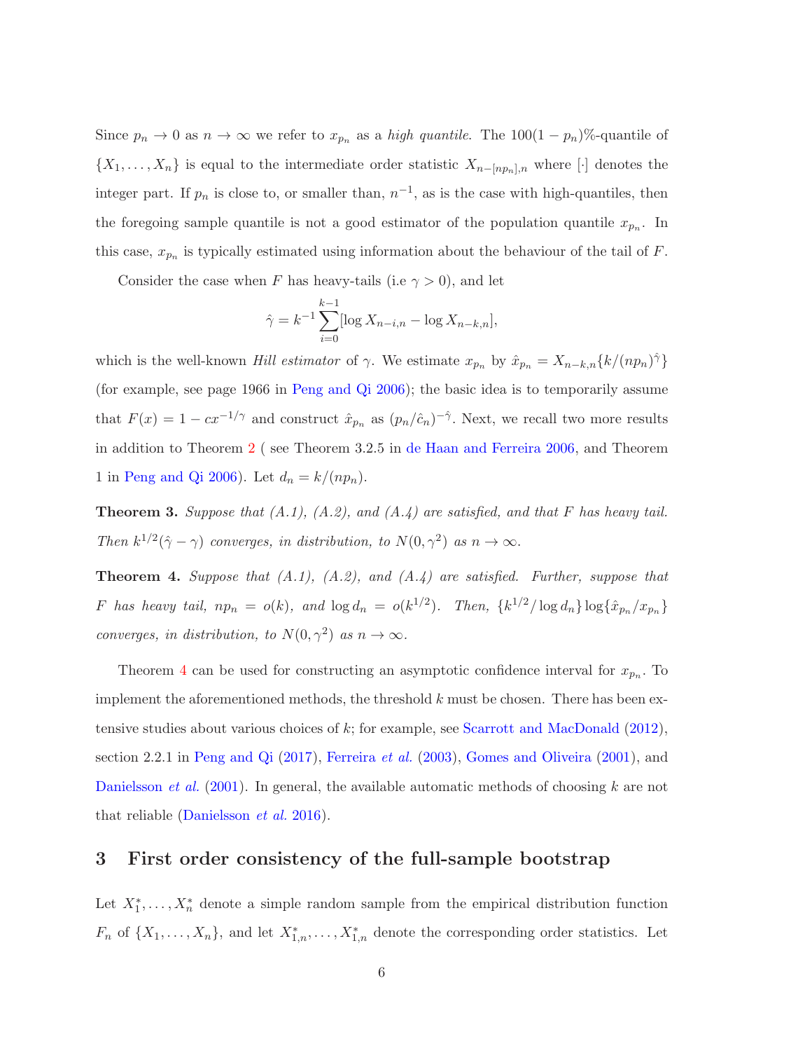Since $p_n \to 0$ as $n \to \infty$ we refer to $x_{p_n}$ as a *high quantile*. The $100(1-p_n)\%$-quantile of $\{X_1, \ldots, X_n\}$ is equal to the intermediate order statistic $X_{n-[np_n],n}$ where $[\cdot]$ denotes the integer part. If $p_n$ is close to, or smaller than, $n^{-1}$, as is the case with high-quantiles, then the foregoing sample quantile is not a good estimator of the population quantile $x_{p_n}$. In this case, $x_{p_n}$ is typically estimated using information about the behaviour of the tail of $F$.

Consider the case when $F$ has heavy-tails (i.e $\gamma > 0$), and let

$$\hat{\gamma} = k^{-1} \sum_{i=0}^{k-1} [\log X_{n-i,n} - \log X_{n-k,n}],$$

which is the well-known *Hill estimator* of $\gamma$. We estimate $x_{p_n}$ by $\hat{x}_{p_n} = X_{n-k,n}\{k/(np_n)^{\hat{\gamma}}\}$ (for example, see page 1966 in Peng and Qi 2006); the basic idea is to temporarily assume that $F(x) = 1 - cx^{-1/\gamma}$ and construct $\hat{x}_{p_n}$ as $(p_n/\hat{c}_n)^{-\hat{\gamma}}$. Next, we recall two more results in addition to Theorem 2 ( see Theorem 3.2.5 in de Haan and Ferreira 2006, and Theorem 1 in Peng and Qi 2006). Let $d_n = k/(np_n)$.

**Theorem 3.** *Suppose that (A.1), (A.2), and (A.4) are satisfied, and that $F$ has heavy tail. Then $k^{1/2}(\hat{\gamma} - \gamma)$ converges, in distribution, to $N(0, \gamma^2)$ as $n \to \infty$.*

**Theorem 4.** *Suppose that (A.1), (A.2), and (A.4) are satisfied. Further, suppose that $F$ has heavy tail, $np_n = o(k)$, and $\log d_n = o(k^{1/2})$. Then, $\{k^{1/2}/\log d_n\} \log\{\hat{x}_{p_n}/x_{p_n}\}$ converges, in distribution, to $N(0, \gamma^2)$ as $n \to \infty$.*

Theorem 4 can be used for constructing an asymptotic confidence interval for $x_{p_n}$. To implement the aforementioned methods, the threshold $k$ must be chosen. There has been extensive studies about various choices of $k$; for example, see Scarrott and MacDonald (2012), section 2.2.1 in Peng and Qi (2017), Ferreira *et al.* (2003), Gomes and Oliveira (2001), and Danielsson *et al.* (2001). In general, the available automatic methods of choosing $k$ are not that reliable (Danielsson *et al.* 2016).

## 3 First order consistency of the full-sample bootstrap

Let $X_1^*, \ldots, X_n^*$ denote a simple random sample from the empirical distribution function $F_n$ of $\{X_1, \ldots, X_n\}$, and let $X_{1,n}^*, \ldots, X_{1,n}^*$ denote the corresponding order statistics. Let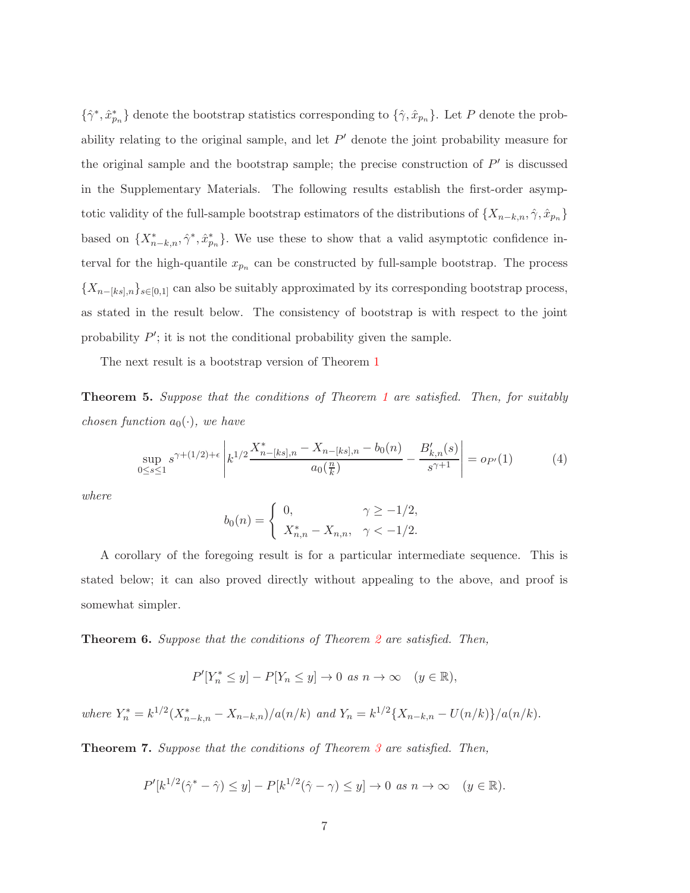$\{\hat{\gamma}^*, \hat{x}^*_{p_n}\}$ denote the bootstrap statistics corresponding to $\{\hat{\gamma}, \hat{x}_{p_n}\}$. Let $P$ denote the probability relating to the original sample, and let $P'$ denote the joint probability measure for the original sample and the bootstrap sample; the precise construction of $P'$ is discussed in the Supplementary Materials. The following results establish the first-order asymptotic validity of the full-sample bootstrap estimators of the distributions of $\{X_{n-k,n}, \hat{\gamma}, \hat{x}_{p_n}\}$ based on $\{X^*_{n-k,n}, \hat{\gamma}^*, \hat{x}^*_{p_n}\}$. We use these to show that a valid asymptotic confidence interval for the high-quantile $x_{p_n}$ can be constructed by full-sample bootstrap. The process $\{X_{n-[ks],n}\}_{s\in[0,1]}$ can also be suitably approximated by its corresponding bootstrap process, as stated in the result below. The consistency of bootstrap is with respect to the joint probability $P'$; it is not the conditional probability given the sample.

The next result is a bootstrap version of Theorem 1

**Theorem 5.** *Suppose that the conditions of Theorem 1 are satisfied. Then, for suitably chosen function $a_0(\cdot)$, we have*

$$\sup_{0\le s\le 1} s^{\gamma+(1/2)+\epsilon}\left|k^{1/2}\frac{X^*_{n-[ks],n}-X_{n-[ks],n}-b_0(n)}{a_0(\frac{n}{k})}-\frac{B'_{k,n}(s)}{s^{\gamma+1}}\right| = o_{P'}(1) \tag{4}$$

*where*

$$b_0(n)=\begin{cases} 0, & \gamma\ge -1/2,\\ X^*_{n,n}-X_{n,n}, & \gamma< -1/2.\end{cases}$$

A corollary of the foregoing result is for a particular intermediate sequence. This is stated below; it can also proved directly without appealing to the above, and proof is somewhat simpler.

**Theorem 6.** *Suppose that the conditions of Theorem 2 are satisfied. Then,*

$$P'[Y^*_n\le y]-P[Y_n\le y]\to 0 \text{ as } n\to\infty \quad (y\in\mathbb{R}),$$

*where $Y^*_n = k^{1/2}(X^*_{n-k,n}-X_{n-k,n})/a(n/k)$ and $Y_n = k^{1/2}\{X_{n-k,n}-U(n/k)\}/a(n/k)$.*

**Theorem 7.** *Suppose that the conditions of Theorem 3 are satisfied. Then,*

$$P'[k^{1/2}(\hat{\gamma}^*-\hat{\gamma})\le y]-P[k^{1/2}(\hat{\gamma}-\gamma)\le y]\to 0 \text{ as } n\to\infty \quad (y\in\mathbb{R}).$$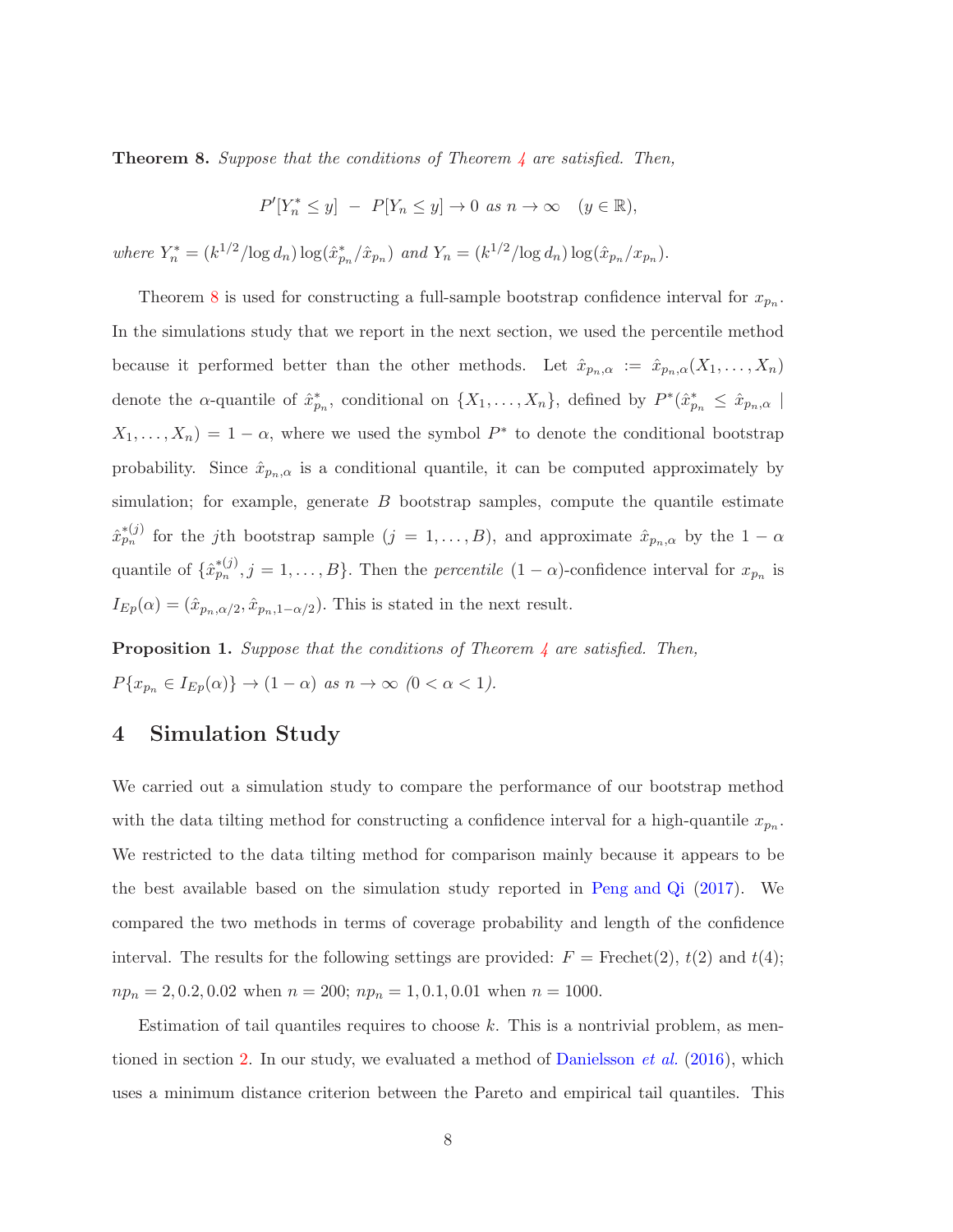**Theorem 8.** *Suppose that the conditions of Theorem 4 are satisfied. Then,*

$$P'[Y_n^* \leq y] \; - \; P[Y_n \leq y] \to 0 \text{ as } n \to \infty \quad (y \in \mathbb{R}),$$

*where* $Y_n^* = (k^{1/2}/\log d_n) \log(\hat{x}_{p_n}^*/\hat{x}_{p_n})$ *and* $Y_n = (k^{1/2}/\log d_n) \log(\hat{x}_{p_n}/x_{p_n})$.

Theorem 8 is used for constructing a full-sample bootstrap confidence interval for $x_{p_n}$. In the simulations study that we report in the next section, we used the percentile method because it performed better than the other methods. Let $\hat{x}_{p_n,\alpha} := \hat{x}_{p_n,\alpha}(X_1, \ldots, X_n)$ denote the $\alpha$-quantile of $\hat{x}_{p_n}^*$, conditional on $\{X_1, \ldots, X_n\}$, defined by $P^*(\hat{x}_{p_n}^* \leq \hat{x}_{p_n,\alpha} \mid X_1, \ldots, X_n) = 1 - \alpha$, where we used the symbol $P^*$ to denote the conditional bootstrap probability. Since $\hat{x}_{p_n,\alpha}$ is a conditional quantile, it can be computed approximately by simulation; for example, generate $B$ bootstrap samples, compute the quantile estimate $\hat{x}_{p_n}^{*(j)}$ for the $j$th bootstrap sample ($j = 1, \ldots, B$), and approximate $\hat{x}_{p_n,\alpha}$ by the $1 - \alpha$ quantile of $\{\hat{x}_{p_n}^{*(j)}, j = 1, \ldots, B\}$. Then the *percentile* $(1 - \alpha)$-confidence interval for $x_{p_n}$ is $I_{Ep}(\alpha) = (\hat{x}_{p_n,\alpha/2}, \hat{x}_{p_n,1-\alpha/2})$. This is stated in the next result.

**Proposition 1.** *Suppose that the conditions of Theorem 4 are satisfied. Then,* $P\{x_{p_n} \in I_{Ep}(\alpha)\} \to (1 - \alpha)$ *as* $n \to \infty$ $(0 < \alpha < 1)$.

# 4 Simulation Study

We carried out a simulation study to compare the performance of our bootstrap method with the data tilting method for constructing a confidence interval for a high-quantile $x_{p_n}$. We restricted to the data tilting method for comparison mainly because it appears to be the best available based on the simulation study reported in Peng and Qi (2017). We compared the two methods in terms of coverage probability and length of the confidence interval. The results for the following settings are provided: $F$ = Frechet(2), $t(2)$ and $t(4)$; $np_n = 2, 0.2, 0.02$ when $n = 200$; $np_n = 1, 0.1, 0.01$ when $n = 1000$.

Estimation of tail quantiles requires to choose $k$. This is a nontrivial problem, as mentioned in section 2. In our study, we evaluated a method of Danielsson *et al.* (2016), which uses a minimum distance criterion between the Pareto and empirical tail quantiles. This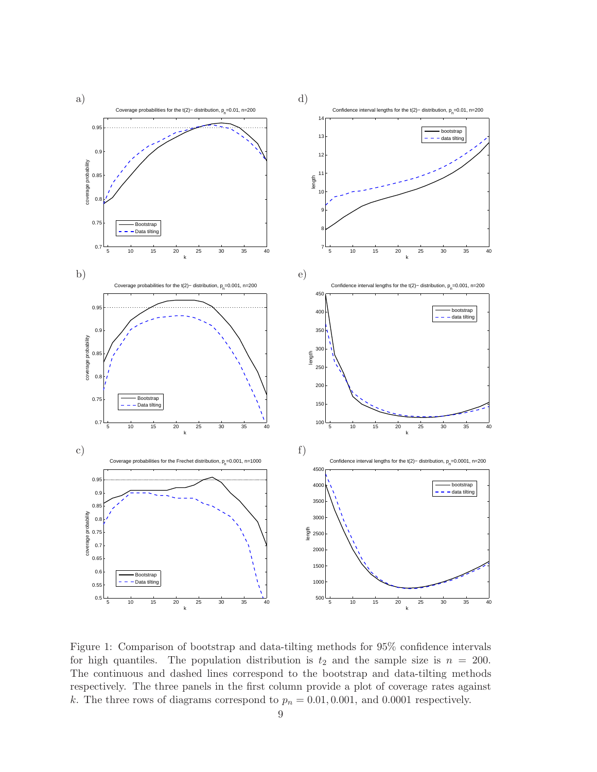Figure 1: Comparison of bootstrap and data-tilting methods for 95% confidence intervals for high quantiles. The population distribution is $t_2$ and the sample size is $n = 200$. The continuous and dashed lines correspond to the bootstrap and data-tilting methods respectively. The three panels in the first column provide a plot of coverage rates against $k$. The three rows of diagrams correspond to $p_n = 0.01, 0.001$, and $0.0001$ respectively.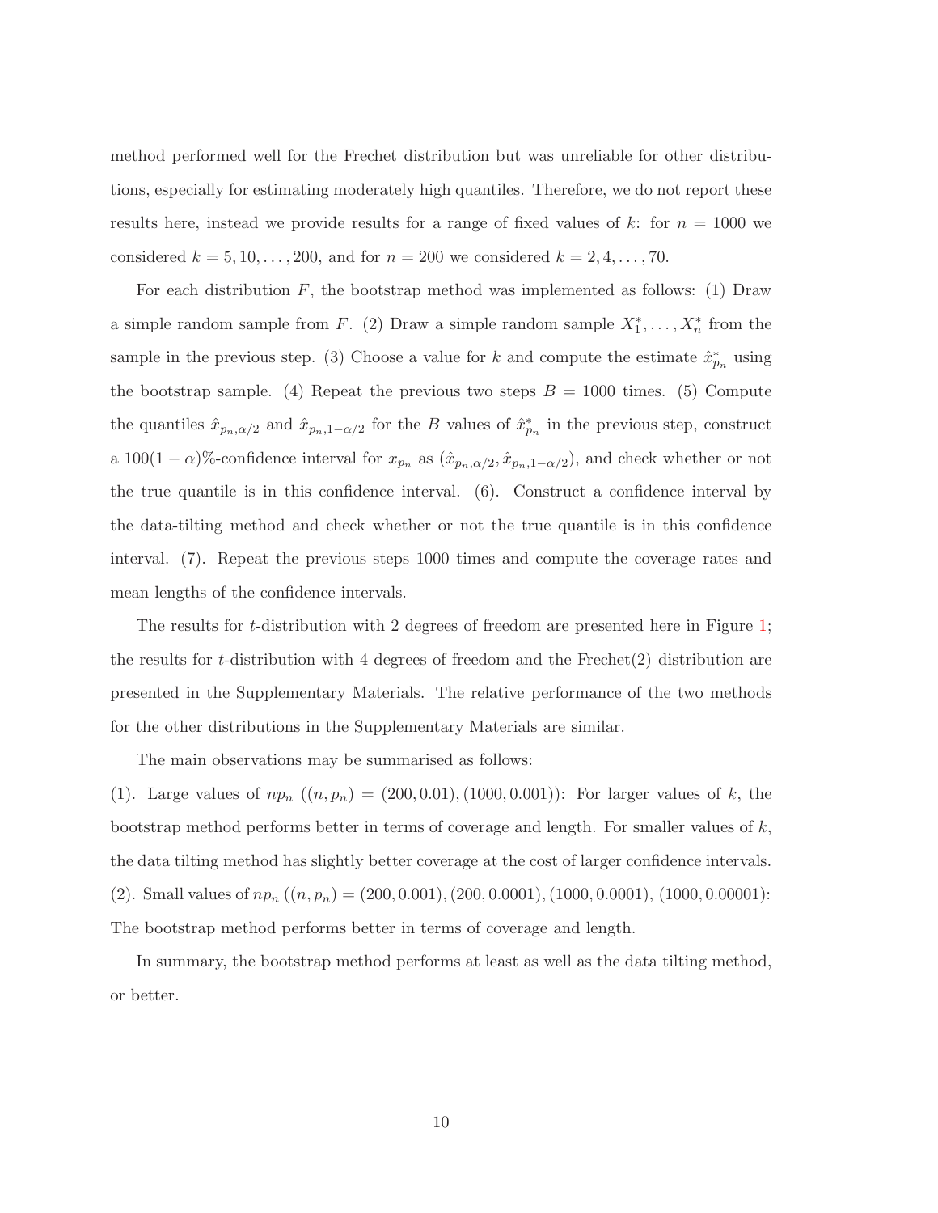method performed well for the Frechet distribution but was unreliable for other distributions, especially for estimating moderately high quantiles. Therefore, we do not report these results here, instead we provide results for a range of fixed values of $k$: for $n = 1000$ we considered $k = 5, 10, \ldots, 200$, and for $n = 200$ we considered $k = 2, 4, \ldots, 70$.

For each distribution $F$, the bootstrap method was implemented as follows: (1) Draw a simple random sample from $F$. (2) Draw a simple random sample $X_1^*, \ldots, X_n^*$ from the sample in the previous step. (3) Choose a value for $k$ and compute the estimate $\hat{x}_{p_n}^*$ using the bootstrap sample. (4) Repeat the previous two steps $B = 1000$ times. (5) Compute the quantiles $\hat{x}_{p_n,\alpha/2}$ and $\hat{x}_{p_n,1-\alpha/2}$ for the $B$ values of $\hat{x}_{p_n}^*$ in the previous step, construct a $100(1-\alpha)\%$-confidence interval for $x_{p_n}$ as $(\hat{x}_{p_n,\alpha/2}, \hat{x}_{p_n,1-\alpha/2})$, and check whether or not the true quantile is in this confidence interval. (6). Construct a confidence interval by the data-tilting method and check whether or not the true quantile is in this confidence interval. (7). Repeat the previous steps 1000 times and compute the coverage rates and mean lengths of the confidence intervals.

The results for $t$-distribution with 2 degrees of freedom are presented here in Figure 1; the results for $t$-distribution with 4 degrees of freedom and the Frechet(2) distribution are presented in the Supplementary Materials. The relative performance of the two methods for the other distributions in the Supplementary Materials are similar.

The main observations may be summarised as follows:

(1). Large values of $np_n$ ($(n, p_n) = (200, 0.01), (1000, 0.001)$): For larger values of $k$, the bootstrap method performs better in terms of coverage and length. For smaller values of $k$, the data tilting method has slightly better coverage at the cost of larger confidence intervals.

(2). Small values of $np_n$ ($(n, p_n) = (200, 0.001), (200, 0.0001), (1000, 0.0001), (1000, 0.00001)$: The bootstrap method performs better in terms of coverage and length.

In summary, the bootstrap method performs at least as well as the data tilting method, or better.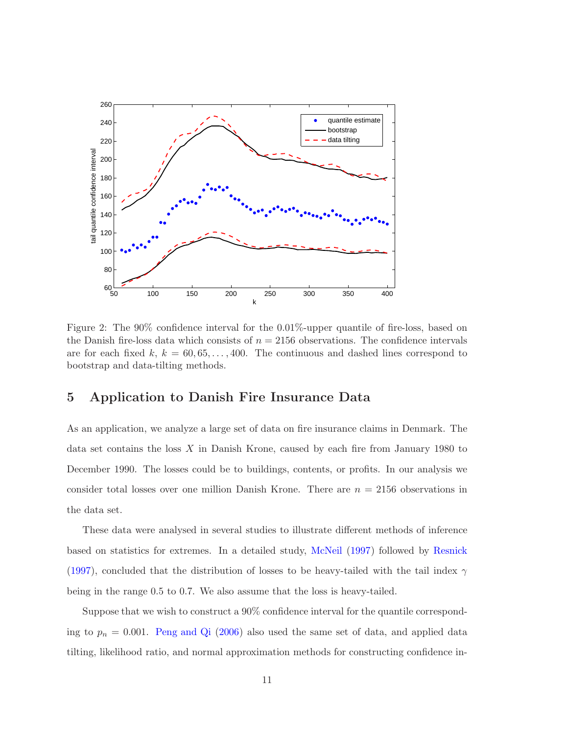Figure 2: The 90% confidence interval for the 0.01%-upper quantile of fire-loss, based on the Danish fire-loss data which consists of $n = 2156$ observations. The confidence intervals are for each fixed $k$, $k = 60, 65, \ldots, 400$. The continuous and dashed lines correspond to bootstrap and data-tilting methods.

## 5 Application to Danish Fire Insurance Data

As an application, we analyze a large set of data on fire insurance claims in Denmark. The data set contains the loss $X$ in Danish Krone, caused by each fire from January 1980 to December 1990. The losses could be to buildings, contents, or profits. In our analysis we consider total losses over one million Danish Krone. There are $n = 2156$ observations in the data set.

These data were analysed in several studies to illustrate different methods of inference based on statistics for extremes. In a detailed study, McNeil (1997) followed by Resnick (1997), concluded that the distribution of losses to be heavy-tailed with the tail index $\gamma$ being in the range 0.5 to 0.7. We also assume that the loss is heavy-tailed.

Suppose that we wish to construct a 90% confidence interval for the quantile corresponding to $p_n = 0.001$. Peng and Qi (2006) also used the same set of data, and applied data tilting, likelihood ratio, and normal approximation methods for constructing confidence in-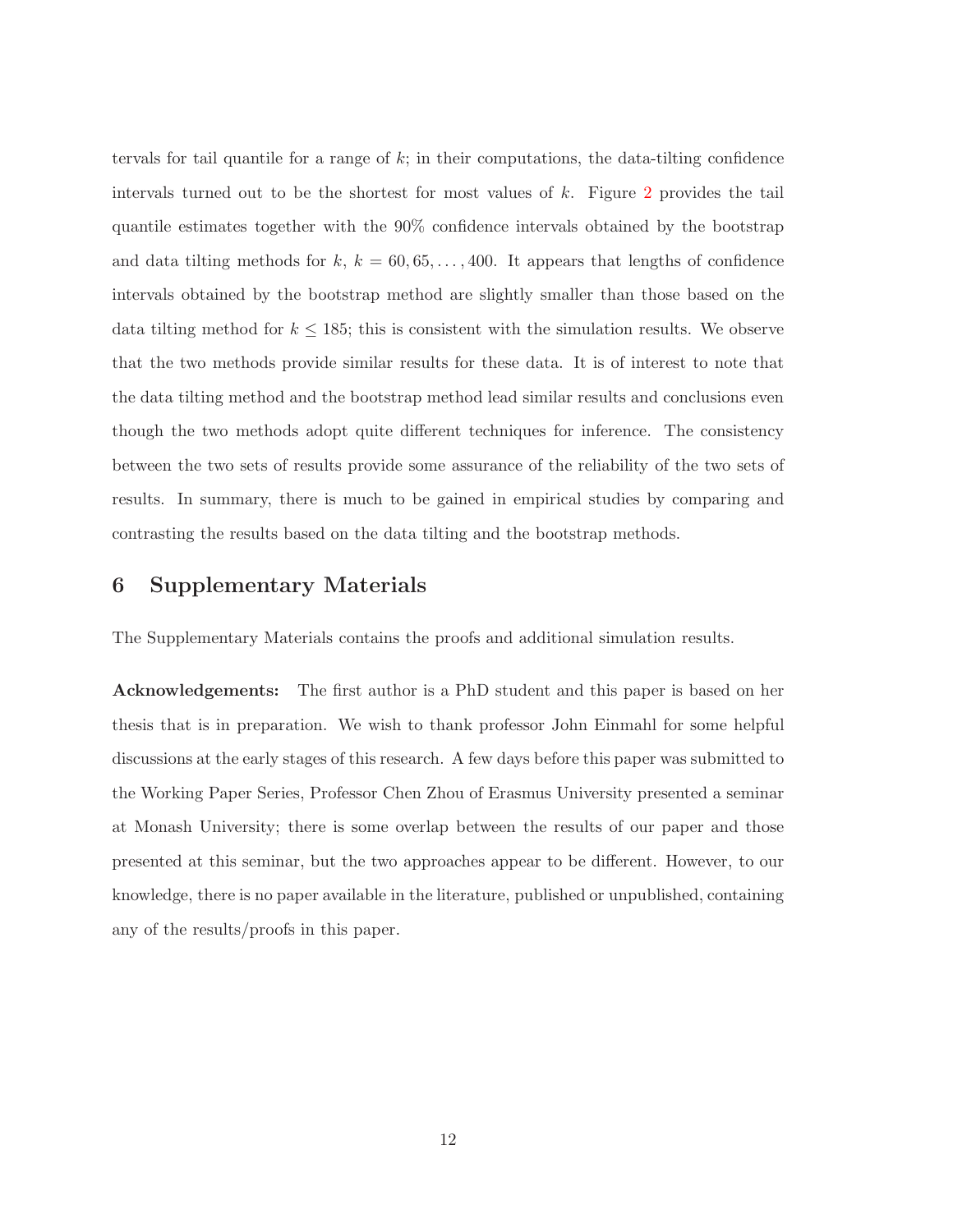tervals for tail quantile for a range of $k$; in their computations, the data-tilting confidence intervals turned out to be the shortest for most values of $k$. Figure 2 provides the tail quantile estimates together with the 90% confidence intervals obtained by the bootstrap and data tilting methods for $k$, $k = 60, 65, \ldots, 400$. It appears that lengths of confidence intervals obtained by the bootstrap method are slightly smaller than those based on the data tilting method for $k \leq 185$; this is consistent with the simulation results. We observe that the two methods provide similar results for these data. It is of interest to note that the data tilting method and the bootstrap method lead similar results and conclusions even though the two methods adopt quite different techniques for inference. The consistency between the two sets of results provide some assurance of the reliability of the two sets of results. In summary, there is much to be gained in empirical studies by comparing and contrasting the results based on the data tilting and the bootstrap methods.

## 6 Supplementary Materials

The Supplementary Materials contains the proofs and additional simulation results.

**Acknowledgements:** The first author is a PhD student and this paper is based on her thesis that is in preparation. We wish to thank professor John Einmahl for some helpful discussions at the early stages of this research. A few days before this paper was submitted to the Working Paper Series, Professor Chen Zhou of Erasmus University presented a seminar at Monash University; there is some overlap between the results of our paper and those presented at this seminar, but the two approaches appear to be different. However, to our knowledge, there is no paper available in the literature, published or unpublished, containing any of the results/proofs in this paper.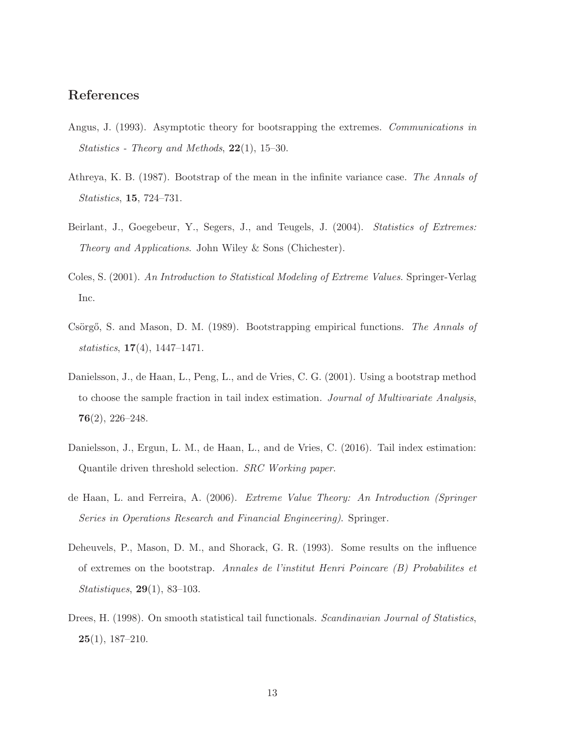## References

Angus, J. (1993). Asymptotic theory for bootsrapping the extremes. *Communications in Statistics - Theory and Methods*, **22**(1), 15–30.

Athreya, K. B. (1987). Bootstrap of the mean in the infinite variance case. *The Annals of Statistics*, **15**, 724–731.

Beirlant, J., Goegebeur, Y., Segers, J., and Teugels, J. (2004). *Statistics of Extremes: Theory and Applications*. John Wiley & Sons (Chichester).

Coles, S. (2001). *An Introduction to Statistical Modeling of Extreme Values*. Springer-Verlag Inc.

Csörgő, S. and Mason, D. M. (1989). Bootstrapping empirical functions. *The Annals of statistics*, **17**(4), 1447–1471.

Danielsson, J., de Haan, L., Peng, L., and de Vries, C. G. (2001). Using a bootstrap method to choose the sample fraction in tail index estimation. *Journal of Multivariate Analysis*, **76**(2), 226–248.

Danielsson, J., Ergun, L. M., de Haan, L., and de Vries, C. (2016). Tail index estimation: Quantile driven threshold selection. *SRC Working paper*.

de Haan, L. and Ferreira, A. (2006). *Extreme Value Theory: An Introduction (Springer Series in Operations Research and Financial Engineering)*. Springer.

Deheuvels, P., Mason, D. M., and Shorack, G. R. (1993). Some results on the influence of extremes on the bootstrap. *Annales de l'institut Henri Poincare (B) Probabilites et Statistiques*, **29**(1), 83–103.

Drees, H. (1998). On smooth statistical tail functionals. *Scandinavian Journal of Statistics*, **25**(1), 187–210.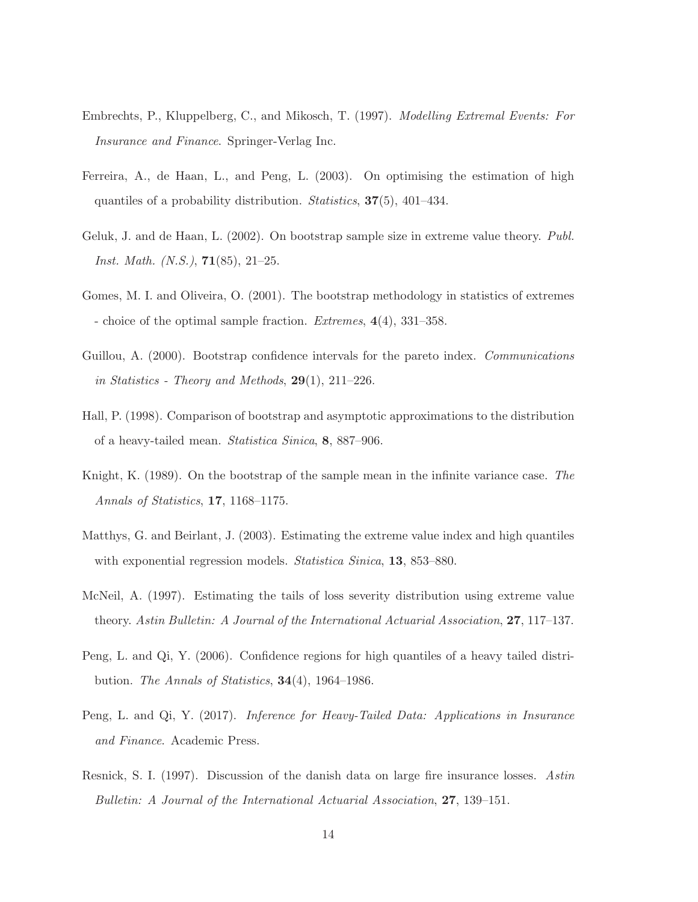Embrechts, P., Kluppelberg, C., and Mikosch, T. (1997). *Modelling Extremal Events: For Insurance and Finance*. Springer-Verlag Inc.

Ferreira, A., de Haan, L., and Peng, L. (2003). On optimising the estimation of high quantiles of a probability distribution. *Statistics*, **37**(5), 401–434.

Geluk, J. and de Haan, L. (2002). On bootstrap sample size in extreme value theory. *Publ. Inst. Math. (N.S.)*, **71**(85), 21–25.

Gomes, M. I. and Oliveira, O. (2001). The bootstrap methodology in statistics of extremes - choice of the optimal sample fraction. *Extremes*, **4**(4), 331–358.

Guillou, A. (2000). Bootstrap confidence intervals for the pareto index. *Communications in Statistics - Theory and Methods*, **29**(1), 211–226.

Hall, P. (1998). Comparison of bootstrap and asymptotic approximations to the distribution of a heavy-tailed mean. *Statistica Sinica*, **8**, 887–906.

Knight, K. (1989). On the bootstrap of the sample mean in the infinite variance case. *The Annals of Statistics*, **17**, 1168–1175.

Matthys, G. and Beirlant, J. (2003). Estimating the extreme value index and high quantiles with exponential regression models. *Statistica Sinica*, **13**, 853–880.

McNeil, A. (1997). Estimating the tails of loss severity distribution using extreme value theory. *Astin Bulletin: A Journal of the International Actuarial Association*, **27**, 117–137.

Peng, L. and Qi, Y. (2006). Confidence regions for high quantiles of a heavy tailed distribution. *The Annals of Statistics*, **34**(4), 1964–1986.

Peng, L. and Qi, Y. (2017). *Inference for Heavy-Tailed Data: Applications in Insurance and Finance*. Academic Press.

Resnick, S. I. (1997). Discussion of the danish data on large fire insurance losses. *Astin Bulletin: A Journal of the International Actuarial Association*, **27**, 139–151.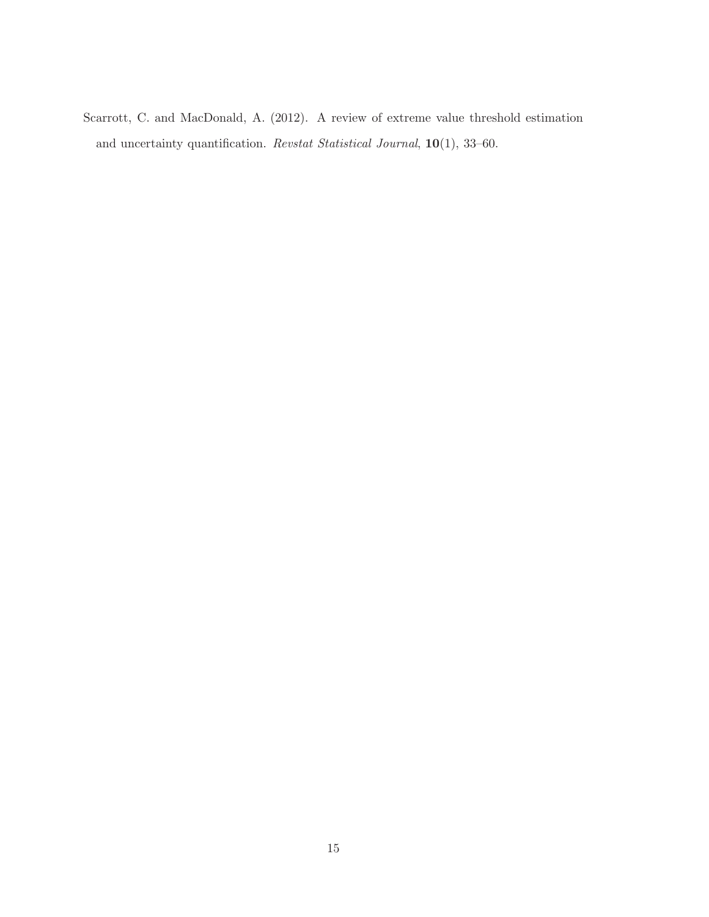Scarrott, C. and MacDonald, A. (2012). A review of extreme value threshold estimation and uncertainty quantification. *Revstat Statistical Journal*, **10**(1), 33–60.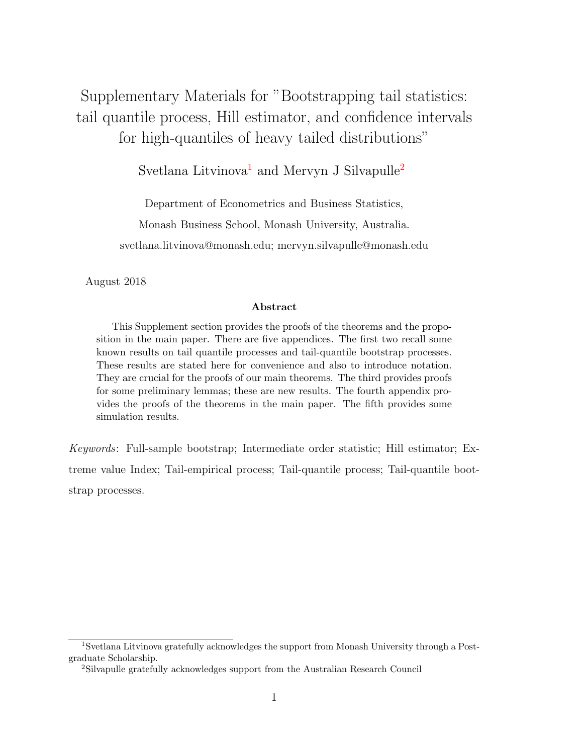# Supplementary Materials for "Bootstrapping tail statistics: tail quantile process, Hill estimator, and confidence intervals for high-quantiles of heavy tailed distributions"

Svetlana Litvinova[1] and Mervyn J Silvapulle[2]

Department of Econometrics and Business Statistics,

Monash Business School, Monash University, Australia.

svetlana.litvinova@monash.edu; mervyn.silvapulle@monash.edu

August 2018

### Abstract

This Supplement section provides the proofs of the theorems and the proposition in the main paper. There are five appendices. The first two recall some known results on tail quantile processes and tail-quantile bootstrap processes. These results are stated here for convenience and also to introduce notation. They are crucial for the proofs of our main theorems. The third provides proofs for some preliminary lemmas; these are new results. The fourth appendix provides the proofs of the theorems in the main paper. The fifth provides some simulation results.

*Keywords*: Full-sample bootstrap; Intermediate order statistic; Hill estimator; Extreme value Index; Tail-empirical process; Tail-quantile process; Tail-quantile bootstrap processes.

---

[1] Svetlana Litvinova gratefully acknowledges the support from Monash University through a Postgraduate Scholarship.

[2] Silvapulle gratefully acknowledges support from the Australian Research Council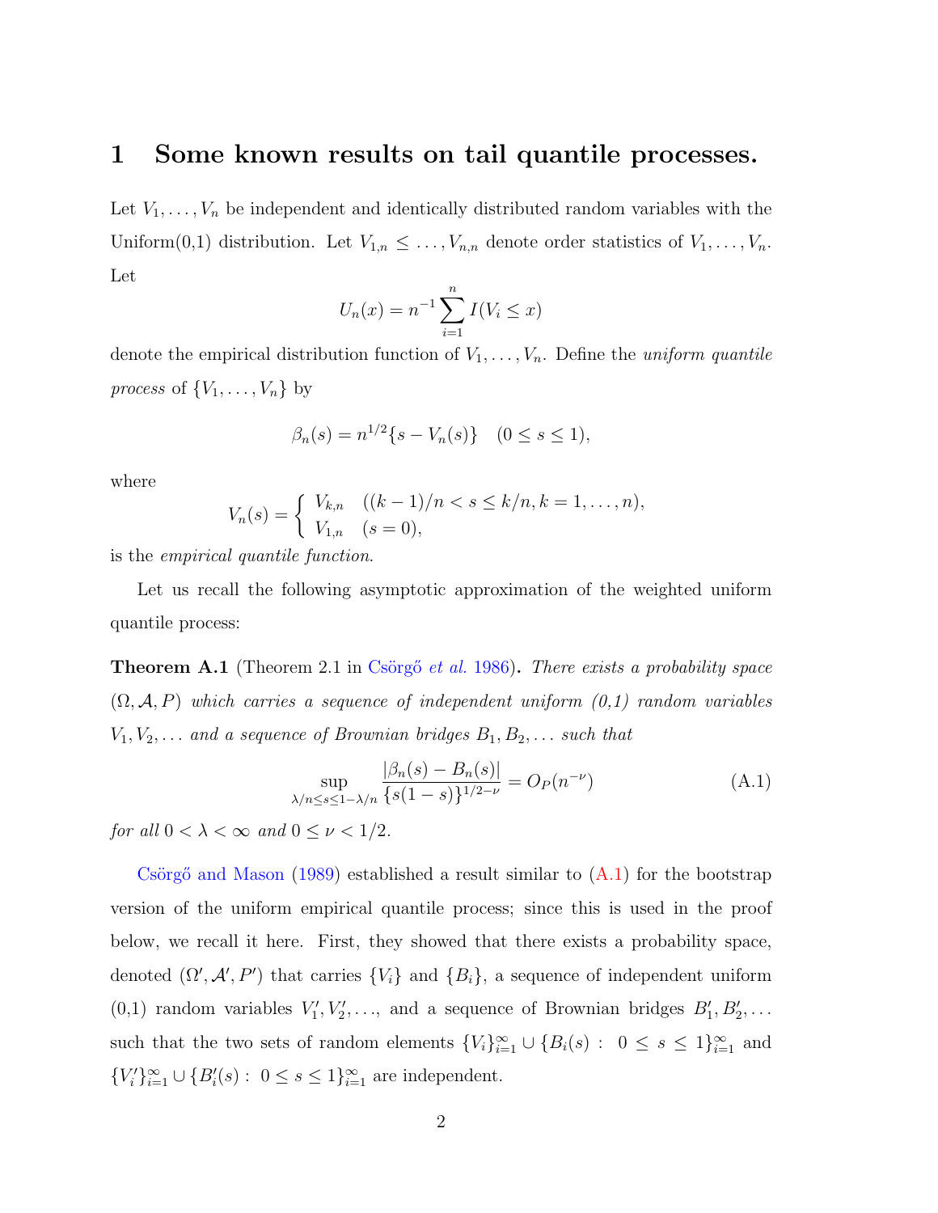# 1 Some known results on tail quantile processes.

Let $V_1, \ldots, V_n$ be independent and identically distributed random variables with the Uniform(0,1) distribution. Let $V_{1,n} \leq \ldots, V_{n,n}$ denote order statistics of $V_1, \ldots, V_n$. Let

$$U_n(x) = n^{-1} \sum_{i=1}^{n} I(V_i \leq x)$$

denote the empirical distribution function of $V_1, \ldots, V_n$. Define the *uniform quantile process* of $\{V_1, \ldots, V_n\}$ by

$$\beta_n(s) = n^{1/2}\{s - V_n(s)\} \quad (0 \leq s \leq 1),$$

where

$$V_n(s) = \begin{cases} V_{k,n} & ((k-1)/n < s \leq k/n, k = 1, \ldots, n), \\ V_{1,n} & (s = 0), \end{cases}$$

is the *empirical quantile function*.

Let us recall the following asymptotic approximation of the weighted uniform quantile process:

**Theorem A.1** (Theorem 2.1 in Csörgő *et al.* 1986)**.** *There exists a probability space $(\Omega, \mathcal{A}, P)$ which carries a sequence of independent uniform (0,1) random variables $V_1, V_2, \ldots$ and a sequence of Brownian bridges $B_1, B_2, \ldots$ such that*

$$\sup_{\lambda/n \leq s \leq 1-\lambda/n} \frac{|\beta_n(s) - B_n(s)|}{\{s(1-s)\}^{1/2-\nu}} = O_P(n^{-\nu}) \tag{A.1}$$

*for all $0 < \lambda < \infty$ and $0 \leq \nu < 1/2$.*

Csörgő and Mason (1989) established a result similar to (A.1) for the bootstrap version of the uniform empirical quantile process; since this is used in the proof below, we recall it here. First, they showed that there exists a probability space, denoted $(\Omega', \mathcal{A}', P')$ that carries $\{V_i\}$ and $\{B_i\}$, a sequence of independent uniform (0,1) random variables $V_1', V_2', \ldots$, and a sequence of Brownian bridges $B_1', B_2', \ldots$ such that the two sets of random elements $\{V_i\}_{i=1}^{\infty} \cup \{B_i(s) : \ 0 \leq s \leq 1\}_{i=1}^{\infty}$ and $\{V_i'\}_{i=1}^{\infty} \cup \{B_i'(s) : \ 0 \leq s \leq 1\}_{i=1}^{\infty}$ are independent.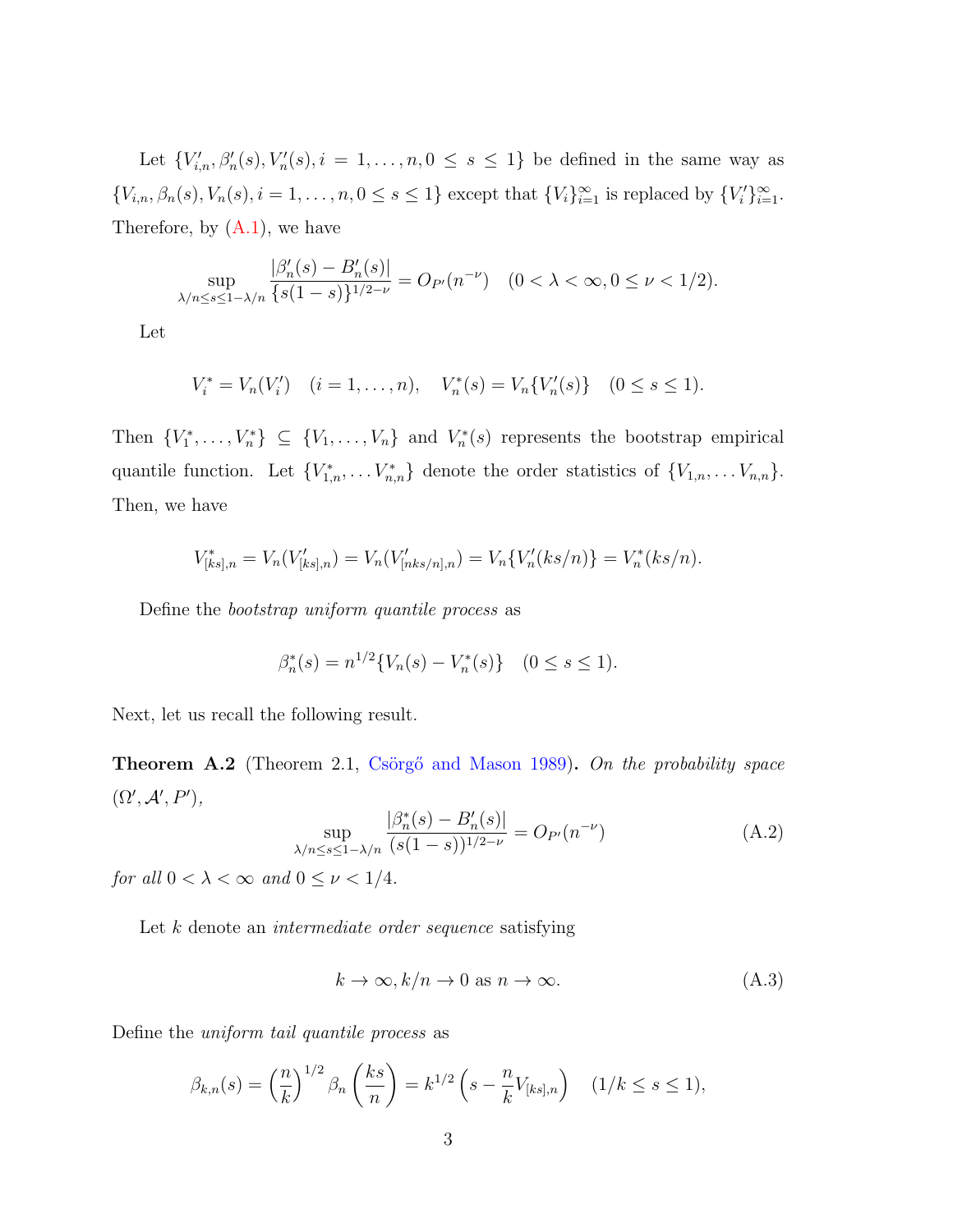Let $\{V'_{i,n}, \beta'_n(s), V'_n(s), i = 1, \ldots, n, 0 \leq s \leq 1\}$ be defined in the same way as $\{V_{i,n}, \beta_n(s), V_n(s), i = 1, \ldots, n, 0 \leq s \leq 1\}$ except that $\{V_i\}_{i=1}^{\infty}$ is replaced by $\{V'_i\}_{i=1}^{\infty}$. Therefore, by (A.1), we have

$$\sup_{\lambda/n \leq s \leq 1-\lambda/n} \frac{|\beta'_n(s) - B'_n(s)|}{\{s(1-s)\}^{1/2-\nu}} = O_{P'}(n^{-\nu}) \quad (0 < \lambda < \infty, 0 \leq \nu < 1/2).$$

Let

$$V_i^* = V_n(V'_i) \quad (i = 1, \ldots, n), \quad V_n^*(s) = V_n\{V'_n(s)\} \quad (0 \leq s \leq 1).$$

Then $\{V_1^*, \ldots, V_n^*\} \subseteq \{V_1, \ldots, V_n\}$ and $V_n^*(s)$ represents the bootstrap empirical quantile function. Let $\{V_{1,n}^*, \ldots V_{n,n}^*\}$ denote the order statistics of $\{V_{1,n}, \ldots V_{n,n}\}$. Then, we have

$$V_{[ks],n}^* = V_n(V'_{[ks],n}) = V_n(V'_{[nks/n],n}) = V_n\{V'_n(ks/n)\} = V_n^*(ks/n).$$

Define the *bootstrap uniform quantile process* as

$$\beta_n^*(s) = n^{1/2}\{V_n(s) - V_n^*(s)\} \quad (0 \leq s \leq 1).$$

Next, let us recall the following result.

**Theorem A.2** (Theorem 2.1, Csörgő and Mason 1989)**.** *On the probability space* $(\Omega', \mathcal{A}', P')$,

$$\sup_{\lambda/n \leq s \leq 1-\lambda/n} \frac{|\beta_n^*(s) - B'_n(s)|}{(s(1-s))^{1/2-\nu}} = O_{P'}(n^{-\nu}) \tag{A.2}$$

*for all* $0 < \lambda < \infty$ *and* $0 \leq \nu < 1/4$.

Let $k$ denote an *intermediate order sequence* satisfying

$$k \to \infty, k/n \to 0 \text{ as } n \to \infty. \tag{A.3}$$

Define the *uniform tail quantile process* as

$$\beta_{k,n}(s) = \left(\frac{n}{k}\right)^{1/2} \beta_n\left(\frac{ks}{n}\right) = k^{1/2}\left(s - \frac{n}{k}V_{[ks],n}\right) \quad (1/k \leq s \leq 1),$$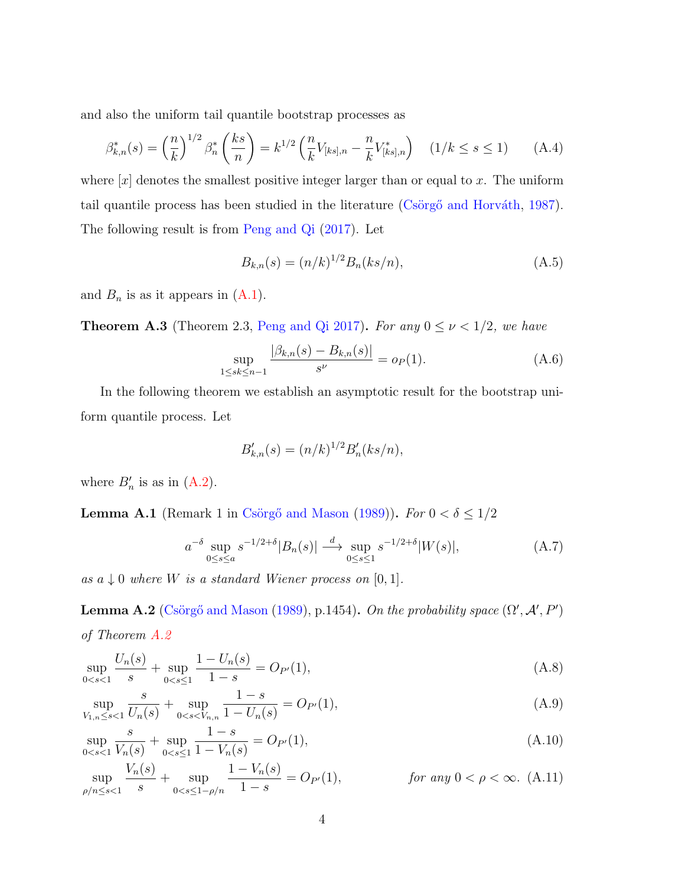and also the uniform tail quantile bootstrap processes as

$$\beta^*_{k,n}(s) = \left(\frac{n}{k}\right)^{1/2} \beta^*_n\left(\frac{ks}{n}\right) = k^{1/2}\left(\frac{n}{k}V_{[ks],n} - \frac{n}{k}V^*_{[ks],n}\right) \quad (1/k \le s \le 1) \tag{A.4}$$

where $[x]$ denotes the smallest positive integer larger than or equal to $x$. The uniform tail quantile process has been studied in the literature (Csörgő and Horváth, 1987). The following result is from Peng and Qi (2017). Let

$$B_{k,n}(s) = (n/k)^{1/2} B_n(ks/n), \tag{A.5}$$

and $B_n$ is as it appears in (A.1).

**Theorem A.3** (Theorem 2.3, Peng and Qi 2017)**.** *For any $0 \le \nu < 1/2$, we have*

$$\sup_{1 \le sk \le n-1} \frac{|\beta_{k,n}(s) - B_{k,n}(s)|}{s^\nu} = o_P(1). \tag{A.6}$$

In the following theorem we establish an asymptotic result for the bootstrap uniform quantile process. Let

$$B'_{k,n}(s) = (n/k)^{1/2} B'_n(ks/n),$$

where $B'_n$ is as in (A.2).

**Lemma A.1** (Remark 1 in Csörgő and Mason (1989))**.** *For $0 < \delta \le 1/2$*

$$a^{-\delta} \sup_{0 \le s \le a} s^{-1/2+\delta}|B_n(s)| \xrightarrow{d} \sup_{0 \le s \le 1} s^{-1/2+\delta}|W(s)|, \tag{A.7}$$

*as $a \downarrow 0$ where $W$ is a standard Wiener process on $[0, 1]$.*

**Lemma A.2** (Csörgő and Mason (1989), p.1454)**.** *On the probability space $(\Omega', \mathcal{A}', P')$ of Theorem A.2*

$$\sup_{0<s<1} \frac{U_n(s)}{s} + \sup_{0<s\le 1} \frac{1-U_n(s)}{1-s} = O_{P'}(1), \tag{A.8}$$

$$\sup_{V_{1,n}\le s<1} \frac{s}{U_n(s)} + \sup_{0<s<V_{n,n}} \frac{1-s}{1-U_n(s)} = O_{P'}(1), \tag{A.9}$$

$$\sup_{0<s<1} \frac{s}{V_n(s)} + \sup_{0<s\le 1} \frac{1-s}{1-V_n(s)} = O_{P'}(1), \tag{A.10}$$

$$\sup_{\rho/n\le s<1} \frac{V_n(s)}{s} + \sup_{0<s\le 1-\rho/n} \frac{1-V_n(s)}{1-s} = O_{P'}(1), \qquad \text{for any } 0 < \rho < \infty. \tag{A.11}$$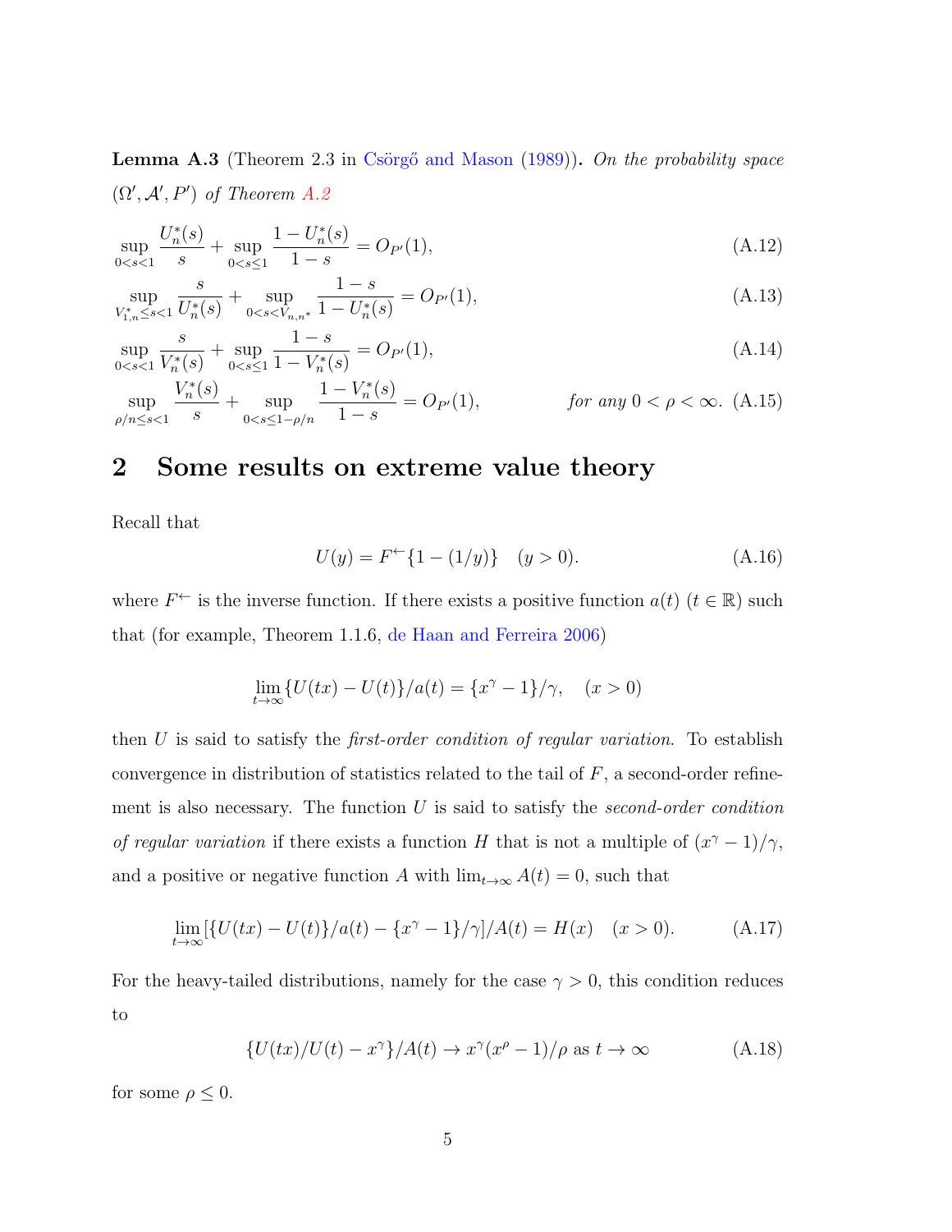**Lemma A.3** (Theorem 2.3 in Csörgő and Mason (1989)). *On the probability space* $(\Omega', \mathcal{A}', P')$ *of Theorem A.2*

$$\sup_{0<s<1} \frac{U_n^*(s)}{s} + \sup_{0<s\leq 1} \frac{1-U_n^*(s)}{1-s} = O_{P'}(1), \tag{A.12}$$

$$\sup_{V_{1,n}^*\leq s<1} \frac{s}{U_n^*(s)} + \sup_{0<s<V_{n,n^*}} \frac{1-s}{1-U_n^*(s)} = O_{P'}(1), \tag{A.13}$$

$$\sup_{0<s<1} \frac{s}{V_n^*(s)} + \sup_{0<s\leq 1} \frac{1-s}{1-V_n^*(s)} = O_{P'}(1), \tag{A.14}$$

$$\sup_{\rho/n\leq s<1} \frac{V_n^*(s)}{s} + \sup_{0<s\leq 1-\rho/n} \frac{1-V_n^*(s)}{1-s} = O_{P'}(1), \qquad \text{for any } 0<\rho<\infty. \tag{A.15}$$

## 2 Some results on extreme value theory

Recall that

$$U(y) = F^{\leftarrow}\{1-(1/y)\} \quad (y>0). \tag{A.16}$$

where $F^{\leftarrow}$ is the inverse function. If there exists a positive function $a(t)$ ($t \in \mathbb{R}$) such that (for example, Theorem 1.1.6, de Haan and Ferreira 2006)

$$\lim_{t\to\infty} \{U(tx) - U(t)\}/a(t) = \{x^\gamma - 1\}/\gamma, \quad (x>0)$$

then $U$ is said to satisfy the *first-order condition of regular variation*. To establish convergence in distribution of statistics related to the tail of $F$, a second-order refinement is also necessary. The function $U$ is said to satisfy the *second-order condition of regular variation* if there exists a function $H$ that is not a multiple of $(x^\gamma - 1)/\gamma$, and a positive or negative function $A$ with $\lim_{t\to\infty} A(t) = 0$, such that

$$\lim_{t\to\infty} [\{U(tx) - U(t)\}/a(t) - \{x^\gamma - 1\}/\gamma]/A(t) = H(x) \quad (x>0). \tag{A.17}$$

For the heavy-tailed distributions, namely for the case $\gamma > 0$, this condition reduces to

$$\{U(tx)/U(t) - x^\gamma\}/A(t) \to x^\gamma (x^\rho - 1)/\rho \text{ as } t \to \infty \tag{A.18}$$

for some $\rho \leq 0$.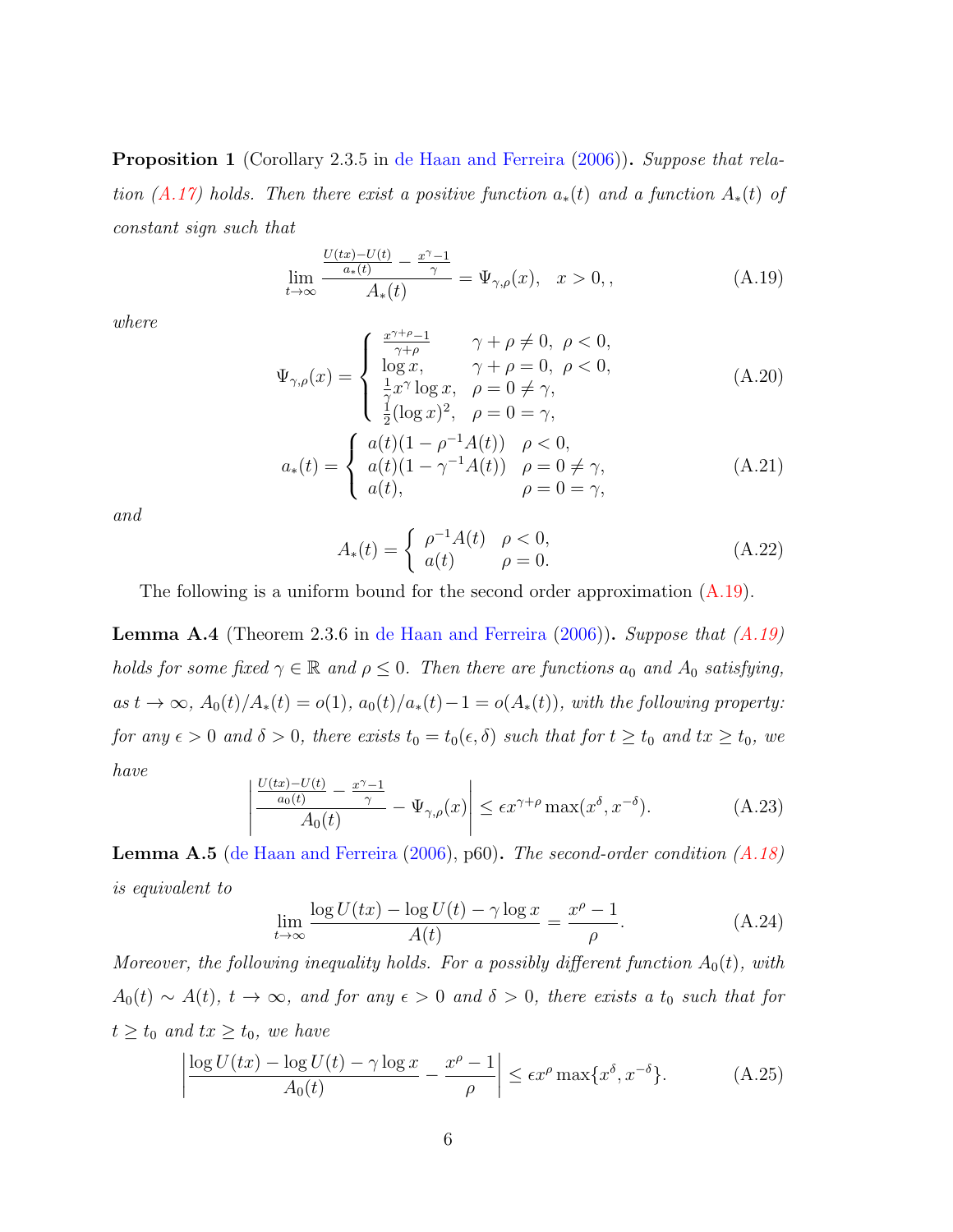**Proposition 1** (Corollary 2.3.5 in de Haan and Ferreira (2006)). *Suppose that relation (A.17) holds. Then there exist a positive function $a_*(t)$ and a function $A_*(t)$ of constant sign such that*

$$\lim_{t\to\infty} \frac{\frac{U(tx)-U(t)}{a_*(t)} - \frac{x^\gamma - 1}{\gamma}}{A_*(t)} = \Psi_{\gamma,\rho}(x), \quad x > 0, , \tag{A.19}$$

*where*

$$\Psi_{\gamma,\rho}(x) = \begin{cases} \frac{x^{\gamma+\rho}-1}{\gamma+\rho} & \gamma+\rho \neq 0, \ \rho < 0, \\ \log x, & \gamma+\rho = 0, \ \rho < 0, \\ \frac{1}{\gamma} x^\gamma \log x, & \rho = 0 \neq \gamma, \\ \frac{1}{2}(\log x)^2, & \rho = 0 = \gamma, \end{cases} \tag{A.20}$$

$$a_*(t) = \begin{cases} a(t)(1 - \rho^{-1}A(t)) & \rho < 0, \\ a(t)(1 - \gamma^{-1}A(t)) & \rho = 0 \neq \gamma, \\ a(t), & \rho = 0 = \gamma, \end{cases} \tag{A.21}$$

*and*

$$A_*(t) = \begin{cases} \rho^{-1}A(t) & \rho < 0, \\ a(t) & \rho = 0. \end{cases} \tag{A.22}$$

The following is a uniform bound for the second order approximation (A.19).

**Lemma A.4** (Theorem 2.3.6 in de Haan and Ferreira (2006)). *Suppose that (A.19) holds for some fixed $\gamma \in \mathbb{R}$ and $\rho \le 0$. Then there are functions $a_0$ and $A_0$ satisfying, as $t \to \infty$, $A_0(t)/A_*(t) = o(1)$, $a_0(t)/a_*(t) - 1 = o(A_*(t))$, with the following property: for any $\epsilon > 0$ and $\delta > 0$, there exists $t_0 = t_0(\epsilon, \delta)$ such that for $t \ge t_0$ and $tx \ge t_0$, we have*

$$\left| \frac{\frac{U(tx)-U(t)}{a_0(t)} - \frac{x^\gamma - 1}{\gamma}}{A_0(t)} - \Psi_{\gamma,\rho}(x) \right| \le \epsilon x^{\gamma+\rho} \max(x^\delta, x^{-\delta}). \tag{A.23}$$

**Lemma A.5** (de Haan and Ferreira (2006), p60). *The second-order condition (A.18) is equivalent to*

$$\lim_{t\to\infty} \frac{\log U(tx) - \log U(t) - \gamma \log x}{A(t)} = \frac{x^\rho - 1}{\rho}. \tag{A.24}$$

*Moreover, the following inequality holds. For a possibly different function $A_0(t)$, with $A_0(t) \sim A(t)$, $t \to \infty$, and for any $\epsilon > 0$ and $\delta > 0$, there exists a $t_0$ such that for $t \ge t_0$ and $tx \ge t_0$, we have*

$$\left| \frac{\log U(tx) - \log U(t) - \gamma \log x}{A_0(t)} - \frac{x^\rho - 1}{\rho} \right| \le \epsilon x^\rho \max\{x^\delta, x^{-\delta}\}. \tag{A.25}$$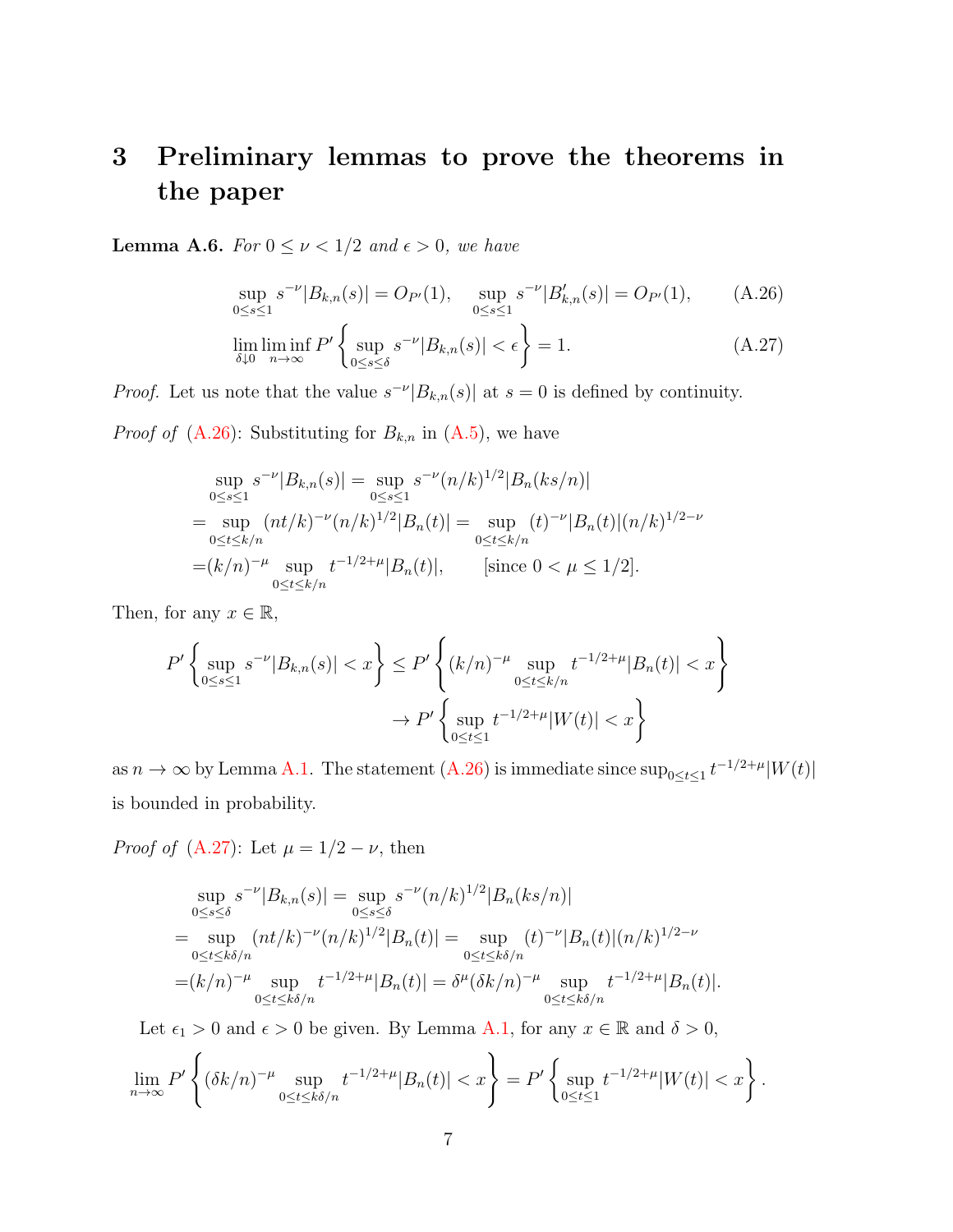# 3 Preliminary lemmas to prove the theorems in the paper

**Lemma A.6.** *For $0 \le \nu < 1/2$ and $\epsilon > 0$, we have*

$$\sup_{0\le s\le 1} s^{-\nu}|B_{k,n}(s)| = O_{P'}(1), \quad \sup_{0\le s\le 1} s^{-\nu}|B'_{k,n}(s)| = O_{P'}(1), \tag{A.26}$$

$$\lim_{\delta\downarrow 0}\liminf_{n\to\infty} P'\left\{\sup_{0\le s\le \delta} s^{-\nu}|B_{k,n}(s)| < \epsilon\right\} = 1. \tag{A.27}$$

*Proof.* Let us note that the value $s^{-\nu}|B_{k,n}(s)|$ at $s = 0$ is defined by continuity.

*Proof of* (A.26): Substituting for $B_{k,n}$ in (A.5), we have

$$\begin{aligned}
&\sup_{0\le s\le 1} s^{-\nu}|B_{k,n}(s)| = \sup_{0\le s\le 1} s^{-\nu}(n/k)^{1/2}|B_n(ks/n)|\\
=&\sup_{0\le t\le k/n} (nt/k)^{-\nu}(n/k)^{1/2}|B_n(t)| = \sup_{0\le t\le k/n} (t)^{-\nu}|B_n(t)|(n/k)^{1/2-\nu}\\
=&(k/n)^{-\mu}\sup_{0\le t\le k/n} t^{-1/2+\mu}|B_n(t)|, \qquad [\text{since } 0<\mu\le 1/2].
\end{aligned}$$

Then, for any $x \in \mathbb{R}$,

$$\begin{aligned}
P'\left\{\sup_{0\le s\le 1} s^{-\nu}|B_{k,n}(s)| < x\right\} &\le P'\left\{(k/n)^{-\mu}\sup_{0\le t\le k/n} t^{-1/2+\mu}|B_n(t)| < x\right\}\\
&\to P'\left\{\sup_{0\le t\le 1} t^{-1/2+\mu}|W(t)| < x\right\}
\end{aligned}$$

as $n \to \infty$ by Lemma A.1. The statement (A.26) is immediate since $\sup_{0\le t\le 1} t^{-1/2+\mu}|W(t)|$ is bounded in probability.

*Proof of* (A.27): Let $\mu = 1/2 - \nu$, then

$$\begin{aligned}
&\sup_{0\le s\le \delta} s^{-\nu}|B_{k,n}(s)| = \sup_{0\le s\le \delta} s^{-\nu}(n/k)^{1/2}|B_n(ks/n)|\\
=&\sup_{0\le t\le k\delta/n} (nt/k)^{-\nu}(n/k)^{1/2}|B_n(t)| = \sup_{0\le t\le k\delta/n} (t)^{-\nu}|B_n(t)|(n/k)^{1/2-\nu}\\
=&(k/n)^{-\mu}\sup_{0\le t\le k\delta/n} t^{-1/2+\mu}|B_n(t)| = \delta^{\mu}(\delta k/n)^{-\mu}\sup_{0\le t\le k\delta/n} t^{-1/2+\mu}|B_n(t)|.
\end{aligned}$$

Let $\epsilon_1 > 0$ and $\epsilon > 0$ be given. By Lemma A.1, for any $x \in \mathbb{R}$ and $\delta > 0$,

$$\lim_{n\to\infty} P'\left\{(\delta k/n)^{-\mu}\sup_{0\le t\le k\delta/n} t^{-1/2+\mu}|B_n(t)| < x\right\} = P'\left\{\sup_{0\le t\le 1} t^{-1/2+\mu}|W(t)| < x\right\}.$$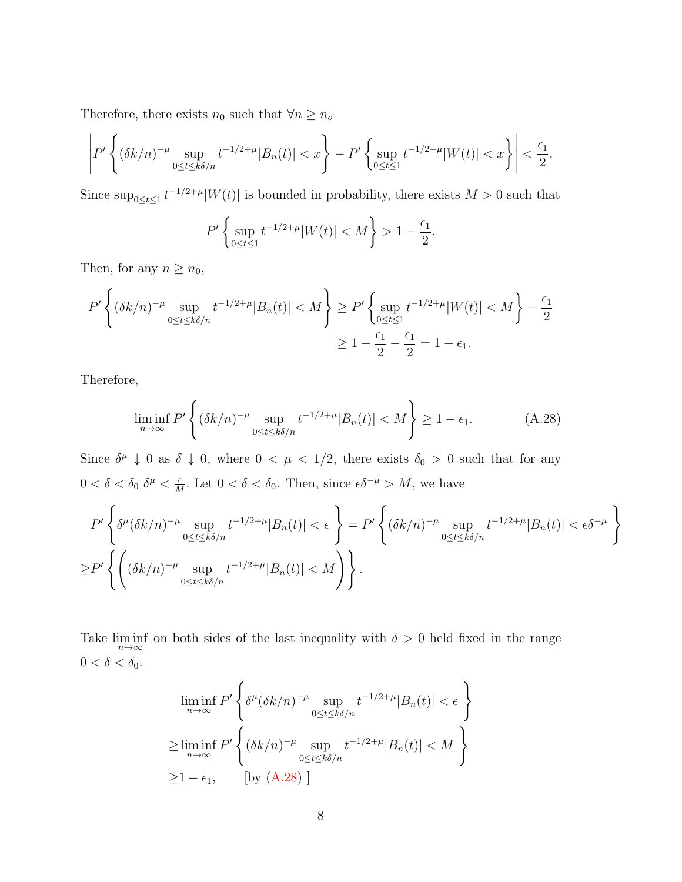Therefore, there exists $n_0$ such that $\forall n \geq n_o$

$$\left| P' \left\{ (\delta k/n)^{-\mu} \sup_{0 \leq t \leq k\delta/n} t^{-1/2+\mu} |B_n(t)| < x \right\} - P' \left\{ \sup_{0 \leq t \leq 1} t^{-1/2+\mu} |W(t)| < x \right\} \right| < \frac{\epsilon_1}{2}.$$

Since $\sup_{0 \leq t \leq 1} t^{-1/2+\mu} |W(t)|$ is bounded in probability, there exists $M > 0$ such that

$$P' \left\{ \sup_{0 \leq t \leq 1} t^{-1/2+\mu} |W(t)| < M \right\} > 1 - \frac{\epsilon_1}{2}.$$

Then, for any $n \geq n_0$,

$$\begin{aligned} P' \left\{ (\delta k/n)^{-\mu} \sup_{0 \leq t \leq k\delta/n} t^{-1/2+\mu} |B_n(t)| < M \right\} &\geq P' \left\{ \sup_{0 \leq t \leq 1} t^{-1/2+\mu} |W(t)| < M \right\} - \frac{\epsilon_1}{2} \\ &\geq 1 - \frac{\epsilon_1}{2} - \frac{\epsilon_1}{2} = 1 - \epsilon_1. \end{aligned}$$

Therefore,

$$\liminf_{n \to \infty} P' \left\{ (\delta k/n)^{-\mu} \sup_{0 \leq t \leq k\delta/n} t^{-1/2+\mu} |B_n(t)| < M \right\} \geq 1 - \epsilon_1. \tag{A.28}$$

Since $\delta^\mu \downarrow 0$ as $\delta \downarrow 0$, where $0 < \mu < 1/2$, there exists $\delta_0 > 0$ such that for any $0 < \delta < \delta_0$ $\delta^\mu < \frac{\epsilon}{M}$. Let $0 < \delta < \delta_0$. Then, since $\epsilon \delta^{-\mu} > M$, we have

$$\begin{aligned} &P' \left\{ \delta^\mu (\delta k/n)^{-\mu} \sup_{0 \leq t \leq k\delta/n} t^{-1/2+\mu} |B_n(t)| < \epsilon \right\} = P' \left\{ (\delta k/n)^{-\mu} \sup_{0 \leq t \leq k\delta/n} t^{-1/2+\mu} |B_n(t)| < \epsilon \delta^{-\mu} \right\} \\ \geq &P' \left\{ \left( (\delta k/n)^{-\mu} \sup_{0 \leq t \leq k\delta/n} t^{-1/2+\mu} |B_n(t)| < M \right) \right\}. \end{aligned}$$

Take $\liminf_{n \to \infty}$ on both sides of the last inequality with $\delta > 0$ held fixed in the range $0 < \delta < \delta_0$.

$$\begin{aligned} &\liminf_{n \to \infty} P' \left\{ \delta^\mu (\delta k/n)^{-\mu} \sup_{0 \leq t \leq k\delta/n} t^{-1/2+\mu} |B_n(t)| < \epsilon \right\} \\ \geq &\liminf_{n \to \infty} P' \left\{ (\delta k/n)^{-\mu} \sup_{0 \leq t \leq k\delta/n} t^{-1/2+\mu} |B_n(t)| < M \right\} \\ \geq &1 - \epsilon_1, \qquad \text{[by (A.28) ]} \end{aligned}$$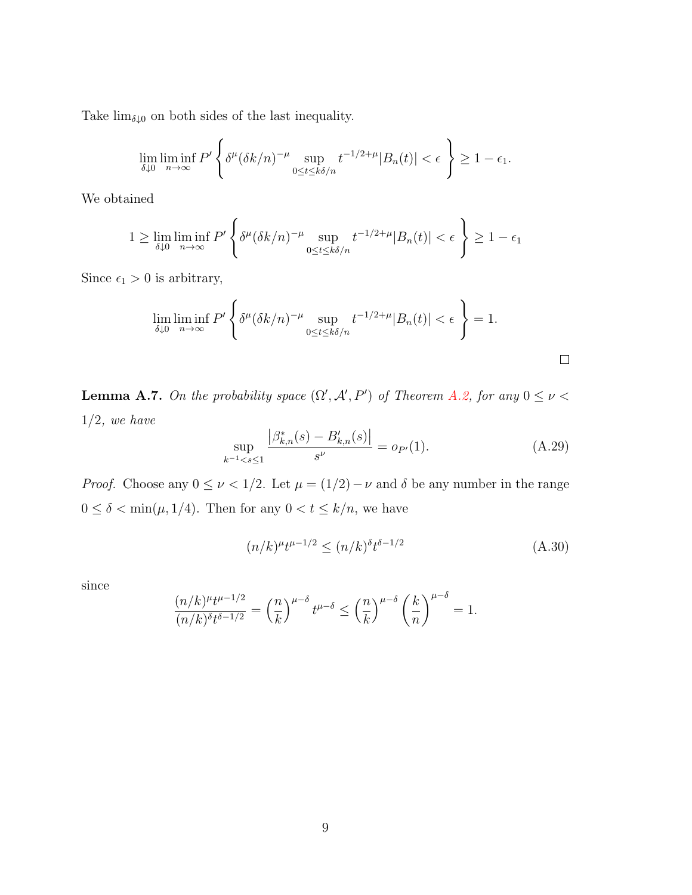Take $\lim_{\delta\downarrow 0}$ on both sides of the last inequality.

$$\lim_{\delta\downarrow 0}\liminf_{n\to\infty} P'\left\{\delta^{\mu}(\delta k/n)^{-\mu}\sup_{0\le t\le k\delta/n} t^{-1/2+\mu}|B_n(t)|<\epsilon\right\}\ge 1-\epsilon_1.$$

We obtained

$$1\ge \lim_{\delta\downarrow 0}\liminf_{n\to\infty} P'\left\{\delta^{\mu}(\delta k/n)^{-\mu}\sup_{0\le t\le k\delta/n} t^{-1/2+\mu}|B_n(t)|<\epsilon\right\}\ge 1-\epsilon_1$$

Since $\epsilon_1>0$ is arbitrary,

$$\lim_{\delta\downarrow 0}\liminf_{n\to\infty} P'\left\{\delta^{\mu}(\delta k/n)^{-\mu}\sup_{0\le t\le k\delta/n} t^{-1/2+\mu}|B_n(t)|<\epsilon\right\}=1.$$

□

**Lemma A.7.** *On the probability space $(\Omega',\mathcal{A}',P')$ of Theorem A.2, for any $0\le\nu<1/2$, we have*

$$\sup_{k^{-1}<s\le 1}\frac{\left|\beta^*_{k,n}(s)-B'_{k,n}(s)\right|}{s^{\nu}}=o_{P'}(1). \tag{A.29}$$

*Proof.* Choose any $0\le\nu<1/2$. Let $\mu=(1/2)-\nu$ and $\delta$ be any number in the range $0\le\delta<\min(\mu,1/4)$. Then for any $0<t\le k/n$, we have

$$(n/k)^{\mu}t^{\mu-1/2}\le (n/k)^{\delta}t^{\delta-1/2} \tag{A.30}$$

since

$$\frac{(n/k)^{\mu}t^{\mu-1/2}}{(n/k)^{\delta}t^{\delta-1/2}}=\left(\frac{n}{k}\right)^{\mu-\delta}t^{\mu-\delta}\le\left(\frac{n}{k}\right)^{\mu-\delta}\left(\frac{k}{n}\right)^{\mu-\delta}=1.$$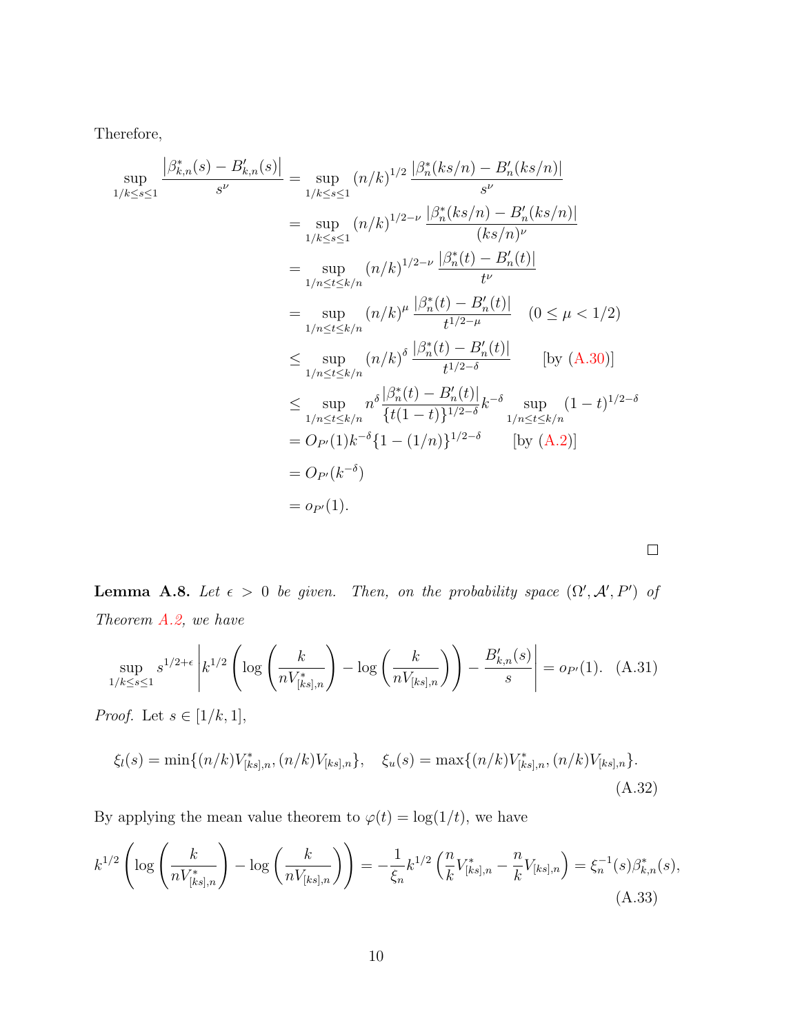Therefore,

$$
\begin{aligned}
\sup_{1/k \le s \le 1} \frac{\left|\beta^*_{k,n}(s) - B'_{k,n}(s)\right|}{s^\nu} &= \sup_{1/k \le s \le 1} (n/k)^{1/2} \frac{|\beta^*_n(ks/n) - B'_n(ks/n)|}{s^\nu} \\
&= \sup_{1/k \le s \le 1} (n/k)^{1/2-\nu} \frac{|\beta^*_n(ks/n) - B'_n(ks/n)|}{(ks/n)^\nu} \\
&= \sup_{1/n \le t \le k/n} (n/k)^{1/2-\nu} \frac{|\beta^*_n(t) - B'_n(t)|}{t^\nu} \\
&= \sup_{1/n \le t \le k/n} (n/k)^{\mu} \frac{|\beta^*_n(t) - B'_n(t)|}{t^{1/2-\mu}} \quad (0 \le \mu < 1/2) \\
&\le \sup_{1/n \le t \le k/n} (n/k)^{\delta} \frac{|\beta^*_n(t) - B'_n(t)|}{t^{1/2-\delta}} \qquad \text{[by (A.30)]} \\
&\le \sup_{1/n \le t \le k/n} n^{\delta} \frac{|\beta^*_n(t) - B'_n(t)|}{\{t(1-t)\}^{1/2-\delta}} k^{-\delta} \sup_{1/n \le t \le k/n} (1-t)^{1/2-\delta} \\
&= O_{P'}(1) k^{-\delta} \{1 - (1/n)\}^{1/2-\delta} \qquad \text{[by (A.2)]} \\
&= O_{P'}(k^{-\delta}) \\
&= o_{P'}(1).
\end{aligned}
$$

□

**Lemma A.8.** *Let $\epsilon > 0$ be given. Then, on the probability space $(\Omega', \mathcal{A}', P')$ of Theorem A.2, we have*

$$
\sup_{1/k \le s \le 1} s^{1/2+\epsilon} \left| k^{1/2} \left( \log\left( \frac{k}{nV^*_{[ks],n}} \right) - \log\left( \frac{k}{nV_{[ks],n}} \right) \right) - \frac{B'_{k,n}(s)}{s} \right| = o_{P'}(1). \quad \text{(A.31)}
$$

*Proof.* Let $s \in [1/k, 1]$,

$$
\xi_l(s) = \min\{(n/k)V^*_{[ks],n}, (n/k)V_{[ks],n}\}, \quad \xi_u(s) = \max\{(n/k)V^*_{[ks],n}, (n/k)V_{[ks],n}\}. \tag{A.32}
$$

By applying the mean value theorem to $\varphi(t) = \log(1/t)$, we have

$$
k^{1/2} \left( \log\left( \frac{k}{nV^*_{[ks],n}} \right) - \log\left( \frac{k}{nV_{[ks],n}} \right) \right) = -\frac{1}{\xi_n} k^{1/2} \left( \frac{n}{k} V^*_{[ks],n} - \frac{n}{k} V_{[ks],n} \right) = \xi_n^{-1}(s) \beta^*_{k,n}(s), \tag{A.33}
$$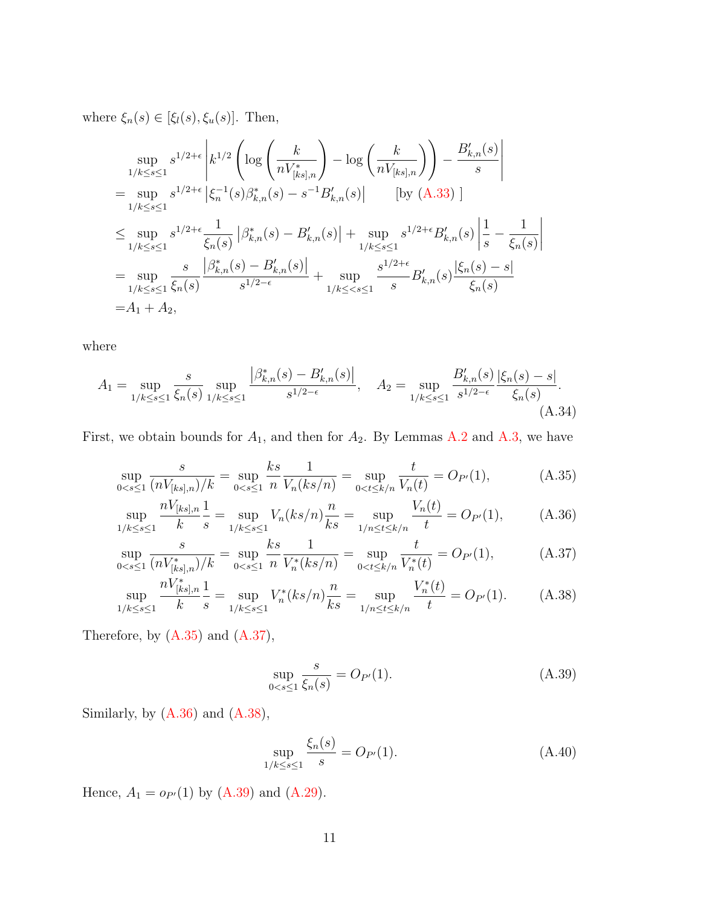where $\xi_n(s) \in [\xi_l(s), \xi_u(s)]$. Then,

$$
\begin{aligned}
&\sup_{1/k \le s \le 1} s^{1/2+\epsilon} \left| k^{1/2} \left( \log\left( \frac{k}{nV^*_{[ks],n}} \right) - \log\left( \frac{k}{nV_{[ks],n}} \right) \right) - \frac{B'_{k,n}(s)}{s} \right| \\
&= \sup_{1/k \le s \le 1} s^{1/2+\epsilon} \left| \xi_n^{-1}(s) \beta^*_{k,n}(s) - s^{-1} B'_{k,n}(s) \right| \qquad \text{[by (A.33) ]} \\
&\le \sup_{1/k \le s \le 1} s^{1/2+\epsilon} \frac{1}{\xi_n(s)} \left| \beta^*_{k,n}(s) - B'_{k,n}(s) \right| + \sup_{1/k \le s \le 1} s^{1/2+\epsilon} B'_{k,n}(s) \left| \frac{1}{s} - \frac{1}{\xi_n(s)} \right| \\
&= \sup_{1/k \le s \le 1} \frac{s}{\xi_n(s)} \frac{\left| \beta^*_{k,n}(s) - B'_{k,n}(s) \right|}{s^{1/2-\epsilon}} + \sup_{1/k \le < s \le 1} \frac{s^{1/2+\epsilon}}{s} B'_{k,n}(s) \frac{|\xi_n(s) - s|}{\xi_n(s)} \\
&= A_1 + A_2,
\end{aligned}
$$

where

$$
A_1 = \sup_{1/k \le s \le 1} \frac{s}{\xi_n(s)} \sup_{1/k \le s \le 1} \frac{\left| \beta^*_{k,n}(s) - B'_{k,n}(s) \right|}{s^{1/2-\epsilon}}, \quad A_2 = \sup_{1/k \le s \le 1} \frac{B'_{k,n}(s)}{s^{1/2-\epsilon}} \frac{|\xi_n(s) - s|}{\xi_n(s)}. \tag{A.34}
$$

First, we obtain bounds for $A_1$, and then for $A_2$. By Lemmas A.2 and A.3, we have

$$
\sup_{0 < s \le 1} \frac{s}{(nV_{[ks],n})/k} = \sup_{0 < s \le 1} \frac{ks}{n} \frac{1}{V_n(ks/n)} = \sup_{0 < t \le k/n} \frac{t}{V_n(t)} = O_{P'}(1), \tag{A.35}
$$

$$
\sup_{1/k \le s \le 1} \frac{nV_{[ks],n}}{k} \frac{1}{s} = \sup_{1/k \le s \le 1} V_n(ks/n) \frac{n}{ks} = \sup_{1/n \le t \le k/n} \frac{V_n(t)}{t} = O_{P'}(1), \tag{A.36}
$$

$$
\sup_{0 < s \le 1} \frac{s}{(nV^*_{[ks],n})/k} = \sup_{0 < s \le 1} \frac{ks}{n} \frac{1}{V^*_n(ks/n)} = \sup_{0 < t \le k/n} \frac{t}{V^*_n(t)} = O_{P'}(1), \tag{A.37}
$$

$$
\sup_{1/k \le s \le 1} \frac{nV^*_{[ks],n}}{k} \frac{1}{s} = \sup_{1/k \le s \le 1} V^*_n(ks/n) \frac{n}{ks} = \sup_{1/n \le t \le k/n} \frac{V^*_n(t)}{t} = O_{P'}(1). \tag{A.38}
$$

Therefore, by (A.35) and (A.37),

$$
\sup_{0 < s \le 1} \frac{s}{\xi_n(s)} = O_{P'}(1). \tag{A.39}
$$

Similarly, by (A.36) and (A.38),

$$
\sup_{1/k \le s \le 1} \frac{\xi_n(s)}{s} = O_{P'}(1). \tag{A.40}
$$

Hence, $A_1 = o_{P'}(1)$ by (A.39) and (A.29).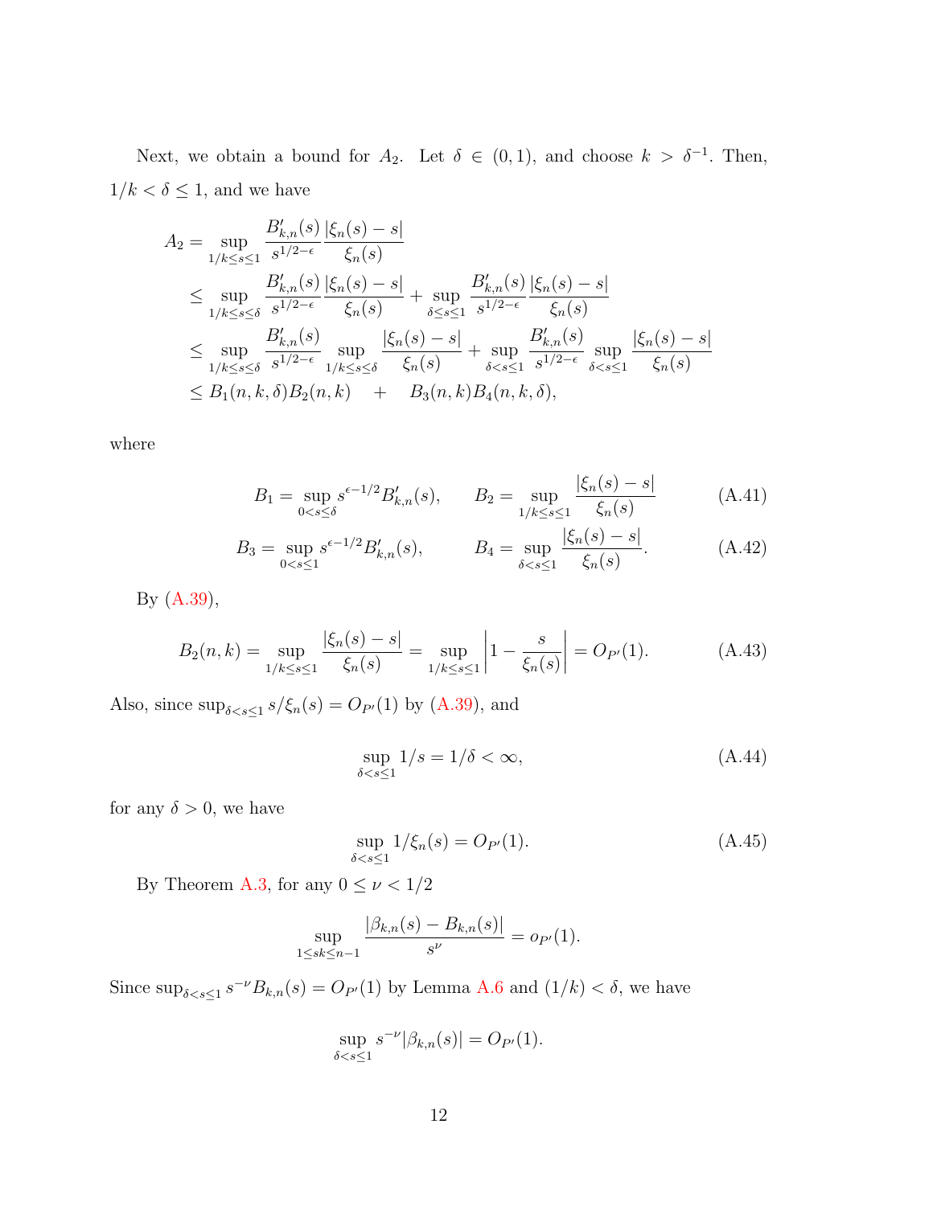Next, we obtain a bound for $A_2$. Let $\delta \in (0,1)$, and choose $k > \delta^{-1}$. Then, $1/k < \delta \leq 1$, and we have

$$
\begin{aligned}
A_2 &= \sup_{1/k \leq s \leq 1} \frac{B'_{k,n}(s)}{s^{1/2-\epsilon}} \frac{|\xi_n(s) - s|}{\xi_n(s)} \\
&\leq \sup_{1/k \leq s \leq \delta} \frac{B'_{k,n}(s)}{s^{1/2-\epsilon}} \frac{|\xi_n(s) - s|}{\xi_n(s)} + \sup_{\delta \leq s \leq 1} \frac{B'_{k,n}(s)}{s^{1/2-\epsilon}} \frac{|\xi_n(s) - s|}{\xi_n(s)} \\
&\leq \sup_{1/k \leq s \leq \delta} \frac{B'_{k,n}(s)}{s^{1/2-\epsilon}} \sup_{1/k \leq s \leq \delta} \frac{|\xi_n(s) - s|}{\xi_n(s)} + \sup_{\delta < s \leq 1} \frac{B'_{k,n}(s)}{s^{1/2-\epsilon}} \sup_{\delta < s \leq 1} \frac{|\xi_n(s) - s|}{\xi_n(s)} \\
&\leq B_1(n,k,\delta) B_2(n,k) \quad + \quad B_3(n,k) B_4(n,k,\delta),
\end{aligned}
$$

where

$$
B_1 = \sup_{0 < s \leq \delta} s^{\epsilon - 1/2} B'_{k,n}(s), \qquad B_2 = \sup_{1/k \leq s \leq 1} \frac{|\xi_n(s) - s|}{\xi_n(s)} \tag{A.41}
$$

$$
B_3 = \sup_{0 < s \leq 1} s^{\epsilon - 1/2} B'_{k,n}(s), \qquad B_4 = \sup_{\delta < s \leq 1} \frac{|\xi_n(s) - s|}{\xi_n(s)}. \tag{A.42}
$$

By (A.39),

$$
B_2(n,k) = \sup_{1/k \leq s \leq 1} \frac{|\xi_n(s) - s|}{\xi_n(s)} = \sup_{1/k \leq s \leq 1} \left| 1 - \frac{s}{\xi_n(s)} \right| = O_{P'}(1). \tag{A.43}
$$

Also, since $\sup_{\delta < s \leq 1} s/\xi_n(s) = O_{P'}(1)$ by (A.39), and

$$
\sup_{\delta < s \leq 1} 1/s = 1/\delta < \infty, \tag{A.44}
$$

for any $\delta > 0$, we have

$$
\sup_{\delta < s \leq 1} 1/\xi_n(s) = O_{P'}(1). \tag{A.45}
$$

By Theorem A.3, for any $0 \leq \nu < 1/2$

$$
\sup_{1 \leq sk \leq n-1} \frac{|\beta_{k,n}(s) - B_{k,n}(s)|}{s^\nu} = o_{P'}(1).
$$

Since $\sup_{\delta < s \leq 1} s^{-\nu} B_{k,n}(s) = O_{P'}(1)$ by Lemma A.6 and $(1/k) < \delta$, we have

$$
\sup_{\delta < s \leq 1} s^{-\nu} |\beta_{k,n}(s)| = O_{P'}(1).
$$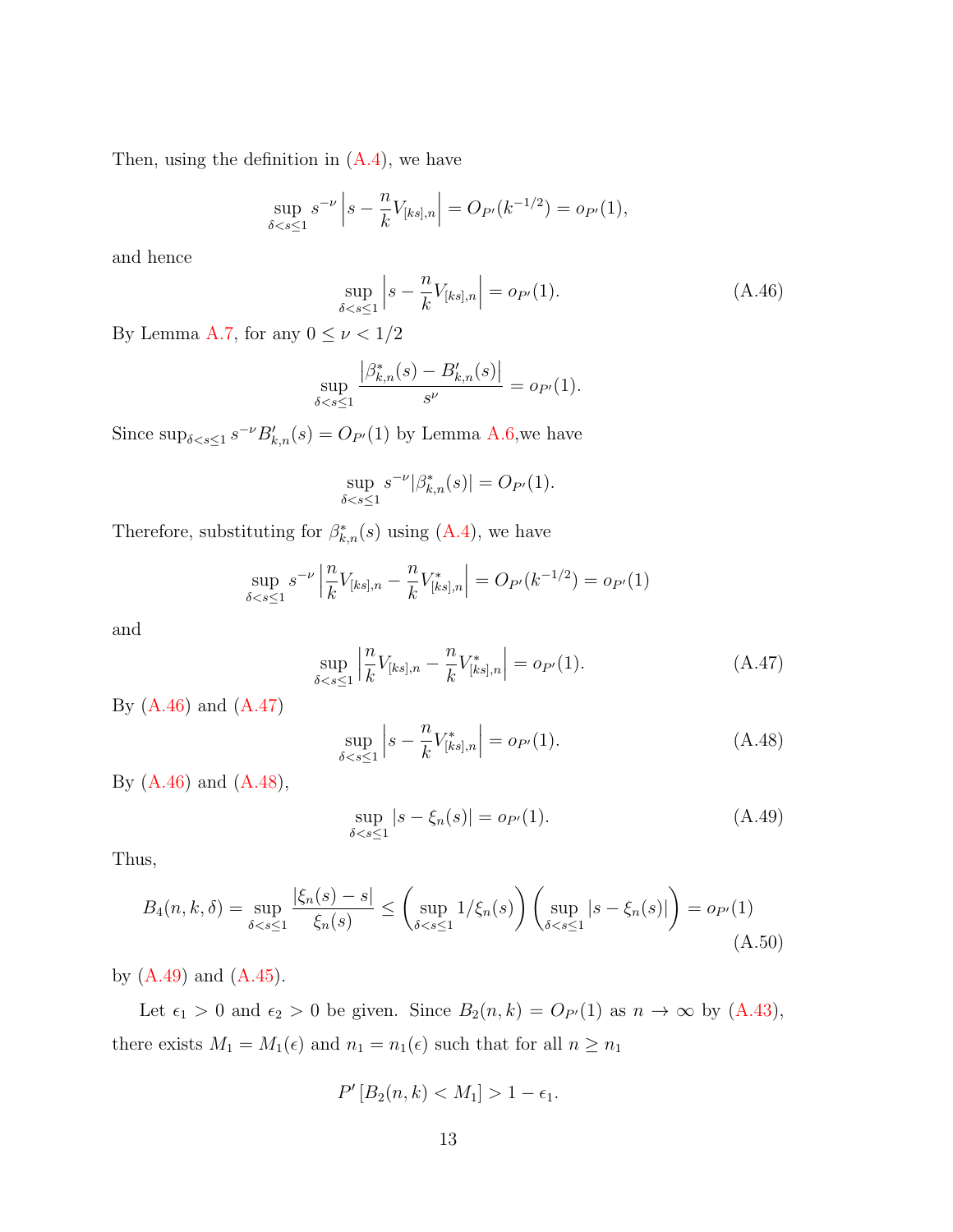Then, using the definition in (A.4), we have

$$\sup_{\delta < s \leq 1} s^{-\nu} \left| s - \frac{n}{k} V_{[ks],n} \right| = O_{P'}(k^{-1/2}) = o_{P'}(1),$$

and hence

$$\sup_{\delta < s \leq 1} \left| s - \frac{n}{k} V_{[ks],n} \right| = o_{P'}(1). \tag{A.46}$$

By Lemma A.7, for any $0 \leq \nu < 1/2$

$$\sup_{\delta < s \leq 1} \frac{\left| \beta^*_{k,n}(s) - B'_{k,n}(s) \right|}{s^{\nu}} = o_{P'}(1).$$

Since $\sup_{\delta < s \leq 1} s^{-\nu} B'_{k,n}(s) = O_{P'}(1)$ by Lemma A.6,we have

$$\sup_{\delta < s \leq 1} s^{-\nu} |\beta^*_{k,n}(s)| = O_{P'}(1).$$

Therefore, substituting for $\beta^*_{k,n}(s)$ using (A.4), we have

$$\sup_{\delta < s \leq 1} s^{-\nu} \left| \frac{n}{k} V_{[ks],n} - \frac{n}{k} V^*_{[ks],n} \right| = O_{P'}(k^{-1/2}) = o_{P'}(1)$$

and

$$\sup_{\delta < s \leq 1} \left| \frac{n}{k} V_{[ks],n} - \frac{n}{k} V^*_{[ks],n} \right| = o_{P'}(1). \tag{A.47}$$

By (A.46) and (A.47)

$$\sup_{\delta < s \leq 1} \left| s - \frac{n}{k} V^*_{[ks],n} \right| = o_{P'}(1). \tag{A.48}$$

By (A.46) and (A.48),

$$\sup_{\delta < s \leq 1} |s - \xi_n(s)| = o_{P'}(1). \tag{A.49}$$

Thus,

$$B_4(n,k,\delta) = \sup_{\delta < s \leq 1} \frac{|\xi_n(s) - s|}{\xi_n(s)} \leq \left( \sup_{\delta < s \leq 1} 1/\xi_n(s) \right) \left( \sup_{\delta < s \leq 1} |s - \xi_n(s)| \right) = o_{P'}(1) \tag{A.50}$$

by (A.49) and (A.45).

Let $\epsilon_1 > 0$ and $\epsilon_2 > 0$ be given. Since $B_2(n,k) = O_{P'}(1)$ as $n \to \infty$ by (A.43), there exists $M_1 = M_1(\epsilon)$ and $n_1 = n_1(\epsilon)$ such that for all $n \geq n_1$

$$P' \left[ B_2(n,k) < M_1 \right] > 1 - \epsilon_1.$$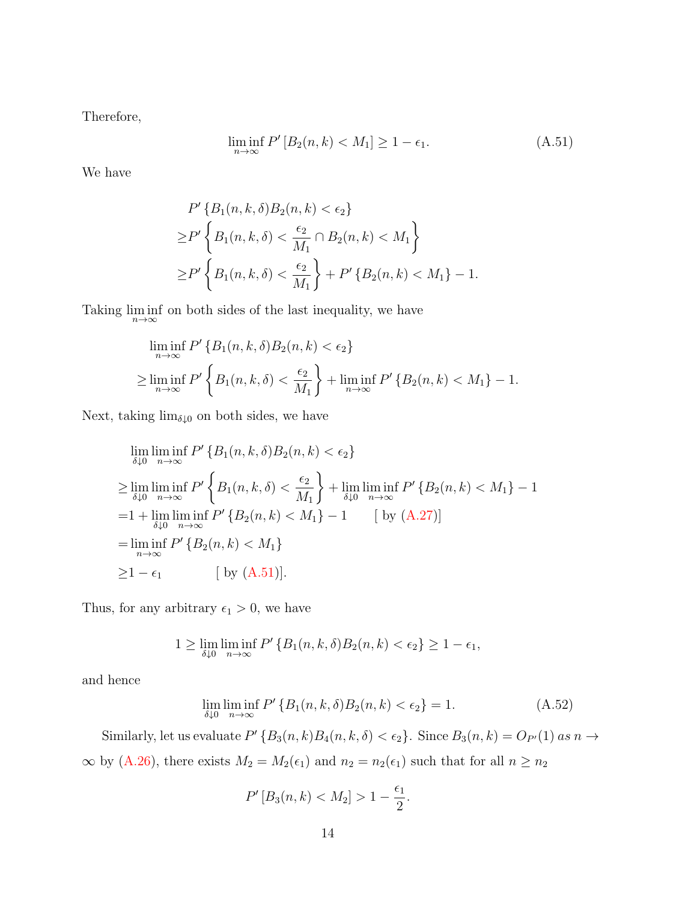Therefore,

$$\liminf_{n\to\infty} P'\left[B_2(n,k) < M_1\right] \geq 1 - \epsilon_1. \tag{A.51}$$

We have

$$\begin{aligned}
&P'\left\{B_1(n,k,\delta)B_2(n,k) < \epsilon_2\right\} \\
\geq &P'\left\{B_1(n,k,\delta) < \frac{\epsilon_2}{M_1} \cap B_2(n,k) < M_1\right\} \\
\geq &P'\left\{B_1(n,k,\delta) < \frac{\epsilon_2}{M_1}\right\} + P'\left\{B_2(n,k) < M_1\right\} - 1.
\end{aligned}$$

Taking $\liminf_{n\to\infty}$ on both sides of the last inequality, we have

$$\begin{aligned}
&\liminf_{n\to\infty} P'\left\{B_1(n,k,\delta)B_2(n,k) < \epsilon_2\right\} \\
\geq &\liminf_{n\to\infty} P'\left\{B_1(n,k,\delta) < \frac{\epsilon_2}{M_1}\right\} + \liminf_{n\to\infty} P'\left\{B_2(n,k) < M_1\right\} - 1.
\end{aligned}$$

Next, taking $\lim_{\delta\downarrow 0}$ on both sides, we have

$$\begin{aligned}
&\lim_{\delta\downarrow 0}\liminf_{n\to\infty} P'\left\{B_1(n,k,\delta)B_2(n,k) < \epsilon_2\right\} \\
\geq &\lim_{\delta\downarrow 0}\liminf_{n\to\infty} P'\left\{B_1(n,k,\delta) < \frac{\epsilon_2}{M_1}\right\} + \lim_{\delta\downarrow 0}\liminf_{n\to\infty} P'\left\{B_2(n,k) < M_1\right\} - 1 \\
= &1 + \lim_{\delta\downarrow 0}\liminf_{n\to\infty} P'\left\{B_2(n,k) < M_1\right\} - 1 \qquad [\text{ by (A.27)}] \\
= &\liminf_{n\to\infty} P'\left\{B_2(n,k) < M_1\right\} \\
\geq &1 - \epsilon_1 \qquad\qquad [\text{ by (A.51)}].
\end{aligned}$$

Thus, for any arbitrary $\epsilon_1 > 0$, we have

$$1 \geq \lim_{\delta\downarrow 0}\liminf_{n\to\infty} P'\left\{B_1(n,k,\delta)B_2(n,k) < \epsilon_2\right\} \geq 1 - \epsilon_1,$$

and hence

$$\lim_{\delta\downarrow 0}\liminf_{n\to\infty} P'\left\{B_1(n,k,\delta)B_2(n,k) < \epsilon_2\right\} = 1. \tag{A.52}$$

Similarly, let us evaluate $P'\left\{B_3(n,k)B_4(n,k,\delta) < \epsilon_2\right\}$. Since $B_3(n,k) = O_{P'}(1)$ *as* $n \to \infty$ by (A.26), there exists $M_2 = M_2(\epsilon_1)$ and $n_2 = n_2(\epsilon_1)$ such that for all $n \geq n_2$

$$P'\left[B_3(n,k) < M_2\right] > 1 - \frac{\epsilon_1}{2}.$$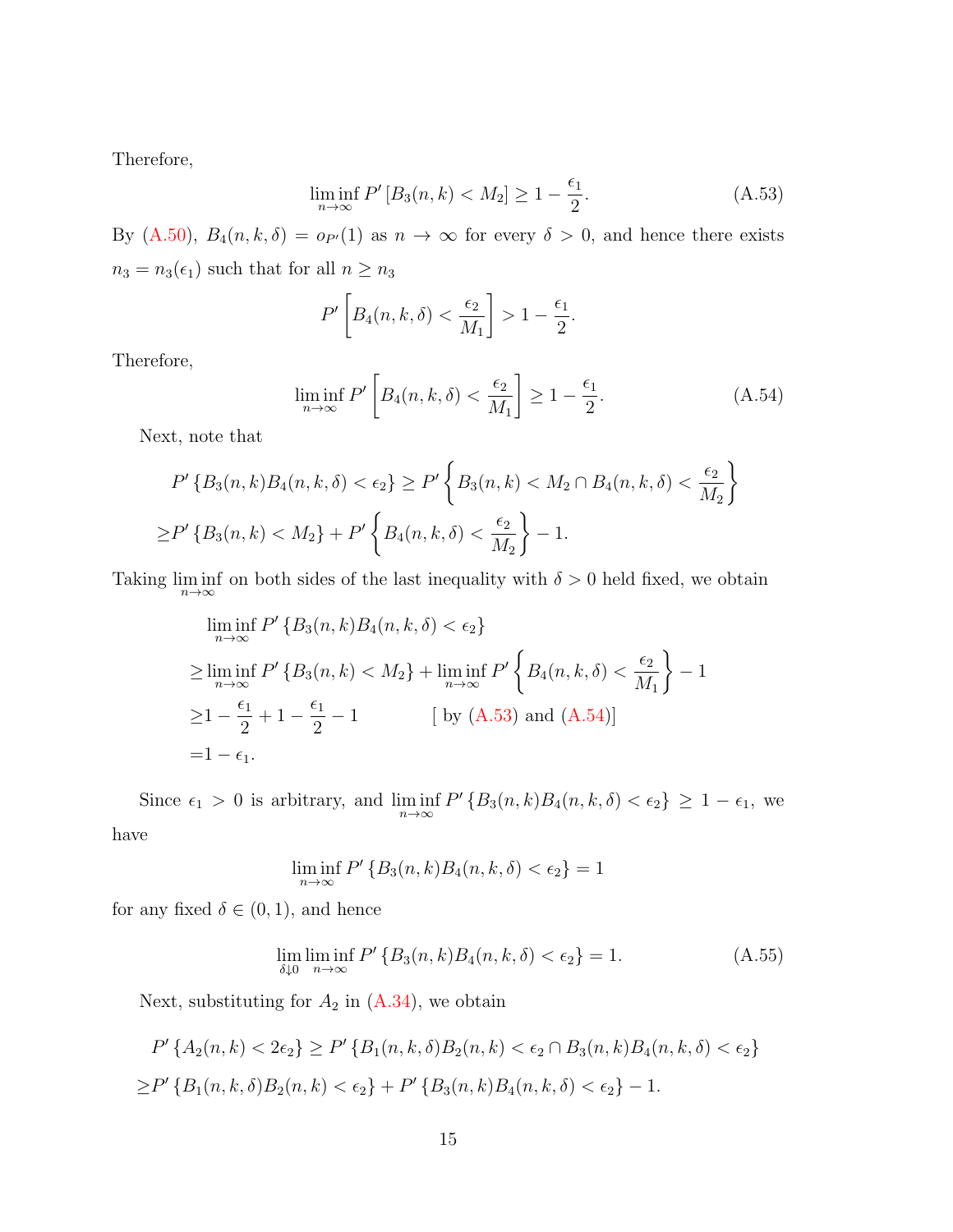Therefore,

$$\liminf_{n\to\infty} P'\left[B_3(n,k) < M_2\right] \geq 1 - \frac{\epsilon_1}{2}. \tag{A.53}$$

By (A.50), $B_4(n,k,\delta) = o_{P'}(1)$ as $n \to \infty$ for every $\delta > 0$, and hence there exists $n_3 = n_3(\epsilon_1)$ such that for all $n \geq n_3$

$$P'\left[B_4(n,k,\delta) < \frac{\epsilon_2}{M_1}\right] > 1 - \frac{\epsilon_1}{2}.$$

Therefore,

$$\liminf_{n\to\infty} P'\left[B_4(n,k,\delta) < \frac{\epsilon_2}{M_1}\right] \geq 1 - \frac{\epsilon_1}{2}. \tag{A.54}$$

Next, note that

$$P'\left\{B_3(n,k)B_4(n,k,\delta) < \epsilon_2\right\} \geq P'\left\{B_3(n,k) < M_2 \cap B_4(n,k,\delta) < \frac{\epsilon_2}{M_2}\right\}$$
$$\geq P'\left\{B_3(n,k) < M_2\right\} + P'\left\{B_4(n,k,\delta) < \frac{\epsilon_2}{M_2}\right\} - 1.$$

Taking $\liminf_{n\to\infty}$ on both sides of the last inequality with $\delta > 0$ held fixed, we obtain

$$\begin{aligned}
&\liminf_{n\to\infty} P'\left\{B_3(n,k)B_4(n,k,\delta) < \epsilon_2\right\} \\
\geq &\liminf_{n\to\infty} P'\left\{B_3(n,k) < M_2\right\} + \liminf_{n\to\infty} P'\left\{B_4(n,k,\delta) < \frac{\epsilon_2}{M_1}\right\} - 1 \\
\geq &1 - \frac{\epsilon_1}{2} + 1 - \frac{\epsilon_1}{2} - 1 \qquad [\text{ by (A.53) and (A.54)}] \\
= &1 - \epsilon_1.
\end{aligned}$$

Since $\epsilon_1 > 0$ is arbitrary, and $\liminf_{n\to\infty} P'\left\{B_3(n,k)B_4(n,k,\delta) < \epsilon_2\right\} \geq 1 - \epsilon_1$, we have

$$\liminf_{n\to\infty} P'\left\{B_3(n,k)B_4(n,k,\delta) < \epsilon_2\right\} = 1$$

for any fixed $\delta \in (0,1)$, and hence

$$\lim_{\delta\downarrow 0}\liminf_{n\to\infty} P'\left\{B_3(n,k)B_4(n,k,\delta) < \epsilon_2\right\} = 1. \tag{A.55}$$

Next, substituting for $A_2$ in (A.34), we obtain

$$P'\left\{A_2(n,k) < 2\epsilon_2\right\} \geq P'\left\{B_1(n,k,\delta)B_2(n,k) < \epsilon_2 \cap B_3(n,k)B_4(n,k,\delta) < \epsilon_2\right\}$$
$$\geq P'\left\{B_1(n,k,\delta)B_2(n,k) < \epsilon_2\right\} + P'\left\{B_3(n,k)B_4(n,k,\delta) < \epsilon_2\right\} - 1.$$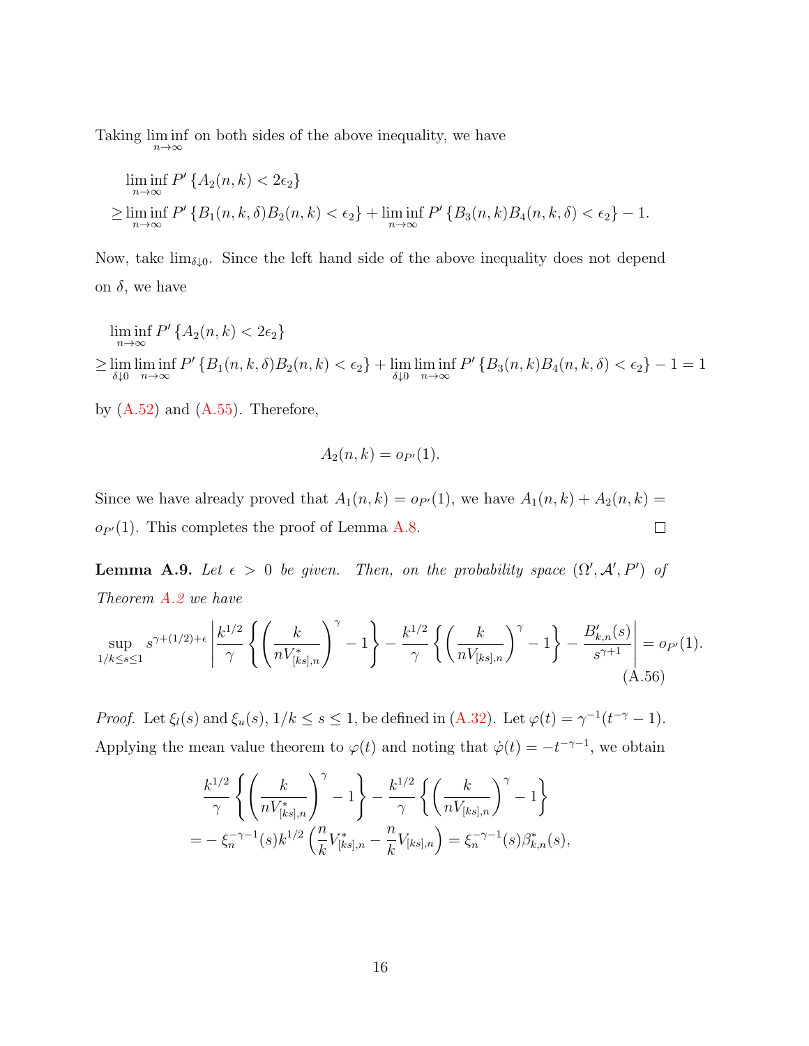Taking $\liminf_{n\to\infty}$ on both sides of the above inequality, we have

$$
\begin{aligned}
&\liminf_{n\to\infty} P'\left\{A_2(n,k) < 2\epsilon_2\right\} \\
\geq &\liminf_{n\to\infty} P'\left\{B_1(n,k,\delta)B_2(n,k) < \epsilon_2\right\} + \liminf_{n\to\infty} P'\left\{B_3(n,k)B_4(n,k,\delta) < \epsilon_2\right\} - 1.
\end{aligned}
$$

Now, take $\lim_{\delta\downarrow 0}$. Since the left hand side of the above inequality does not depend on $\delta$, we have

$$
\begin{aligned}
&\liminf_{n\to\infty} P'\left\{A_2(n,k) < 2\epsilon_2\right\} \\
\geq &\lim_{\delta\downarrow 0}\liminf_{n\to\infty} P'\left\{B_1(n,k,\delta)B_2(n,k) < \epsilon_2\right\} + \lim_{\delta\downarrow 0}\liminf_{n\to\infty} P'\left\{B_3(n,k)B_4(n,k,\delta) < \epsilon_2\right\} - 1 = 1
\end{aligned}
$$

by (A.52) and (A.55). Therefore,

$$
A_2(n,k) = o_{P'}(1).
$$

Since we have already proved that $A_1(n,k) = o_{P'}(1)$, we have $A_1(n,k) + A_2(n,k) = o_{P'}(1)$. This completes the proof of Lemma A.8. □

**Lemma A.9.** *Let $\epsilon > 0$ be given. Then, on the probability space $(\Omega', \mathcal{A}', P')$ of Theorem A.2 we have*

$$
\sup_{1/k\leq s\leq 1} s^{\gamma+(1/2)+\epsilon}\left|\frac{k^{1/2}}{\gamma}\left\{\left(\frac{k}{nV^*_{[ks],n}}\right)^{\gamma} - 1\right\} - \frac{k^{1/2}}{\gamma}\left\{\left(\frac{k}{nV_{[ks],n}}\right)^{\gamma} - 1\right\} - \frac{B'_{k,n}(s)}{s^{\gamma+1}}\right| = o_{P'}(1). \tag{A.56}
$$

*Proof.* Let $\xi_l(s)$ and $\xi_u(s)$, $1/k \leq s \leq 1$, be defined in (A.32). Let $\varphi(t) = \gamma^{-1}(t^{-\gamma} - 1)$. Applying the mean value theorem to $\varphi(t)$ and noting that $\dot{\varphi}(t) = -t^{-\gamma-1}$, we obtain

$$
\begin{aligned}
&\frac{k^{1/2}}{\gamma}\left\{\left(\frac{k}{nV^*_{[ks],n}}\right)^{\gamma} - 1\right\} - \frac{k^{1/2}}{\gamma}\left\{\left(\frac{k}{nV_{[ks],n}}\right)^{\gamma} - 1\right\} \\
= &-\xi_n^{-\gamma-1}(s)k^{1/2}\left(\frac{n}{k}V^*_{[ks],n} - \frac{n}{k}V_{[ks],n}\right) = \xi_n^{-\gamma-1}(s)\beta^*_{k,n}(s),
\end{aligned}
$$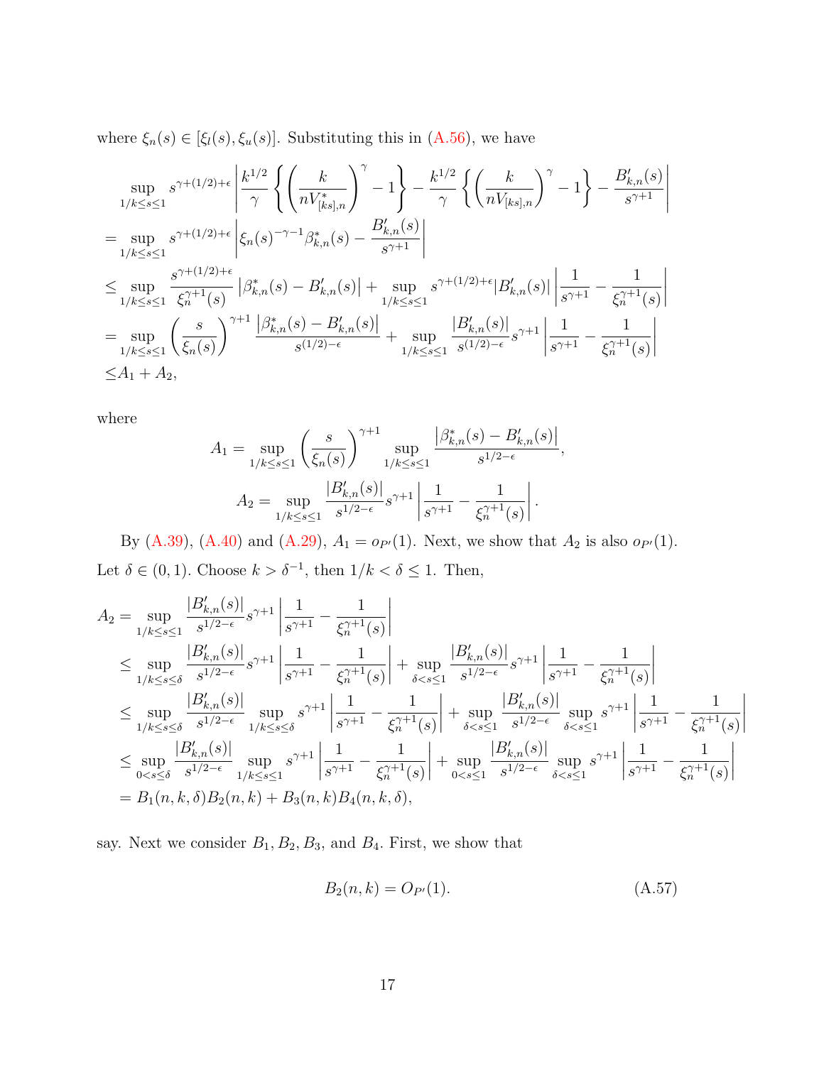where $\xi_n(s) \in [\xi_l(s), \xi_u(s)]$. Substituting this in (A.56), we have

$$
\begin{aligned}
&\sup_{1/k \le s \le 1} s^{\gamma+(1/2)+\epsilon} \left| \frac{k^{1/2}}{\gamma} \left\{ \left( \frac{k}{nV^*_{[ks],n}} \right)^{\gamma} - 1 \right\} - \frac{k^{1/2}}{\gamma} \left\{ \left( \frac{k}{nV_{[ks],n}} \right)^{\gamma} - 1 \right\} - \frac{B'_{k,n}(s)}{s^{\gamma+1}} \right| \\
&= \sup_{1/k \le s \le 1} s^{\gamma+(1/2)+\epsilon} \left| \xi_n(s)^{-\gamma-1} \beta^*_{k,n}(s) - \frac{B'_{k,n}(s)}{s^{\gamma+1}} \right| \\
&\le \sup_{1/k \le s \le 1} \frac{s^{\gamma+(1/2)+\epsilon}}{\xi_n^{\gamma+1}(s)} \left| \beta^*_{k,n}(s) - B'_{k,n}(s) \right| + \sup_{1/k \le s \le 1} s^{\gamma+(1/2)+\epsilon} |B'_{k,n}(s)| \left| \frac{1}{s^{\gamma+1}} - \frac{1}{\xi_n^{\gamma+1}(s)} \right| \\
&= \sup_{1/k \le s \le 1} \left( \frac{s}{\xi_n(s)} \right)^{\gamma+1} \frac{\left| \beta^*_{k,n}(s) - B'_{k,n}(s) \right|}{s^{(1/2)-\epsilon}} + \sup_{1/k \le s \le 1} \frac{|B'_{k,n}(s)|}{s^{(1/2)-\epsilon}} s^{\gamma+1} \left| \frac{1}{s^{\gamma+1}} - \frac{1}{\xi_n^{\gamma+1}(s)} \right| \\
&\le A_1 + A_2,
\end{aligned}
$$

where

$$
A_1 = \sup_{1/k \le s \le 1} \left( \frac{s}{\xi_n(s)} \right)^{\gamma+1} \sup_{1/k \le s \le 1} \frac{\left| \beta^*_{k,n}(s) - B'_{k,n}(s) \right|}{s^{1/2-\epsilon}},
$$

$$
A_2 = \sup_{1/k \le s \le 1} \frac{|B'_{k,n}(s)|}{s^{1/2-\epsilon}} s^{\gamma+1} \left| \frac{1}{s^{\gamma+1}} - \frac{1}{\xi_n^{\gamma+1}(s)} \right|.
$$

By (A.39), (A.40) and (A.29), $A_1 = o_{P'}(1)$. Next, we show that $A_2$ is also $o_{P'}(1)$. Let $\delta \in (0, 1)$. Choose $k > \delta^{-1}$, then $1/k < \delta \le 1$. Then,

$$
\begin{aligned}
A_2 &= \sup_{1/k \le s \le 1} \frac{|B'_{k,n}(s)|}{s^{1/2-\epsilon}} s^{\gamma+1} \left| \frac{1}{s^{\gamma+1}} - \frac{1}{\xi_n^{\gamma+1}(s)} \right| \\
&\le \sup_{1/k \le s \le \delta} \frac{|B'_{k,n}(s)|}{s^{1/2-\epsilon}} s^{\gamma+1} \left| \frac{1}{s^{\gamma+1}} - \frac{1}{\xi_n^{\gamma+1}(s)} \right| + \sup_{\delta < s \le 1} \frac{|B'_{k,n}(s)|}{s^{1/2-\epsilon}} s^{\gamma+1} \left| \frac{1}{s^{\gamma+1}} - \frac{1}{\xi_n^{\gamma+1}(s)} \right| \\
&\le \sup_{1/k \le s \le \delta} \frac{|B'_{k,n}(s)|}{s^{1/2-\epsilon}} \sup_{1/k \le s \le \delta} s^{\gamma+1} \left| \frac{1}{s^{\gamma+1}} - \frac{1}{\xi_n^{\gamma+1}(s)} \right| + \sup_{\delta < s \le 1} \frac{|B'_{k,n}(s)|}{s^{1/2-\epsilon}} \sup_{\delta < s \le 1} s^{\gamma+1} \left| \frac{1}{s^{\gamma+1}} - \frac{1}{\xi_n^{\gamma+1}(s)} \right| \\
&\le \sup_{0 < s \le \delta} \frac{|B'_{k,n}(s)|}{s^{1/2-\epsilon}} \sup_{1/k \le s \le 1} s^{\gamma+1} \left| \frac{1}{s^{\gamma+1}} - \frac{1}{\xi_n^{\gamma+1}(s)} \right| + \sup_{0 < s \le 1} \frac{|B'_{k,n}(s)|}{s^{1/2-\epsilon}} \sup_{\delta < s \le 1} s^{\gamma+1} \left| \frac{1}{s^{\gamma+1}} - \frac{1}{\xi_n^{\gamma+1}(s)} \right| \\
&= B_1(n, k, \delta) B_2(n, k) + B_3(n, k) B_4(n, k, \delta),
\end{aligned}
$$

say. Next we consider $B_1$, $B_2$, $B_3$, and $B_4$. First, we show that

$$
B_2(n, k) = O_{P'}(1). \tag{A.57}
$$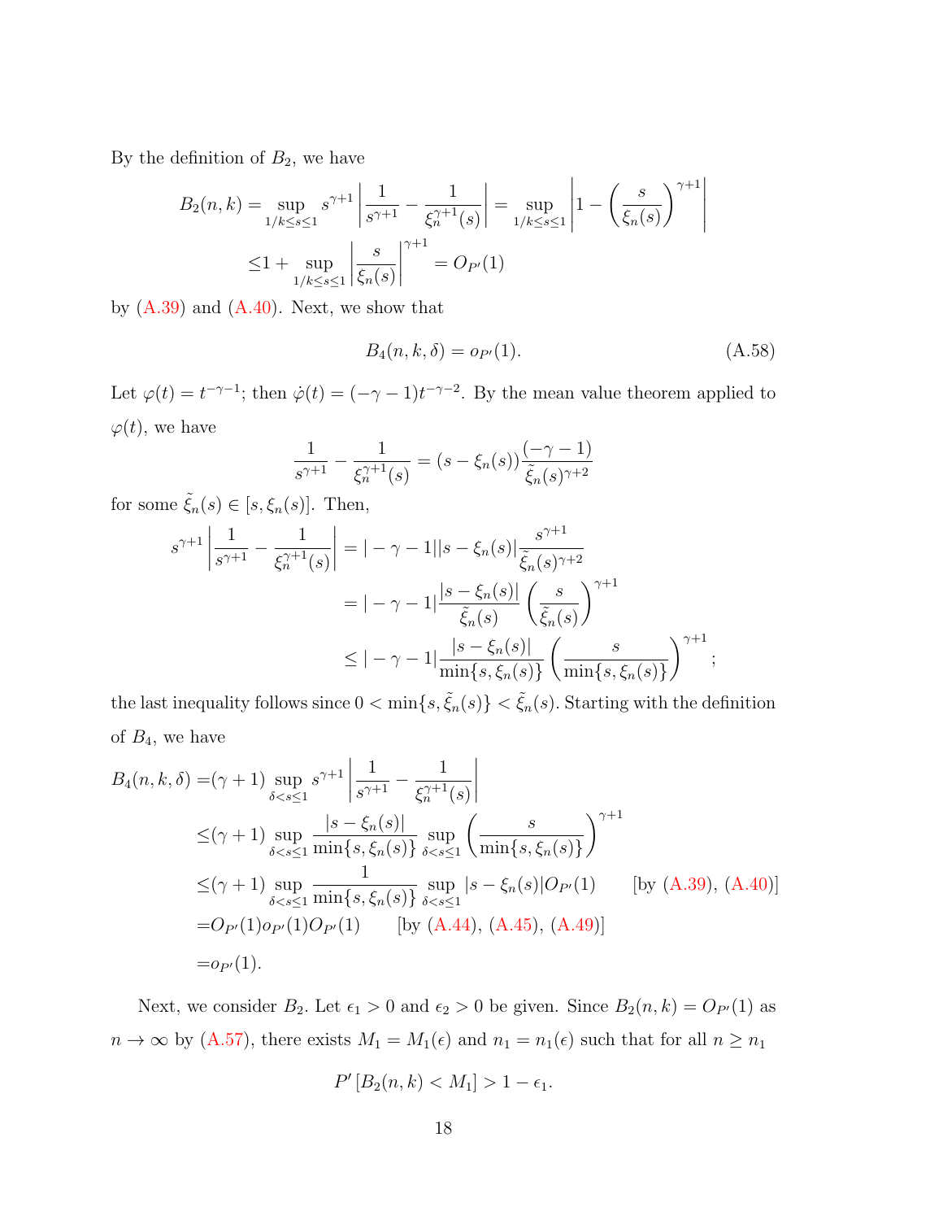By the definition of $B_2$, we have

$$
\begin{aligned}
B_2(n,k) &= \sup_{1/k \le s \le 1} s^{\gamma+1} \left| \frac{1}{s^{\gamma+1}} - \frac{1}{\xi_n^{\gamma+1}(s)} \right| = \sup_{1/k \le s \le 1} \left| 1 - \left( \frac{s}{\xi_n(s)} \right)^{\gamma+1} \right| \\
&\le 1 + \sup_{1/k \le s \le 1} \left| \frac{s}{\xi_n(s)} \right|^{\gamma+1} = O_{P'}(1)
\end{aligned}
$$

by (A.39) and (A.40). Next, we show that

$$
B_4(n,k,\delta) = o_{P'}(1). \tag{A.58}
$$

Let $\varphi(t) = t^{-\gamma-1}$; then $\dot{\varphi}(t) = (-\gamma-1)t^{-\gamma-2}$. By the mean value theorem applied to $\varphi(t)$, we have

$$
\frac{1}{s^{\gamma+1}} - \frac{1}{\xi_n^{\gamma+1}(s)} = (s - \xi_n(s)) \frac{(-\gamma-1)}{\tilde{\xi}_n(s)^{\gamma+2}}
$$

for some $\tilde{\xi}_n(s) \in [s, \xi_n(s)]$. Then,

$$
\begin{aligned}
s^{\gamma+1} \left| \frac{1}{s^{\gamma+1}} - \frac{1}{\xi_n^{\gamma+1}(s)} \right| &= |-\gamma-1| |s - \xi_n(s)| \frac{s^{\gamma+1}}{\tilde{\xi}_n(s)^{\gamma+2}} \\
&= |-\gamma-1| \frac{|s - \xi_n(s)|}{\tilde{\xi}_n(s)} \left( \frac{s}{\tilde{\xi}_n(s)} \right)^{\gamma+1} \\
&\le |-\gamma-1| \frac{|s - \xi_n(s)|}{\min\{s, \xi_n(s)\}} \left( \frac{s}{\min\{s, \xi_n(s)\}} \right)^{\gamma+1};
\end{aligned}
$$

the last inequality follows since $0 < \min\{s, \tilde{\xi}_n(s)\} < \tilde{\xi}_n(s)$. Starting with the definition of $B_4$, we have

$$
\begin{aligned}
B_4(n,k,\delta) &= (\gamma+1) \sup_{\delta < s \le 1} s^{\gamma+1} \left| \frac{1}{s^{\gamma+1}} - \frac{1}{\xi_n^{\gamma+1}(s)} \right| \\
&\le (\gamma+1) \sup_{\delta < s \le 1} \frac{|s - \xi_n(s)|}{\min\{s, \xi_n(s)\}} \sup_{\delta < s \le 1} \left( \frac{s}{\min\{s, \xi_n(s)\}} \right)^{\gamma+1} \\
&\le (\gamma+1) \sup_{\delta < s \le 1} \frac{1}{\min\{s, \xi_n(s)\}} \sup_{\delta < s \le 1} |s - \xi_n(s)| O_{P'}(1) \qquad \text{[by (A.39), (A.40)]} \\
&= O_{P'}(1) o_{P'}(1) O_{P'}(1) \qquad \text{[by (A.44), (A.45), (A.49)]} \\
&= o_{P'}(1).
\end{aligned}
$$

Next, we consider $B_2$. Let $\epsilon_1 > 0$ and $\epsilon_2 > 0$ be given. Since $B_2(n,k) = O_{P'}(1)$ as $n \to \infty$ by (A.57), there exists $M_1 = M_1(\epsilon)$ and $n_1 = n_1(\epsilon)$ such that for all $n \ge n_1$

$$
P'[B_2(n,k) < M_1] > 1 - \epsilon_1.
$$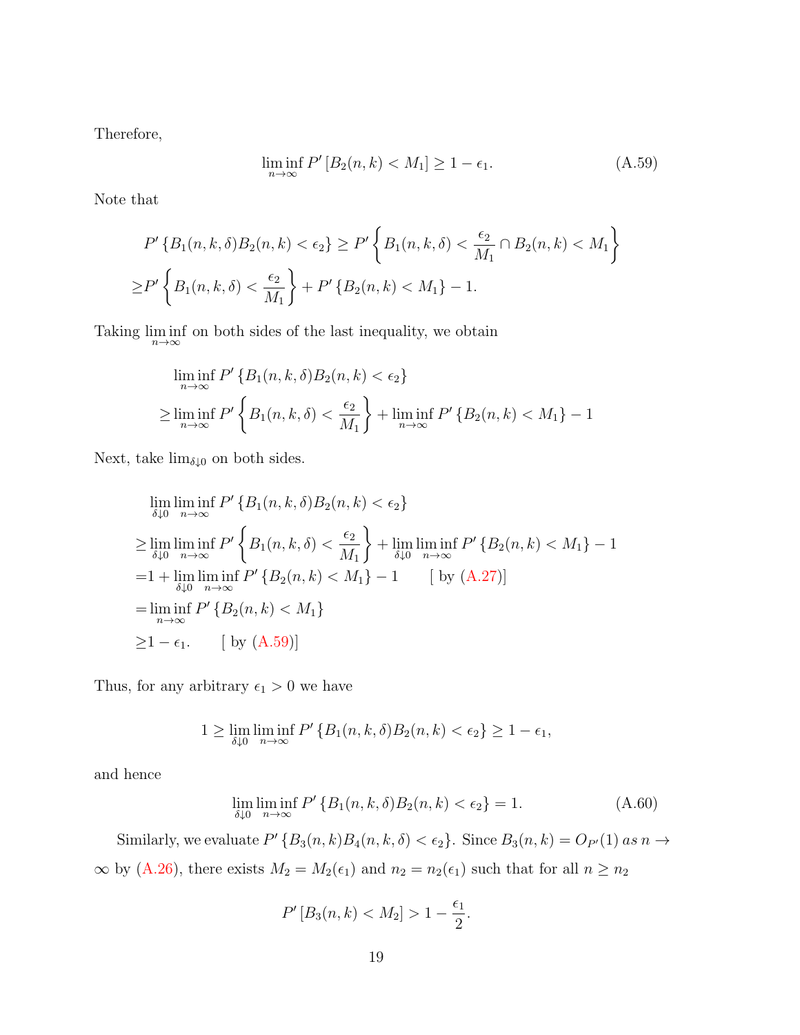Therefore,

$$\liminf_{n\to\infty} P'\left[B_2(n,k) < M_1\right] \geq 1 - \epsilon_1. \tag{A.59}$$

Note that

$$\begin{aligned}
&P'\left\{B_1(n,k,\delta)B_2(n,k) < \epsilon_2\right\} \geq P'\left\{B_1(n,k,\delta) < \frac{\epsilon_2}{M_1} \cap B_2(n,k) < M_1\right\} \\
\geq &P'\left\{B_1(n,k,\delta) < \frac{\epsilon_2}{M_1}\right\} + P'\left\{B_2(n,k) < M_1\right\} - 1.
\end{aligned}$$

Taking $\liminf\limits_{n\to\infty}$ on both sides of the last inequality, we obtain

$$\begin{aligned}
&\liminf_{n\to\infty} P'\left\{B_1(n,k,\delta)B_2(n,k) < \epsilon_2\right\} \\
\geq &\liminf_{n\to\infty} P'\left\{B_1(n,k,\delta) < \frac{\epsilon_2}{M_1}\right\} + \liminf_{n\to\infty} P'\left\{B_2(n,k) < M_1\right\} - 1
\end{aligned}$$

Next, take $\lim_{\delta\downarrow 0}$ on both sides.

$$\begin{aligned}
&\lim_{\delta\downarrow 0}\liminf_{n\to\infty} P'\left\{B_1(n,k,\delta)B_2(n,k) < \epsilon_2\right\} \\
\geq &\lim_{\delta\downarrow 0}\liminf_{n\to\infty} P'\left\{B_1(n,k,\delta) < \frac{\epsilon_2}{M_1}\right\} + \lim_{\delta\downarrow 0}\liminf_{n\to\infty} P'\left\{B_2(n,k) < M_1\right\} - 1 \\
= &1 + \lim_{\delta\downarrow 0}\liminf_{n\to\infty} P'\left\{B_2(n,k) < M_1\right\} - 1 \qquad [\text{ by (A.27)}] \\
= &\liminf_{n\to\infty} P'\left\{B_2(n,k) < M_1\right\} \\
\geq &1 - \epsilon_1. \qquad [\text{ by (A.59)}]
\end{aligned}$$

Thus, for any arbitrary $\epsilon_1 > 0$ we have

$$1 \geq \lim_{\delta\downarrow 0}\liminf_{n\to\infty} P'\left\{B_1(n,k,\delta)B_2(n,k) < \epsilon_2\right\} \geq 1 - \epsilon_1,$$

and hence

$$\lim_{\delta\downarrow 0}\liminf_{n\to\infty} P'\left\{B_1(n,k,\delta)B_2(n,k) < \epsilon_2\right\} = 1. \tag{A.60}$$

Similarly, we evaluate $P'\left\{B_3(n,k)B_4(n,k,\delta) < \epsilon_2\right\}$. Since $B_3(n,k) = O_{P'}(1)$ *as* $n \to \infty$ by (A.26), there exists $M_2 = M_2(\epsilon_1)$ and $n_2 = n_2(\epsilon_1)$ such that for all $n \geq n_2$

$$P'\left[B_3(n,k) < M_2\right] > 1 - \frac{\epsilon_1}{2}.$$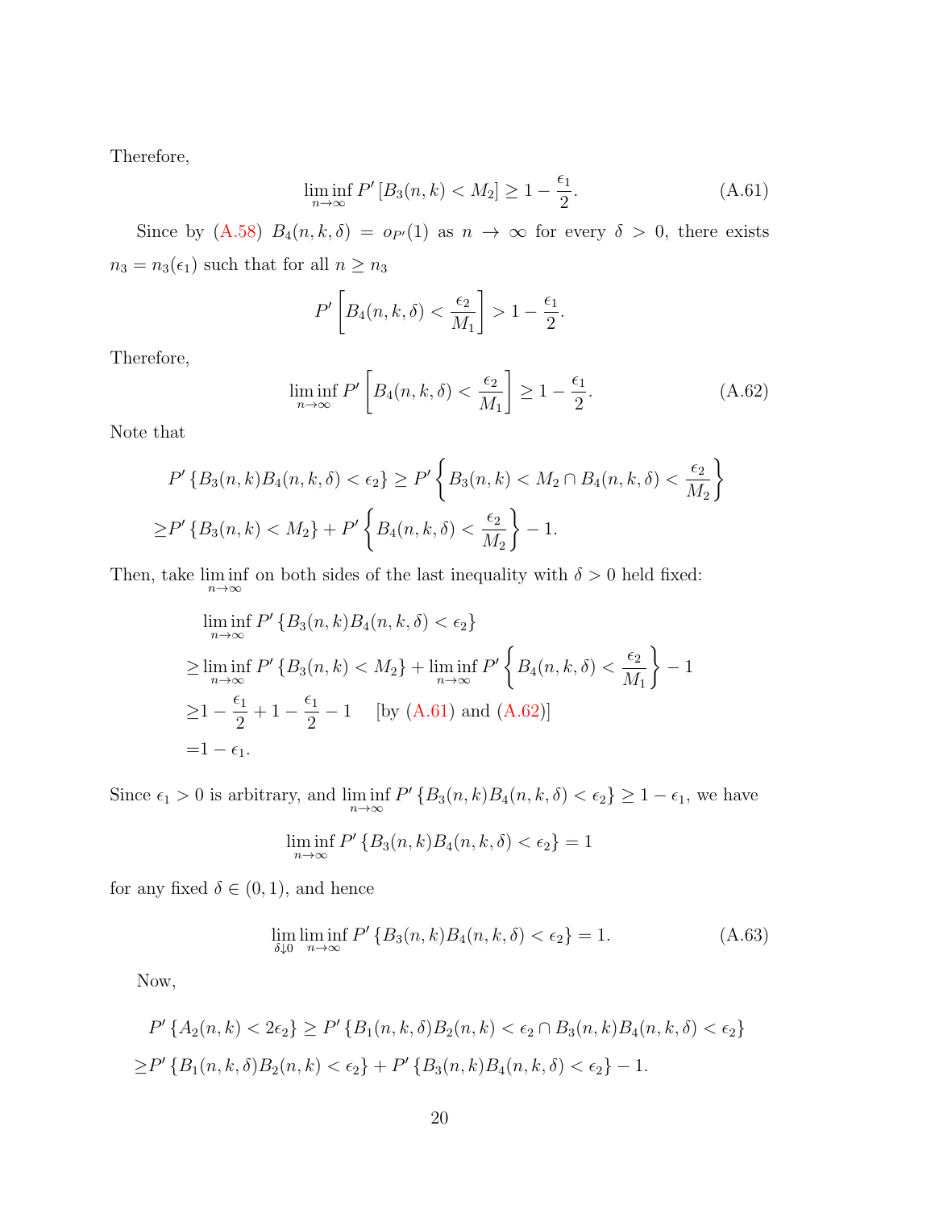Therefore,

$$\liminf_{n\to\infty} P'\left[B_3(n,k) < M_2\right] \geq 1 - \frac{\epsilon_1}{2}. \tag{A.61}$$

Since by (A.58) $B_4(n,k,\delta) = o_{P'}(1)$ as $n \to \infty$ for every $\delta > 0$, there exists $n_3 = n_3(\epsilon_1)$ such that for all $n \geq n_3$

$$P'\left[B_4(n,k,\delta) < \frac{\epsilon_2}{M_1}\right] > 1 - \frac{\epsilon_1}{2}.$$

Therefore,

$$\liminf_{n\to\infty} P'\left[B_4(n,k,\delta) < \frac{\epsilon_2}{M_1}\right] \geq 1 - \frac{\epsilon_1}{2}. \tag{A.62}$$

Note that

$$P'\left\{B_3(n,k)B_4(n,k,\delta) < \epsilon_2\right\} \geq P'\left\{B_3(n,k) < M_2 \cap B_4(n,k,\delta) < \frac{\epsilon_2}{M_2}\right\}$$
$$\geq P'\left\{B_3(n,k) < M_2\right\} + P'\left\{B_4(n,k,\delta) < \frac{\epsilon_2}{M_2}\right\} - 1.$$

Then, take $\liminf\limits_{n\to\infty}$ on both sides of the last inequality with $\delta > 0$ held fixed:

$$\begin{aligned}
&\liminf_{n\to\infty} P'\left\{B_3(n,k)B_4(n,k,\delta) < \epsilon_2\right\}\\
\geq &\liminf_{n\to\infty} P'\left\{B_3(n,k) < M_2\right\} + \liminf_{n\to\infty} P'\left\{B_4(n,k,\delta) < \frac{\epsilon_2}{M_1}\right\} - 1\\
\geq &1 - \frac{\epsilon_1}{2} + 1 - \frac{\epsilon_1}{2} - 1 \quad \text{[by (A.61) and (A.62)]}\\
= &1 - \epsilon_1.
\end{aligned}$$

Since $\epsilon_1 > 0$ is arbitrary, and $\liminf\limits_{n\to\infty} P'\left\{B_3(n,k)B_4(n,k,\delta) < \epsilon_2\right\} \geq 1 - \epsilon_1$, we have

$$\liminf_{n\to\infty} P'\left\{B_3(n,k)B_4(n,k,\delta) < \epsilon_2\right\} = 1$$

for any fixed $\delta \in (0,1)$, and hence

$$\lim_{\delta\downarrow 0}\liminf_{n\to\infty} P'\left\{B_3(n,k)B_4(n,k,\delta) < \epsilon_2\right\} = 1. \tag{A.63}$$

Now,

$$P'\left\{A_2(n,k) < 2\epsilon_2\right\} \geq P'\left\{B_1(n,k,\delta)B_2(n,k) < \epsilon_2 \cap B_3(n,k)B_4(n,k,\delta) < \epsilon_2\right\}$$
$$\geq P'\left\{B_1(n,k,\delta)B_2(n,k) < \epsilon_2\right\} + P'\left\{B_3(n,k)B_4(n,k,\delta) < \epsilon_2\right\} - 1.$$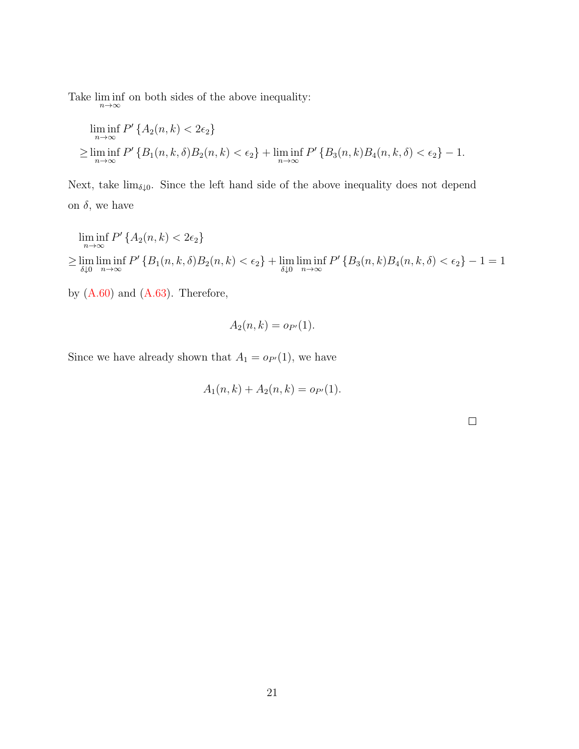Take $\liminf_{n\to\infty}$ on both sides of the above inequality:

$$
\begin{aligned}
&\liminf_{n\to\infty} P'\left\{A_2(n,k) < 2\epsilon_2\right\} \\
&\geq \liminf_{n\to\infty} P'\left\{B_1(n,k,\delta)B_2(n,k) < \epsilon_2\right\} + \liminf_{n\to\infty} P'\left\{B_3(n,k)B_4(n,k,\delta) < \epsilon_2\right\} - 1.
\end{aligned}
$$

Next, take $\lim_{\delta\downarrow 0}$. Since the left hand side of the above inequality does not depend on $\delta$, we have

$$
\begin{aligned}
&\liminf_{n\to\infty} P'\left\{A_2(n,k) < 2\epsilon_2\right\} \\
&\geq \lim_{\delta\downarrow 0}\liminf_{n\to\infty} P'\left\{B_1(n,k,\delta)B_2(n,k) < \epsilon_2\right\} + \lim_{\delta\downarrow 0}\liminf_{n\to\infty} P'\left\{B_3(n,k)B_4(n,k,\delta) < \epsilon_2\right\} - 1 = 1
\end{aligned}
$$

by (A.60) and (A.63). Therefore,

$$
A_2(n,k) = o_{P'}(1).
$$

Since we have already shown that $A_1 = o_{P'}(1)$, we have

$$
A_1(n,k) + A_2(n,k) = o_{P'}(1).
$$

□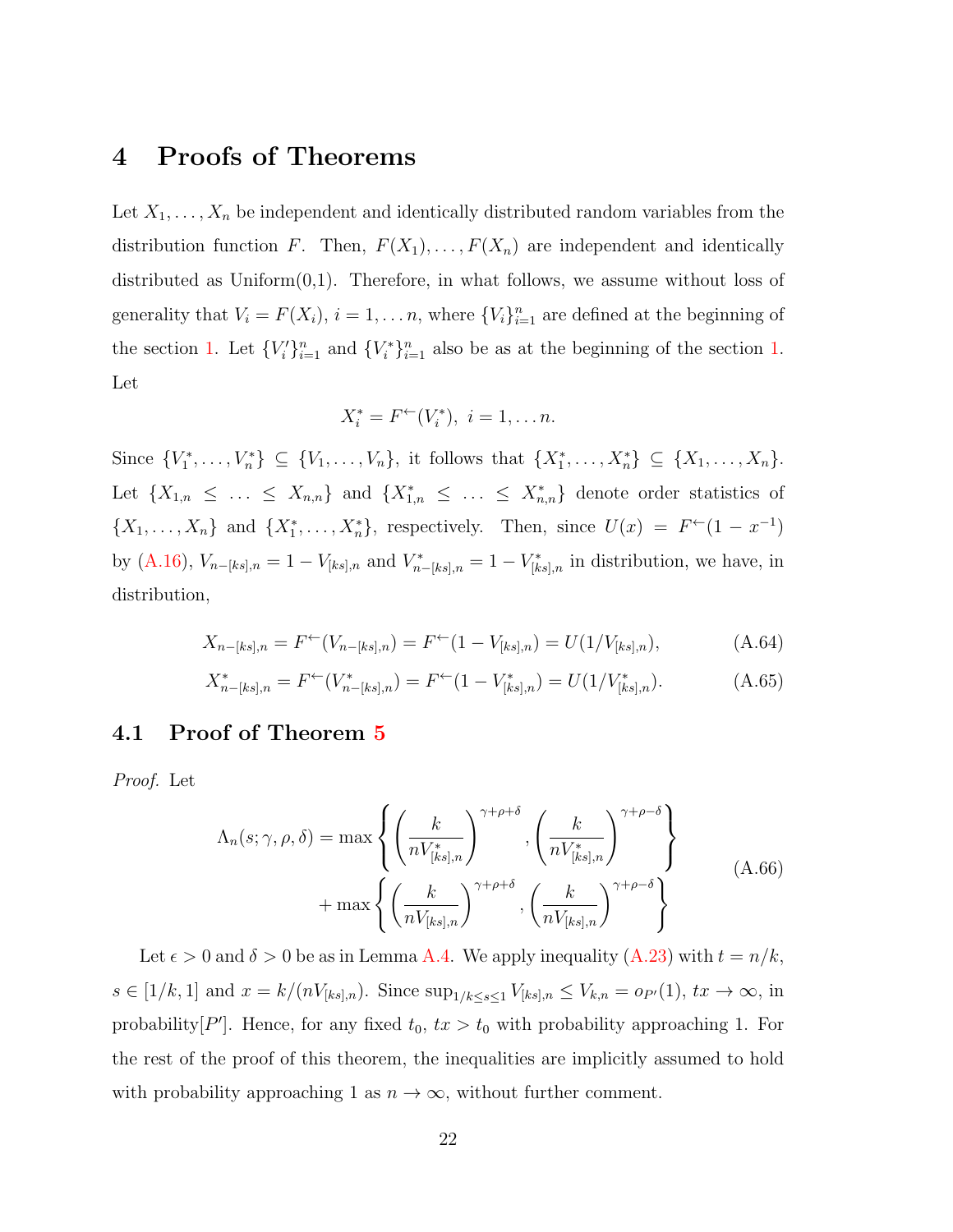# 4 Proofs of Theorems

Let $X_1, \dots, X_n$ be independent and identically distributed random variables from the distribution function $F$. Then, $F(X_1), \dots, F(X_n)$ are independent and identically distributed as Uniform(0,1). Therefore, in what follows, we assume without loss of generality that $V_i = F(X_i)$, $i = 1, \dots n$, where $\{V_i\}_{i=1}^n$ are defined at the beginning of the section 1. Let $\{V_i'\}_{i=1}^n$ and $\{V_i^*\}_{i=1}^n$ also be as at the beginning of the section 1. Let

$$X_i^* = F^{\leftarrow}(V_i^*),\ i = 1, \dots n.$$

Since $\{V_1^*, \dots, V_n^*\} \subseteq \{V_1, \dots, V_n\}$, it follows that $\{X_1^*, \dots, X_n^*\} \subseteq \{X_1, \dots, X_n\}$. Let $\{X_{1,n} \leq \dots \leq X_{n,n}\}$ and $\{X_{1,n}^* \leq \dots \leq X_{n,n}^*\}$ denote order statistics of $\{X_1, \dots, X_n\}$ and $\{X_1^*, \dots, X_n^*\}$, respectively. Then, since $U(x) = F^{\leftarrow}(1 - x^{-1})$ by (A.16), $V_{n-[ks],n} = 1 - V_{[ks],n}$ and $V_{n-[ks],n}^* = 1 - V_{[ks],n}^*$ in distribution, we have, in distribution,

$$X_{n-[ks],n} = F^{\leftarrow}(V_{n-[ks],n}) = F^{\leftarrow}(1 - V_{[ks],n}) = U(1/V_{[ks],n}), \tag{A.64}$$

$$X_{n-[ks],n}^* = F^{\leftarrow}(V_{n-[ks],n}^*) = F^{\leftarrow}(1 - V_{[ks],n}^*) = U(1/V_{[ks],n}^*). \tag{A.65}$$

## 4.1 Proof of Theorem 5

*Proof.* Let

$$\begin{aligned}\Lambda_n(s; \gamma, \rho, \delta) = \max &\left\{ \left( \frac{k}{nV_{[ks],n}^*} \right)^{\gamma+\rho+\delta}, \left( \frac{k}{nV_{[ks],n}^*} \right)^{\gamma+\rho-\delta} \right\} \\ &+ \max \left\{ \left( \frac{k}{nV_{[ks],n}} \right)^{\gamma+\rho+\delta}, \left( \frac{k}{nV_{[ks],n}} \right)^{\gamma+\rho-\delta} \right\}\end{aligned} \tag{A.66}$$

Let $\epsilon > 0$ and $\delta > 0$ be as in Lemma A.4. We apply inequality (A.23) with $t = n/k$, $s \in [1/k, 1]$ and $x = k/(nV_{[ks],n})$. Since $\sup_{1/k \leq s \leq 1} V_{[ks],n} \leq V_{k,n} = o_{P'}(1)$, $tx \to \infty$, in probability$[P']$. Hence, for any fixed $t_0$, $tx > t_0$ with probability approaching 1. For the rest of the proof of this theorem, the inequalities are implicitly assumed to hold with probability approaching 1 as $n \to \infty$, without further comment.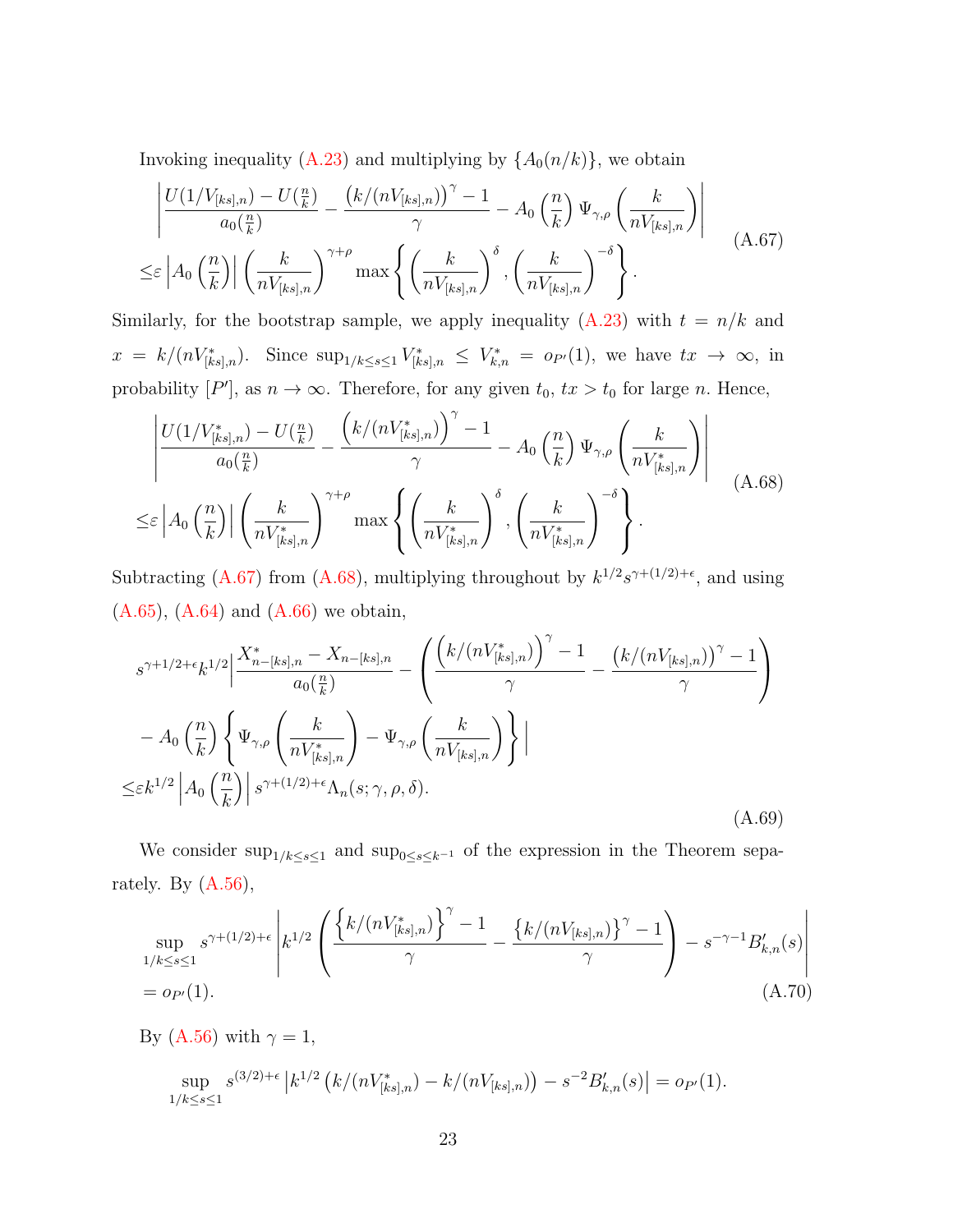Invoking inequality (A.23) and multiplying by $\{A_0(n/k)\}$, we obtain

$$
\begin{aligned}
&\left|\frac{U(1/V_{[ks],n})-U(\frac{n}{k})}{a_0(\frac{n}{k})}-\frac{\left(k/(nV_{[ks],n})\right)^{\gamma}-1}{\gamma}-A_0\left(\frac{n}{k}\right)\Psi_{\gamma,\rho}\left(\frac{k}{nV_{[ks],n}}\right)\right| \\
\leq&\varepsilon\left|A_0\left(\frac{n}{k}\right)\right|\left(\frac{k}{nV_{[ks],n}}\right)^{\gamma+\rho}\max\left\{\left(\frac{k}{nV_{[ks],n}}\right)^{\delta},\left(\frac{k}{nV_{[ks],n}}\right)^{-\delta}\right\}.
\end{aligned}
\tag{A.67}
$$

Similarly, for the bootstrap sample, we apply inequality (A.23) with $t=n/k$ and $x=k/(nV^*_{[ks],n})$. Since $\sup_{1/k\leq s\leq 1}V^*_{[ks],n}\leq V^*_{k,n}=o_{P'}(1)$, we have $tx\to\infty$, in probability $[P']$, as $n\to\infty$. Therefore, for any given $t_0$, $tx>t_0$ for large $n$. Hence,

$$
\begin{aligned}
&\left|\frac{U(1/V^*_{[ks],n})-U(\frac{n}{k})}{a_0(\frac{n}{k})}-\frac{\left(k/(nV^*_{[ks],n})\right)^{\gamma}-1}{\gamma}-A_0\left(\frac{n}{k}\right)\Psi_{\gamma,\rho}\left(\frac{k}{nV^*_{[ks],n}}\right)\right| \\
\leq&\varepsilon\left|A_0\left(\frac{n}{k}\right)\right|\left(\frac{k}{nV^*_{[ks],n}}\right)^{\gamma+\rho}\max\left\{\left(\frac{k}{nV^*_{[ks],n}}\right)^{\delta},\left(\frac{k}{nV^*_{[ks],n}}\right)^{-\delta}\right\}.
\end{aligned}
\tag{A.68}
$$

Subtracting (A.67) from (A.68), multiplying throughout by $k^{1/2}s^{\gamma+(1/2)+\epsilon}$, and using (A.65), (A.64) and (A.66) we obtain,

$$
\begin{aligned}
&s^{\gamma+1/2+\epsilon}k^{1/2}\Big|\frac{X^*_{n-[ks],n}-X_{n-[ks],n}}{a_0(\frac{n}{k})}-\left(\frac{\left(k/(nV^*_{[ks],n})\right)^{\gamma}-1}{\gamma}-\frac{\left(k/(nV_{[ks],n})\right)^{\gamma}-1}{\gamma}\right) \\
&-A_0\left(\frac{n}{k}\right)\left\{\Psi_{\gamma,\rho}\left(\frac{k}{nV^*_{[ks],n}}\right)-\Psi_{\gamma,\rho}\left(\frac{k}{nV_{[ks],n}}\right)\right\}\Big| \\
\leq&\varepsilon k^{1/2}\left|A_0\left(\frac{n}{k}\right)\right|s^{\gamma+(1/2)+\epsilon}\Lambda_n(s;\gamma,\rho,\delta).
\end{aligned}
\tag{A.69}
$$

We consider $\sup_{1/k\leq s\leq 1}$ and $\sup_{0\leq s\leq k^{-1}}$ of the expression in the Theorem separately. By (A.56),

$$
\begin{aligned}
&\sup_{1/k\leq s\leq 1}s^{\gamma+(1/2)+\epsilon}\left|k^{1/2}\left(\frac{\left\{k/(nV^*_{[ks],n})\right\}^{\gamma}-1}{\gamma}-\frac{\left\{k/(nV_{[ks],n})\right\}^{\gamma}-1}{\gamma}\right)-s^{-\gamma-1}B'_{k,n}(s)\right| \\
=&o_{P'}(1).
\end{aligned}
\tag{A.70}
$$

By (A.56) with $\gamma=1$,

$$
\sup_{1/k\leq s\leq 1}s^{(3/2)+\epsilon}\left|k^{1/2}\left(k/(nV^*_{[ks],n})-k/(nV_{[ks],n})\right)-s^{-2}B'_{k,n}(s)\right|=o_{P'}(1).
$$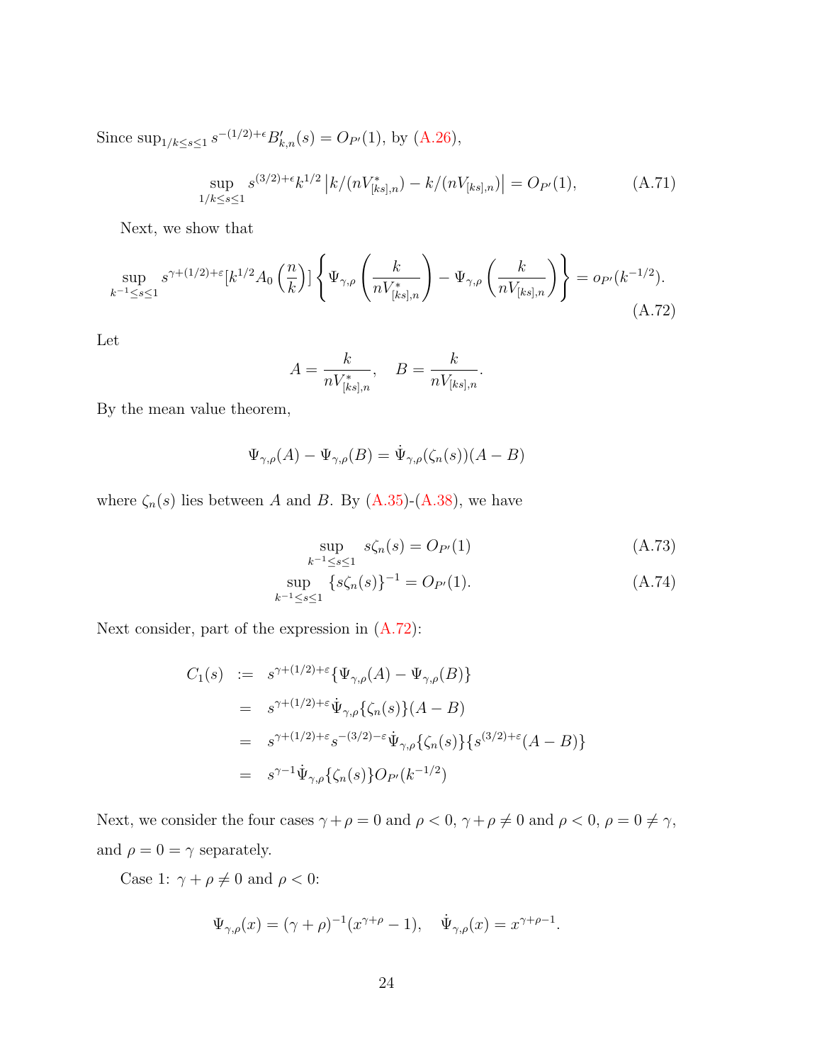Since $\sup_{1/k \le s \le 1} s^{-(1/2)+\epsilon} B'_{k,n}(s) = O_{P'}(1)$, by (A.26),

$$\sup_{1/k \le s \le 1} s^{(3/2)+\epsilon} k^{1/2} \left| k/(nV^*_{[ks],n}) - k/(nV_{[ks],n}) \right| = O_{P'}(1), \tag{A.71}$$

Next, we show that

$$\sup_{k^{-1} \le s \le 1} s^{\gamma+(1/2)+\varepsilon} [k^{1/2} A_0 \left(\frac{n}{k}\right)] \left\{ \Psi_{\gamma,\rho}\left(\frac{k}{nV^*_{[ks],n}}\right) - \Psi_{\gamma,\rho}\left(\frac{k}{nV_{[ks],n}}\right) \right\} = o_{P'}(k^{-1/2}). \tag{A.72}$$

Let

$$A = \frac{k}{nV^*_{[ks],n}}, \quad B = \frac{k}{nV_{[ks],n}}.$$

By the mean value theorem,

$$\Psi_{\gamma,\rho}(A) - \Psi_{\gamma,\rho}(B) = \dot{\Psi}_{\gamma,\rho}(\zeta_n(s))(A - B)$$

where $\zeta_n(s)$ lies between $A$ and $B$. By (A.35)-(A.38), we have

$$\sup_{k^{-1} \le s \le 1} s\zeta_n(s) = O_{P'}(1) \tag{A.73}$$

$$\sup_{k^{-1} \le s \le 1} \{s\zeta_n(s)\}^{-1} = O_{P'}(1). \tag{A.74}$$

Next consider, part of the expression in (A.72):

$$\begin{aligned}
C_1(s) &:= s^{\gamma+(1/2)+\varepsilon} \{\Psi_{\gamma,\rho}(A) - \Psi_{\gamma,\rho}(B)\} \\
&= s^{\gamma+(1/2)+\varepsilon} \dot{\Psi}_{\gamma,\rho}\{\zeta_n(s)\}(A - B) \\
&= s^{\gamma+(1/2)+\varepsilon} s^{-(3/2)-\varepsilon} \dot{\Psi}_{\gamma,\rho}\{\zeta_n(s)\}\{s^{(3/2)+\varepsilon}(A - B)\} \\
&= s^{\gamma-1} \dot{\Psi}_{\gamma,\rho}\{\zeta_n(s)\} O_{P'}(k^{-1/2})
\end{aligned}$$

Next, we consider the four cases $\gamma + \rho = 0$ and $\rho < 0$, $\gamma + \rho \neq 0$ and $\rho < 0$, $\rho = 0 \neq \gamma$, and $\rho = 0 = \gamma$ separately.

Case 1: $\gamma + \rho \neq 0$ and $\rho < 0$:

$$\Psi_{\gamma,\rho}(x) = (\gamma + \rho)^{-1}(x^{\gamma+\rho} - 1), \quad \dot{\Psi}_{\gamma,\rho}(x) = x^{\gamma+\rho-1}.$$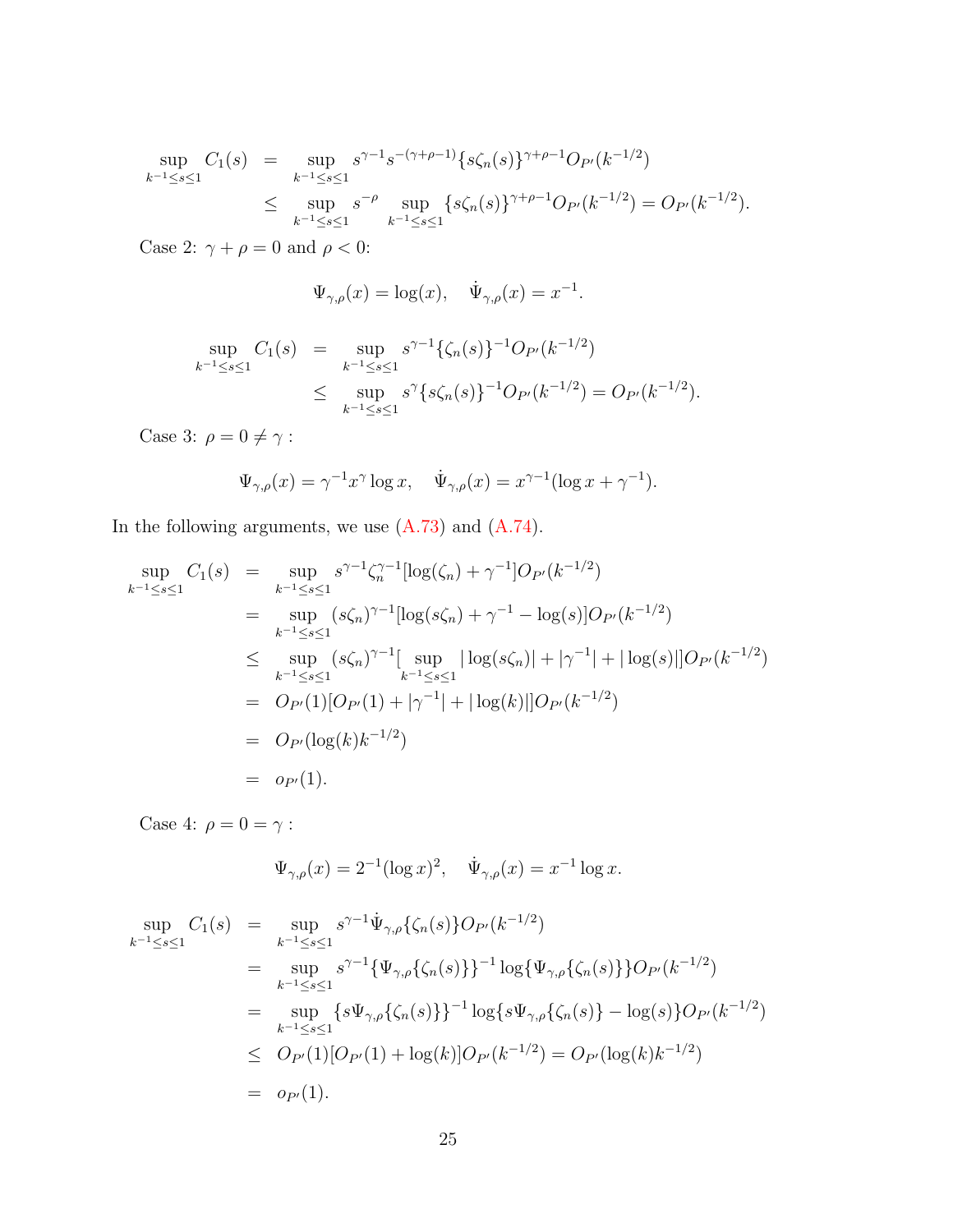$$
\begin{aligned}
\sup_{k^{-1}\le s\le 1} C_1(s) &= \sup_{k^{-1}\le s\le 1} s^{\gamma-1}s^{-(\gamma+\rho-1)}\{s\zeta_n(s)\}^{\gamma+\rho-1}O_{P'}(k^{-1/2}) \\
&\le \sup_{k^{-1}\le s\le 1} s^{-\rho} \sup_{k^{-1}\le s\le 1}\{s\zeta_n(s)\}^{\gamma+\rho-1}O_{P'}(k^{-1/2}) = O_{P'}(k^{-1/2}).
\end{aligned}
$$

Case 2: $\gamma+\rho=0$ and $\rho<0$:

$$
\Psi_{\gamma,\rho}(x)=\log(x), \quad \dot{\Psi}_{\gamma,\rho}(x)=x^{-1}.
$$

$$
\begin{aligned}
\sup_{k^{-1}\le s\le 1} C_1(s) &= \sup_{k^{-1}\le s\le 1} s^{\gamma-1}\{\zeta_n(s)\}^{-1}O_{P'}(k^{-1/2}) \\
&\le \sup_{k^{-1}\le s\le 1} s^{\gamma}\{s\zeta_n(s)\}^{-1}O_{P'}(k^{-1/2}) = O_{P'}(k^{-1/2}).
\end{aligned}
$$

Case 3: $\rho=0\neq\gamma$ :

$$
\Psi_{\gamma,\rho}(x)=\gamma^{-1}x^{\gamma}\log x, \quad \dot{\Psi}_{\gamma,\rho}(x)=x^{\gamma-1}(\log x+\gamma^{-1}).
$$

In the following arguments, we use (A.73) and (A.74).

$$
\begin{aligned}
\sup_{k^{-1}\le s\le 1} C_1(s) &= \sup_{k^{-1}\le s\le 1} s^{\gamma-1}\zeta_n^{\gamma-1}[\log(\zeta_n)+\gamma^{-1}]O_{P'}(k^{-1/2}) \\
&= \sup_{k^{-1}\le s\le 1} (s\zeta_n)^{\gamma-1}[\log(s\zeta_n)+\gamma^{-1}-\log(s)]O_{P'}(k^{-1/2}) \\
&\le \sup_{k^{-1}\le s\le 1} (s\zeta_n)^{\gamma-1}[\sup_{k^{-1}\le s\le 1}|\log(s\zeta_n)|+|\gamma^{-1}|+|\log(s)|]O_{P'}(k^{-1/2}) \\
&= O_{P'}(1)[O_{P'}(1)+|\gamma^{-1}|+|\log(k)|]O_{P'}(k^{-1/2}) \\
&= O_{P'}(\log(k)k^{-1/2}) \\
&= o_{P'}(1).
\end{aligned}
$$

Case 4: $\rho=0=\gamma$ :

$$
\Psi_{\gamma,\rho}(x)=2^{-1}(\log x)^2, \quad \dot{\Psi}_{\gamma,\rho}(x)=x^{-1}\log x.
$$

$$
\begin{aligned}
\sup_{k^{-1}\le s\le 1} C_1(s) &= \sup_{k^{-1}\le s\le 1} s^{\gamma-1}\dot{\Psi}_{\gamma,\rho}\{\zeta_n(s)\}O_{P'}(k^{-1/2}) \\
&= \sup_{k^{-1}\le s\le 1} s^{\gamma-1}\{\Psi_{\gamma,\rho}\{\zeta_n(s)\}\}^{-1}\log\{\Psi_{\gamma,\rho}\{\zeta_n(s)\}\}O_{P'}(k^{-1/2}) \\
&= \sup_{k^{-1}\le s\le 1} \{s\Psi_{\gamma,\rho}\{\zeta_n(s)\}\}^{-1}\log\{s\Psi_{\gamma,\rho}\{\zeta_n(s)\}-\log(s)\}O_{P'}(k^{-1/2}) \\
&\le O_{P'}(1)[O_{P'}(1)+\log(k)]O_{P'}(k^{-1/2}) = O_{P'}(\log(k)k^{-1/2}) \\
&= o_{P'}(1).
\end{aligned}
$$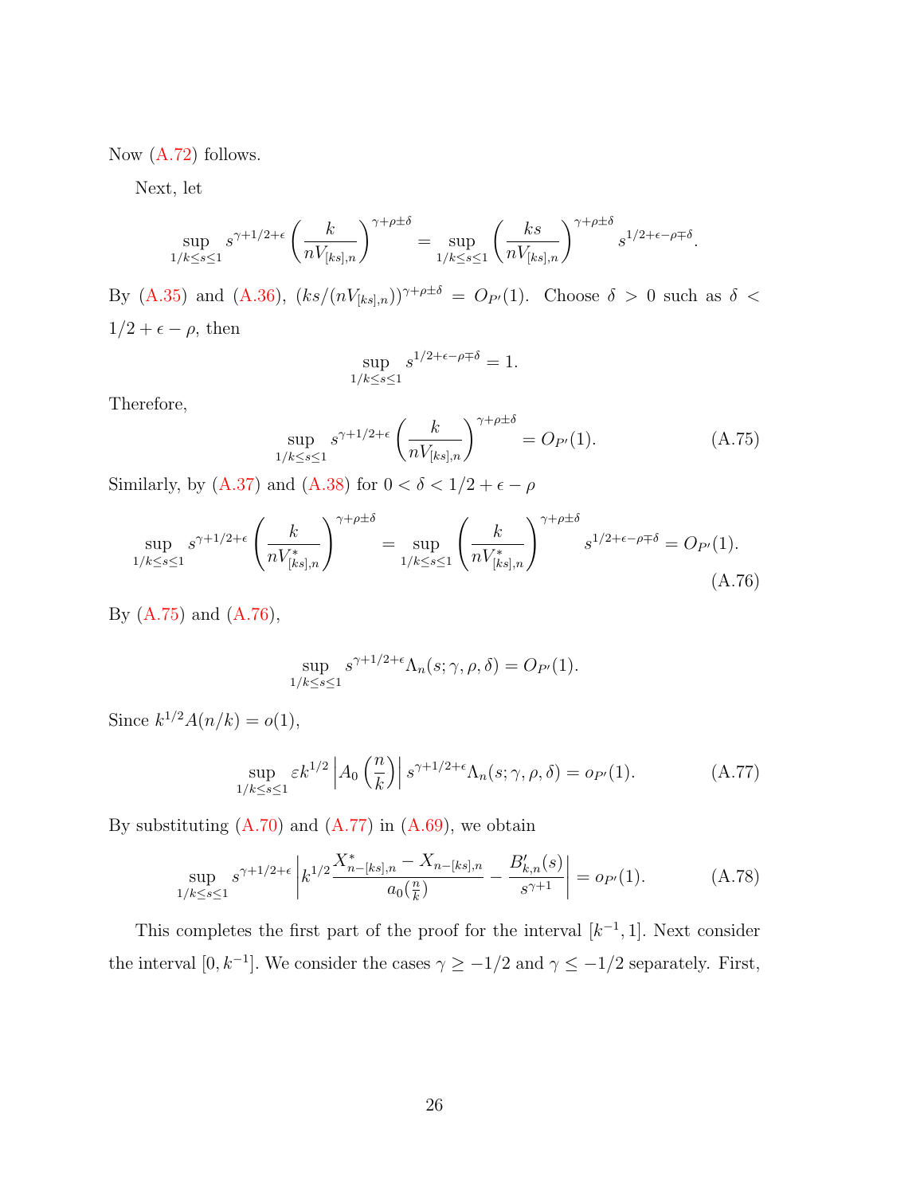Now (A.72) follows.

Next, let

$$\sup_{1/k\le s\le 1} s^{\gamma+1/2+\epsilon}\left(\frac{k}{nV_{[ks],n}}\right)^{\gamma+\rho\pm\delta} = \sup_{1/k\le s\le 1}\left(\frac{ks}{nV_{[ks],n}}\right)^{\gamma+\rho\pm\delta} s^{1/2+\epsilon-\rho\mp\delta}.$$

By (A.35) and (A.36), $(ks/(nV_{[ks],n}))^{\gamma+\rho\pm\delta} = O_{P'}(1)$. Choose $\delta>0$ such as $\delta < 1/2+\epsilon-\rho$, then

$$\sup_{1/k\le s\le 1} s^{1/2+\epsilon-\rho\mp\delta} = 1.$$

Therefore,

$$\sup_{1/k\le s\le 1} s^{\gamma+1/2+\epsilon}\left(\frac{k}{nV_{[ks],n}}\right)^{\gamma+\rho\pm\delta} = O_{P'}(1). \tag{A.75}$$

Similarly, by (A.37) and (A.38) for $0<\delta<1/2+\epsilon-\rho$

$$\sup_{1/k\le s\le 1} s^{\gamma+1/2+\epsilon}\left(\frac{k}{nV^*_{[ks],n}}\right)^{\gamma+\rho\pm\delta} = \sup_{1/k\le s\le 1}\left(\frac{k}{nV^*_{[ks],n}}\right)^{\gamma+\rho\pm\delta} s^{1/2+\epsilon-\rho\mp\delta} = O_{P'}(1). \tag{A.76}$$

By (A.75) and (A.76),

$$\sup_{1/k\le s\le 1} s^{\gamma+1/2+\epsilon}\Lambda_n(s;\gamma,\rho,\delta) = O_{P'}(1).$$

Since $k^{1/2}A(n/k) = o(1)$,

$$\sup_{1/k\le s\le 1} \varepsilon k^{1/2}\left|A_0\left(\frac{n}{k}\right)\right| s^{\gamma+1/2+\epsilon}\Lambda_n(s;\gamma,\rho,\delta) = o_{P'}(1). \tag{A.77}$$

By substituting (A.70) and (A.77) in (A.69), we obtain

$$\sup_{1/k\le s\le 1} s^{\gamma+1/2+\epsilon}\left|k^{1/2}\frac{X^*_{n-[ks],n}-X_{n-[ks],n}}{a_0(\frac{n}{k})} - \frac{B'_{k,n}(s)}{s^{\gamma+1}}\right| = o_{P'}(1). \tag{A.78}$$

This completes the first part of the proof for the interval $[k^{-1},1]$. Next consider the interval $[0,k^{-1}]$. We consider the cases $\gamma\ge -1/2$ and $\gamma\le -1/2$ separately. First,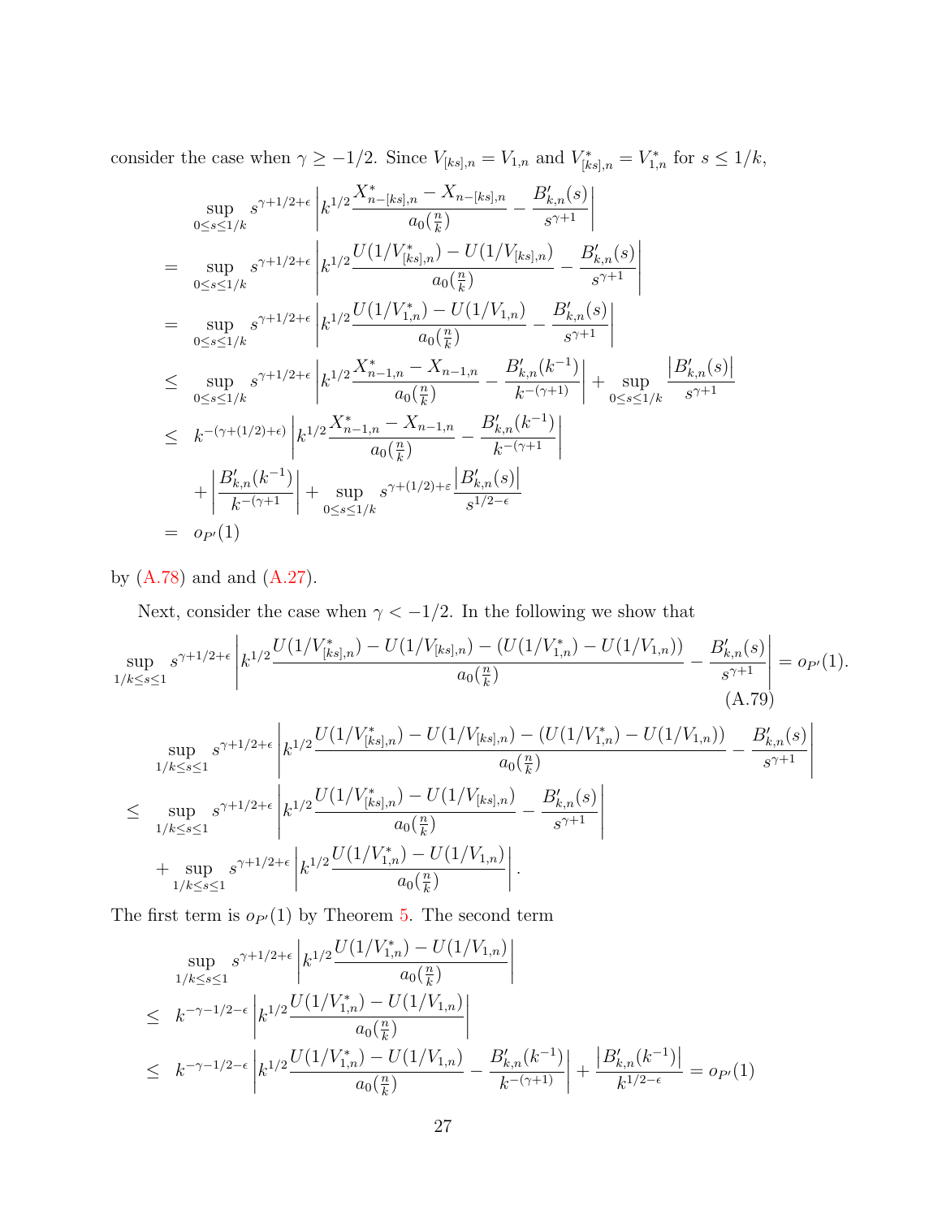consider the case when $\gamma \geq -1/2$. Since $V_{[ks],n} = V_{1,n}$ and $V^*_{[ks],n} = V^*_{1,n}$ for $s \leq 1/k$,

$$
\begin{aligned}
& \sup_{0\leq s\leq 1/k} s^{\gamma+1/2+\epsilon}\left|k^{1/2}\frac{X^*_{n-[ks],n}-X_{n-[ks],n}}{a_0(\frac{n}{k})} - \frac{B'_{k,n}(s)}{s^{\gamma+1}}\right| \\
= & \sup_{0\leq s\leq 1/k} s^{\gamma+1/2+\epsilon}\left|k^{1/2}\frac{U(1/V^*_{[ks],n})-U(1/V_{[ks],n})}{a_0(\frac{n}{k})} - \frac{B'_{k,n}(s)}{s^{\gamma+1}}\right| \\
= & \sup_{0\leq s\leq 1/k} s^{\gamma+1/2+\epsilon}\left|k^{1/2}\frac{U(1/V^*_{1,n})-U(1/V_{1,n})}{a_0(\frac{n}{k})} - \frac{B'_{k,n}(s)}{s^{\gamma+1}}\right| \\
\leq & \sup_{0\leq s\leq 1/k} s^{\gamma+1/2+\epsilon}\left|k^{1/2}\frac{X^*_{n-1,n}-X_{n-1,n}}{a_0(\frac{n}{k})} - \frac{B'_{k,n}(k^{-1})}{k^{-(\gamma+1)}}\right| + \sup_{0\leq s\leq 1/k}\frac{\left|B'_{k,n}(s)\right|}{s^{\gamma+1}} \\
\leq & \; k^{-(\gamma+(1/2)+\epsilon)}\left|k^{1/2}\frac{X^*_{n-1,n}-X_{n-1,n}}{a_0(\frac{n}{k})} - \frac{B'_{k,n}(k^{-1})}{k^{-(\gamma+1}}\right| \\
& + \left|\frac{B'_{k,n}(k^{-1})}{k^{-(\gamma+1}}\right| + \sup_{0\leq s\leq 1/k} s^{\gamma+(1/2)+\varepsilon}\frac{\left|B'_{k,n}(s)\right|}{s^{1/2-\epsilon}} \\
= & \; o_{P'}(1)
\end{aligned}
$$

by (A.78) and and (A.27).

Next, consider the case when $\gamma < -1/2$. In the following we show that

$$
\sup_{1/k\leq s\leq 1} s^{\gamma+1/2+\epsilon}\left|k^{1/2}\frac{U(1/V^*_{[ks],n})-U(1/V_{[ks],n})-(U(1/V^*_{1,n})-U(1/V_{1,n}))}{a_0(\frac{n}{k})} - \frac{B'_{k,n}(s)}{s^{\gamma+1}}\right| = o_{P'}(1). \tag{A.79}
$$

$$
\begin{aligned}
& \sup_{1/k\leq s\leq 1} s^{\gamma+1/2+\epsilon}\left|k^{1/2}\frac{U(1/V^*_{[ks],n})-U(1/V_{[ks],n})-(U(1/V^*_{1,n})-U(1/V_{1,n}))}{a_0(\frac{n}{k})} - \frac{B'_{k,n}(s)}{s^{\gamma+1}}\right| \\
\leq & \sup_{1/k\leq s\leq 1} s^{\gamma+1/2+\epsilon}\left|k^{1/2}\frac{U(1/V^*_{[ks],n})-U(1/V_{[ks],n})}{a_0(\frac{n}{k})} - \frac{B'_{k,n}(s)}{s^{\gamma+1}}\right| \\
& + \sup_{1/k\leq s\leq 1} s^{\gamma+1/2+\epsilon}\left|k^{1/2}\frac{U(1/V^*_{1,n})-U(1/V_{1,n})}{a_0(\frac{n}{k})}\right|.
\end{aligned}
$$

The first term is $o_{P'}(1)$ by Theorem 5. The second term

$$
\begin{aligned}
& \sup_{1/k\leq s\leq 1} s^{\gamma+1/2+\epsilon}\left|k^{1/2}\frac{U(1/V^*_{1,n})-U(1/V_{1,n})}{a_0(\frac{n}{k})}\right| \\
\leq & \; k^{-\gamma-1/2-\epsilon}\left|k^{1/2}\frac{U(1/V^*_{1,n})-U(1/V_{1,n})}{a_0(\frac{n}{k})}\right| \\
\leq & \; k^{-\gamma-1/2-\epsilon}\left|k^{1/2}\frac{U(1/V^*_{1,n})-U(1/V_{1,n})}{a_0(\frac{n}{k})} - \frac{B'_{k,n}(k^{-1})}{k^{-(\gamma+1)}}\right| + \frac{\left|B'_{k,n}(k^{-1})\right|}{k^{1/2-\epsilon}} = o_{P'}(1)
\end{aligned}
$$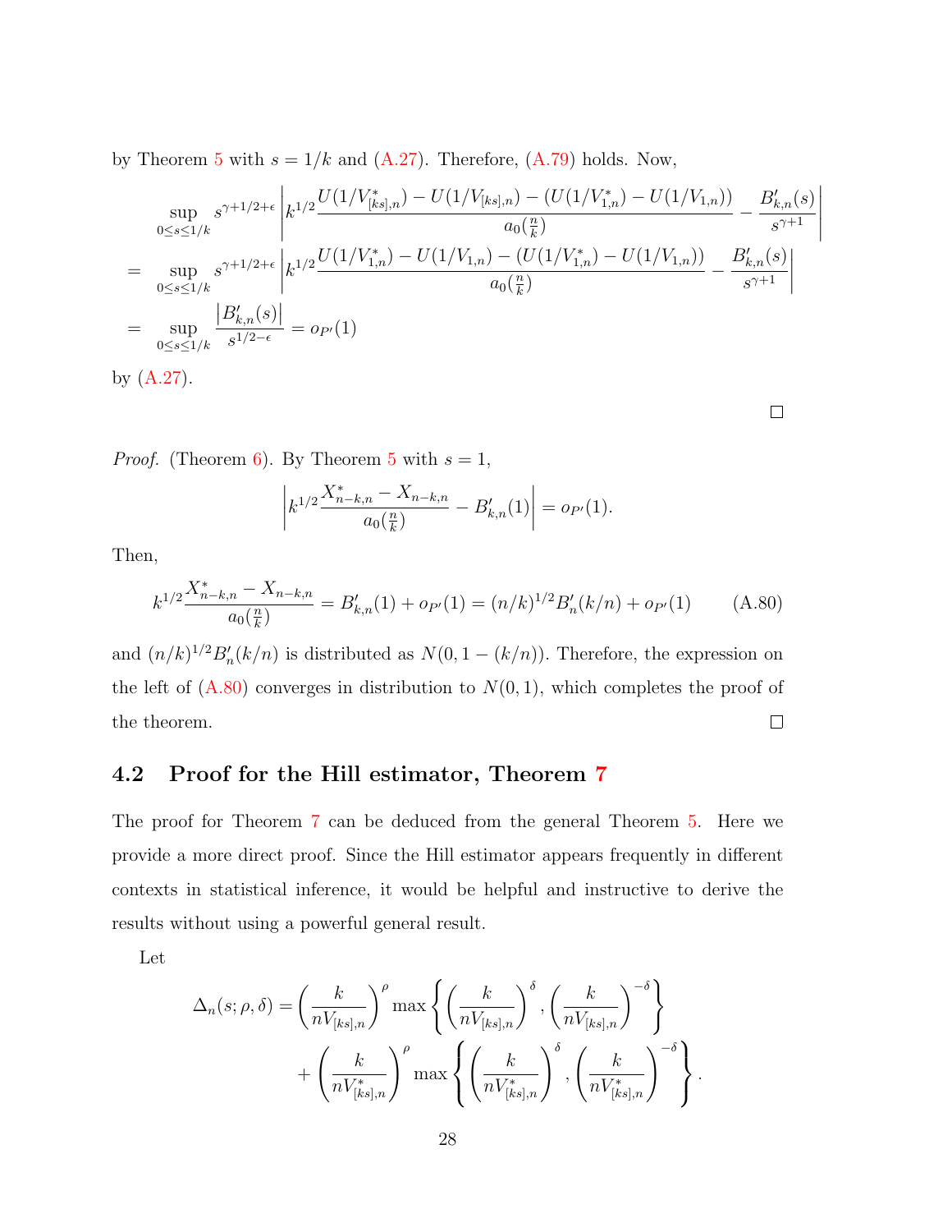by Theorem 5 with $s = 1/k$ and (A.27). Therefore, (A.79) holds. Now,

$$
\begin{aligned}
&\sup_{0 \le s \le 1/k} s^{\gamma+1/2+\epsilon} \left| k^{1/2} \frac{U(1/V^*_{[ks],n}) - U(1/V_{[ks],n}) - (U(1/V^*_{1,n}) - U(1/V_{1,n}))}{a_0(\frac{n}{k})} - \frac{B'_{k,n}(s)}{s^{\gamma+1}} \right| \\
= &\sup_{0 \le s \le 1/k} s^{\gamma+1/2+\epsilon} \left| k^{1/2} \frac{U(1/V^*_{1,n}) - U(1/V_{1,n}) - (U(1/V^*_{1,n}) - U(1/V_{1,n}))}{a_0(\frac{n}{k})} - \frac{B'_{k,n}(s)}{s^{\gamma+1}} \right| \\
= &\sup_{0 \le s \le 1/k} \frac{\left| B'_{k,n}(s) \right|}{s^{1/2-\epsilon}} = o_{P'}(1)
\end{aligned}
$$

by (A.27).

∎

*Proof.* (Theorem 6). By Theorem 5 with $s = 1$,

$$
\left| k^{1/2} \frac{X^*_{n-k,n} - X_{n-k,n}}{a_0(\frac{n}{k})} - B'_{k,n}(1) \right| = o_{P'}(1).
$$

Then,

$$
k^{1/2} \frac{X^*_{n-k,n} - X_{n-k,n}}{a_0(\frac{n}{k})} = B'_{k,n}(1) + o_{P'}(1) = (n/k)^{1/2} B'_n(k/n) + o_{P'}(1) \qquad \text{(A.80)}
$$

and $(n/k)^{1/2} B'_n(k/n)$ is distributed as $N(0, 1 - (k/n))$. Therefore, the expression on the left of (A.80) converges in distribution to $N(0, 1)$, which completes the proof of the theorem.

∎

## 4.2 Proof for the Hill estimator, Theorem 7

The proof for Theorem 7 can be deduced from the general Theorem 5. Here we provide a more direct proof. Since the Hill estimator appears frequently in different contexts in statistical inference, it would be helpful and instructive to derive the results without using a powerful general result.

Let

$$
\begin{aligned}
\Delta_n(s; \rho, \delta) = &\left( \frac{k}{nV_{[ks],n}} \right)^{\rho} \max \left\{ \left( \frac{k}{nV_{[ks],n}} \right)^{\delta}, \left( \frac{k}{nV_{[ks],n}} \right)^{-\delta} \right\} \\
&+ \left( \frac{k}{nV^*_{[ks],n}} \right)^{\rho} \max \left\{ \left( \frac{k}{nV^*_{[ks],n}} \right)^{\delta}, \left( \frac{k}{nV^*_{[ks],n}} \right)^{-\delta} \right\}.
\end{aligned}
$$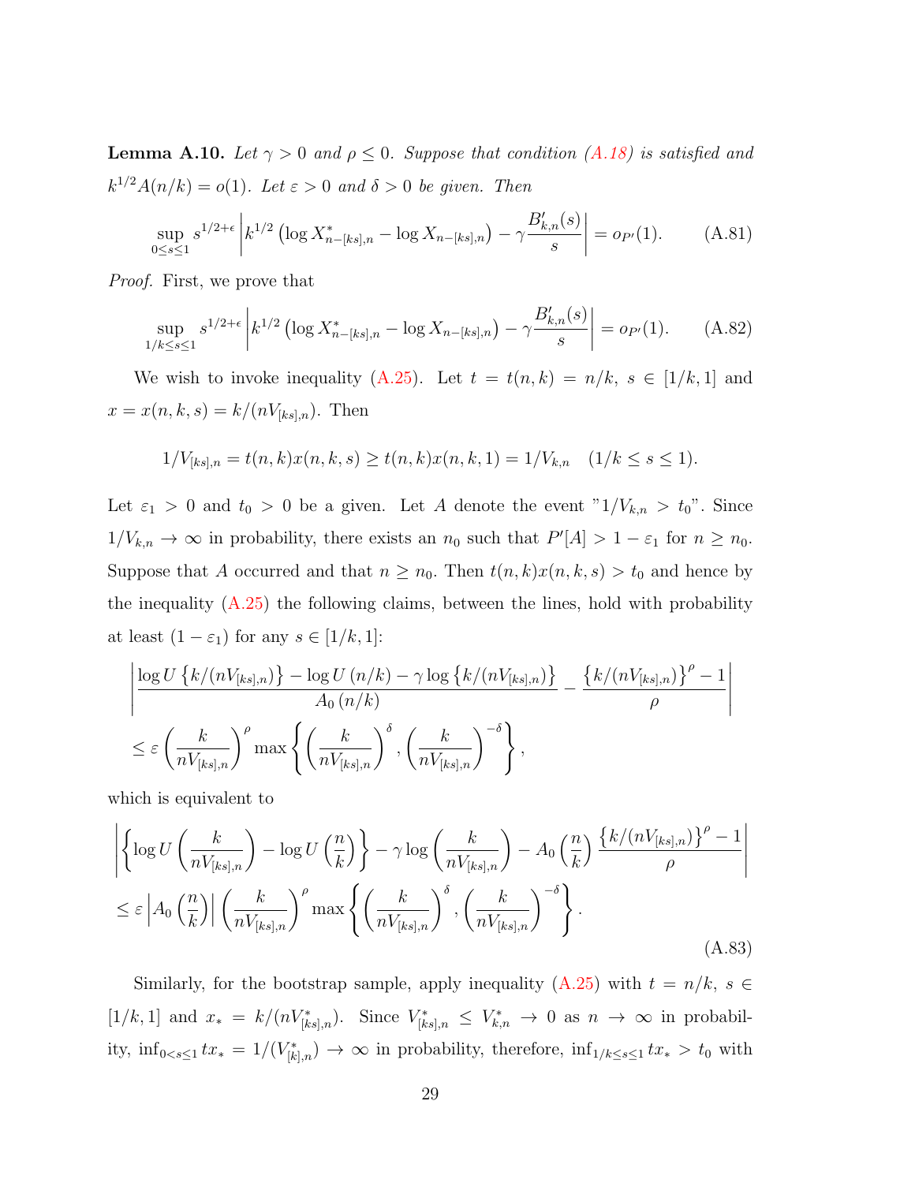**Lemma A.10.** *Let $\gamma > 0$ and $\rho \leq 0$. Suppose that condition (A.18) is satisfied and $k^{1/2}A(n/k) = o(1)$. Let $\varepsilon > 0$ and $\delta > 0$ be given. Then*

$$\sup_{0 \leq s \leq 1} s^{1/2+\epsilon} \left| k^{1/2} \left( \log X^*_{n-[ks],n} - \log X_{n-[ks],n} \right) - \gamma \frac{B'_{k,n}(s)}{s} \right| = o_{P'}(1). \tag{A.81}$$

*Proof.* First, we prove that

$$\sup_{1/k \leq s \leq 1} s^{1/2+\epsilon} \left| k^{1/2} \left( \log X^*_{n-[ks],n} - \log X_{n-[ks],n} \right) - \gamma \frac{B'_{k,n}(s)}{s} \right| = o_{P'}(1). \tag{A.82}$$

We wish to invoke inequality (A.25). Let $t = t(n,k) = n/k$, $s \in [1/k, 1]$ and $x = x(n,k,s) = k/(nV_{[ks],n})$. Then

$$1/V_{[ks],n} = t(n,k)x(n,k,s) \geq t(n,k)x(n,k,1) = 1/V_{k,n} \quad (1/k \leq s \leq 1).$$

Let $\varepsilon_1 > 0$ and $t_0 > 0$ be a given. Let $A$ denote the event "$1/V_{k,n} > t_0$". Since $1/V_{k,n} \to \infty$ in probability, there exists an $n_0$ such that $P'[A] > 1 - \varepsilon_1$ for $n \geq n_0$. Suppose that $A$ occurred and that $n \geq n_0$. Then $t(n,k)x(n,k,s) > t_0$ and hence by the inequality (A.25) the following claims, between the lines, hold with probability at least $(1 - \varepsilon_1)$ for any $s \in [1/k, 1]$:

$$\left| \frac{\log U \left\{ k/(nV_{[ks],n}) \right\} - \log U (n/k) - \gamma \log \left\{ k/(nV_{[ks],n}) \right\}}{A_0 (n/k)} - \frac{\left\{ k/(nV_{[ks],n}) \right\}^{\rho} - 1}{\rho} \right|$$
$$\leq \varepsilon \left( \frac{k}{nV_{[ks],n}} \right)^{\rho} \max \left\{ \left( \frac{k}{nV_{[ks],n}} \right)^{\delta}, \left( \frac{k}{nV_{[ks],n}} \right)^{-\delta} \right\},$$

which is equivalent to

$$\left| \left\{ \log U \left( \frac{k}{nV_{[ks],n}} \right) - \log U \left( \frac{n}{k} \right) \right\} - \gamma \log \left( \frac{k}{nV_{[ks],n}} \right) - A_0 \left( \frac{n}{k} \right) \frac{\left\{ k/(nV_{[ks],n}) \right\}^{\rho} - 1}{\rho} \right|$$
$$\leq \varepsilon \left| A_0 \left( \frac{n}{k} \right) \right| \left( \frac{k}{nV_{[ks],n}} \right)^{\rho} \max \left\{ \left( \frac{k}{nV_{[ks],n}} \right)^{\delta}, \left( \frac{k}{nV_{[ks],n}} \right)^{-\delta} \right\}. \tag{A.83}$$

Similarly, for the bootstrap sample, apply inequality (A.25) with $t = n/k$, $s \in [1/k, 1]$ and $x_* = k/(nV^*_{[ks],n})$. Since $V^*_{[ks],n} \leq V^*_{k,n} \to 0$ as $n \to \infty$ in probability, $\inf_{0<s\leq 1} tx_* = 1/(V^*_{[k],n}) \to \infty$ in probability, therefore, $\inf_{1/k \leq s \leq 1} tx_* > t_0$ with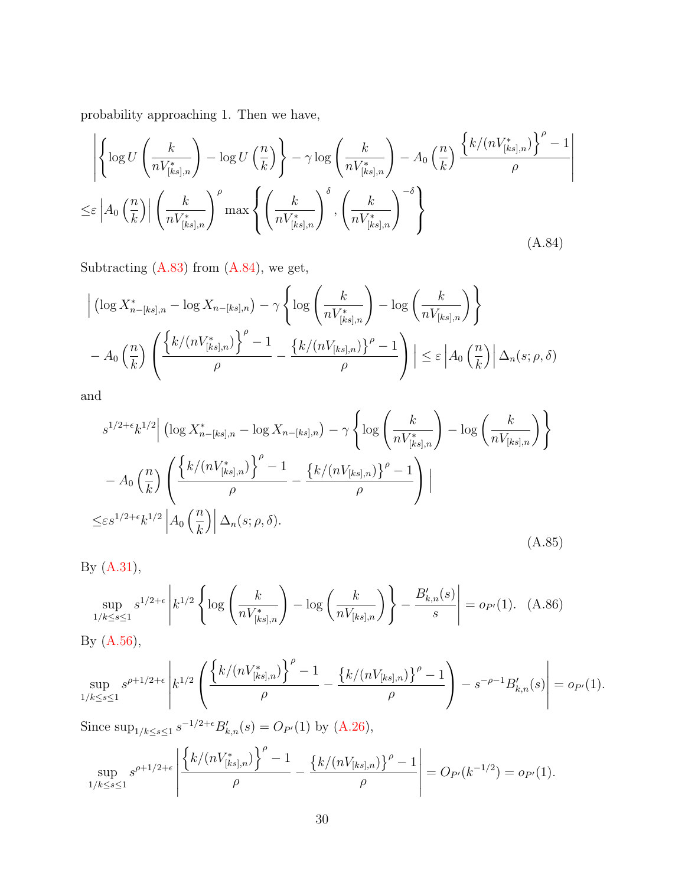probability approaching 1. Then we have,

$$
\begin{aligned}
&\left|\left\{\log U\left(\frac{k}{nV^*_{[ks],n}}\right)-\log U\left(\frac{n}{k}\right)\right\}-\gamma\log\left(\frac{k}{nV^*_{[ks],n}}\right)-A_0\left(\frac{n}{k}\right)\frac{\left\{k/(nV^*_{[ks],n})\right\}^{\rho}-1}{\rho}\right| \\
\leq&\varepsilon\left|A_0\left(\frac{n}{k}\right)\right|\left(\frac{k}{nV^*_{[ks],n}}\right)^{\rho}\max\left\{\left(\frac{k}{nV^*_{[ks],n}}\right)^{\delta},\left(\frac{k}{nV^*_{[ks],n}}\right)^{-\delta}\right\}
\end{aligned}
\tag{A.84}
$$

Subtracting (A.83) from (A.84), we get,

$$
\begin{aligned}
&\Big|\left(\log X^*_{n-[ks],n}-\log X_{n-[ks],n}\right)-\gamma\left\{\log\left(\frac{k}{nV^*_{[ks],n}}\right)-\log\left(\frac{k}{nV_{[ks],n}}\right)\right\} \\
&-A_0\left(\frac{n}{k}\right)\left(\frac{\left\{k/(nV^*_{[ks],n})\right\}^{\rho}-1}{\rho}-\frac{\left\{k/(nV_{[ks],n})\right\}^{\rho}-1}{\rho}\right)\Big|\leq\varepsilon\left|A_0\left(\frac{n}{k}\right)\right|\Delta_n(s;\rho,\delta)
\end{aligned}
$$

and

$$
\begin{aligned}
&s^{1/2+\epsilon}k^{1/2}\Big|\left(\log X^*_{n-[ks],n}-\log X_{n-[ks],n}\right)-\gamma\left\{\log\left(\frac{k}{nV^*_{[ks],n}}\right)-\log\left(\frac{k}{nV_{[ks],n}}\right)\right\} \\
&-A_0\left(\frac{n}{k}\right)\left(\frac{\left\{k/(nV^*_{[ks],n})\right\}^{\rho}-1}{\rho}-\frac{\left\{k/(nV_{[ks],n})\right\}^{\rho}-1}{\rho}\right)\Big| \\
\leq&\varepsilon s^{1/2+\epsilon}k^{1/2}\left|A_0\left(\frac{n}{k}\right)\right|\Delta_n(s;\rho,\delta).
\end{aligned}
\tag{A.85}
$$

By (A.31),

$$
\sup_{1/k\leq s\leq 1}s^{1/2+\epsilon}\left|k^{1/2}\left\{\log\left(\frac{k}{nV^*_{[ks],n}}\right)-\log\left(\frac{k}{nV_{[ks],n}}\right)\right\}-\frac{B'_{k,n}(s)}{s}\right|=o_{P'}(1). \tag{A.86}
$$

By (A.56),

$$
\sup_{1/k\leq s\leq 1}s^{\rho+1/2+\epsilon}\left|k^{1/2}\left(\frac{\left\{k/(nV^*_{[ks],n})\right\}^{\rho}-1}{\rho}-\frac{\left\{k/(nV_{[ks],n})\right\}^{\rho}-1}{\rho}\right)-s^{-\rho-1}B'_{k,n}(s)\right|=o_{P'}(1).
$$

Since $\sup_{1/k\leq s\leq 1}s^{-1/2+\epsilon}B'_{k,n}(s)=O_{P'}(1)$ by (A.26),

$$
\sup_{1/k\leq s\leq 1}s^{\rho+1/2+\epsilon}\left|\frac{\left\{k/(nV^*_{[ks],n})\right\}^{\rho}-1}{\rho}-\frac{\left\{k/(nV_{[ks],n})\right\}^{\rho}-1}{\rho}\right|=O_{P'}(k^{-1/2})=o_{P'}(1).
$$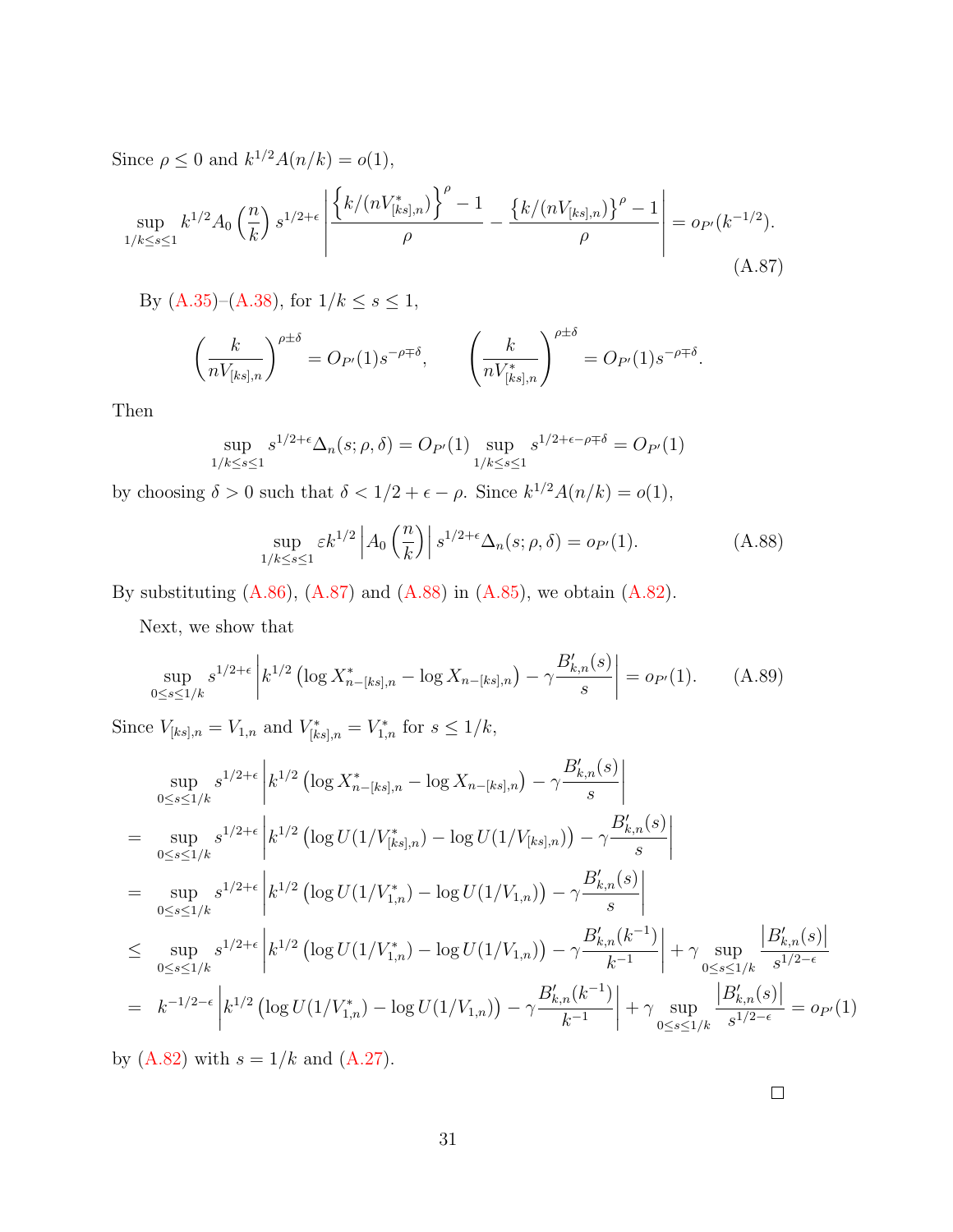Since $\rho \le 0$ and $k^{1/2}A(n/k) = o(1)$,

$$\sup_{1/k \le s \le 1} k^{1/2} A_0\left(\frac{n}{k}\right) s^{1/2+\epsilon} \left| \frac{\left\{k/(nV^*_{[ks],n})\right\}^\rho - 1}{\rho} - \frac{\left\{k/(nV_{[ks],n})\right\}^\rho - 1}{\rho} \right| = o_{P'}(k^{-1/2}). \tag{A.87}$$

By (A.35)–(A.38), for $1/k \le s \le 1$,

$$\left(\frac{k}{nV_{[ks],n}}\right)^{\rho \pm \delta} = O_{P'}(1) s^{-\rho \mp \delta}, \qquad \left(\frac{k}{nV^*_{[ks],n}}\right)^{\rho \pm \delta} = O_{P'}(1) s^{-\rho \mp \delta}.$$

Then

$$\sup_{1/k \le s \le 1} s^{1/2+\epsilon} \Delta_n(s; \rho, \delta) = O_{P'}(1) \sup_{1/k \le s \le 1} s^{1/2+\epsilon-\rho\mp\delta} = O_{P'}(1)$$

by choosing $\delta > 0$ such that $\delta < 1/2 + \epsilon - \rho$. Since $k^{1/2}A(n/k) = o(1)$,

$$\sup_{1/k \le s \le 1} \varepsilon k^{1/2} \left| A_0\left(\frac{n}{k}\right) \right| s^{1/2+\epsilon} \Delta_n(s; \rho, \delta) = o_{P'}(1). \tag{A.88}$$

By substituting (A.86), (A.87) and (A.88) in (A.85), we obtain (A.82).

Next, we show that

$$\sup_{0 \le s \le 1/k} s^{1/2+\epsilon} \left| k^{1/2}\left(\log X^*_{n-[ks],n} - \log X_{n-[ks],n}\right) - \gamma \frac{B'_{k,n}(s)}{s} \right| = o_{P'}(1). \tag{A.89}$$

Since $V_{[ks],n} = V_{1,n}$ and $V^*_{[ks],n} = V^*_{1,n}$ for $s \le 1/k$,

$$\begin{aligned}
&\sup_{0 \le s \le 1/k} s^{1/2+\epsilon} \left| k^{1/2}\left(\log X^*_{n-[ks],n} - \log X_{n-[ks],n}\right) - \gamma \frac{B'_{k,n}(s)}{s} \right| \\
&= \sup_{0 \le s \le 1/k} s^{1/2+\epsilon} \left| k^{1/2}\left(\log U(1/V^*_{[ks],n}) - \log U(1/V_{[ks],n})\right) - \gamma \frac{B'_{k,n}(s)}{s} \right| \\
&= \sup_{0 \le s \le 1/k} s^{1/2+\epsilon} \left| k^{1/2}\left(\log U(1/V^*_{1,n}) - \log U(1/V_{1,n})\right) - \gamma \frac{B'_{k,n}(s)}{s} \right| \\
&\le \sup_{0 \le s \le 1/k} s^{1/2+\epsilon} \left| k^{1/2}\left(\log U(1/V^*_{1,n}) - \log U(1/V_{1,n})\right) - \gamma \frac{B'_{k,n}(k^{-1})}{k^{-1}} \right| + \gamma \sup_{0 \le s \le 1/k} \frac{\left|B'_{k,n}(s)\right|}{s^{1/2-\epsilon}} \\
&= k^{-1/2-\epsilon} \left| k^{1/2}\left(\log U(1/V^*_{1,n}) - \log U(1/V_{1,n})\right) - \gamma \frac{B'_{k,n}(k^{-1})}{k^{-1}} \right| + \gamma \sup_{0 \le s \le 1/k} \frac{\left|B'_{k,n}(s)\right|}{s^{1/2-\epsilon}} = o_{P'}(1)
\end{aligned}$$

by (A.82) with $s = 1/k$ and (A.27).

□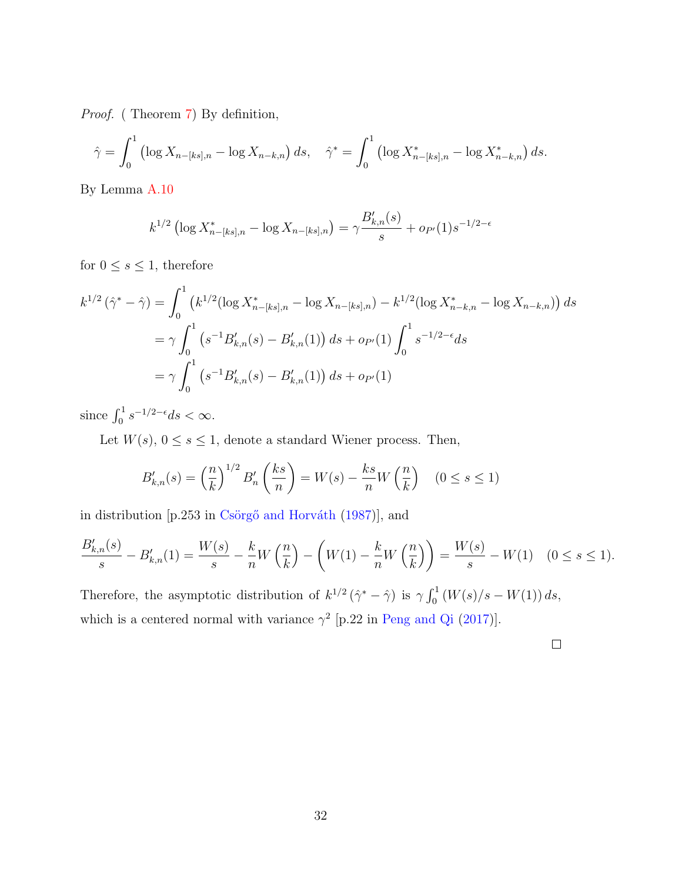*Proof.* ( Theorem 7) By definition,

$$\hat{\gamma} = \int_0^1 \left(\log X_{n-[ks],n} - \log X_{n-k,n}\right) ds, \quad \hat{\gamma}^* = \int_0^1 \left(\log X^*_{n-[ks],n} - \log X^*_{n-k,n}\right) ds.$$

By Lemma A.10

$$k^{1/2}\left(\log X^*_{n-[ks],n} - \log X_{n-[ks],n}\right) = \gamma \frac{B'_{k,n}(s)}{s} + o_{P'}(1) s^{-1/2-\epsilon}$$

for $0 \leq s \leq 1$, therefore

$$\begin{aligned}
k^{1/2}\left(\hat{\gamma}^* - \hat{\gamma}\right) &= \int_0^1 \left(k^{1/2}(\log X^*_{n-[ks],n} - \log X_{n-[ks],n}) - k^{1/2}(\log X^*_{n-k,n} - \log X_{n-k,n})\right) ds \\
&= \gamma \int_0^1 \left(s^{-1} B'_{k,n}(s) - B'_{k,n}(1)\right) ds + o_{P'}(1) \int_0^1 s^{-1/2-\epsilon} ds \\
&= \gamma \int_0^1 \left(s^{-1} B'_{k,n}(s) - B'_{k,n}(1)\right) ds + o_{P'}(1)
\end{aligned}$$

since $\int_0^1 s^{-1/2-\epsilon} ds < \infty$.

Let $W(s)$, $0 \leq s \leq 1$, denote a standard Wiener process. Then,

$$B'_{k,n}(s) = \left(\frac{n}{k}\right)^{1/2} B'_n\left(\frac{ks}{n}\right) = W(s) - \frac{ks}{n} W\left(\frac{n}{k}\right) \quad (0 \leq s \leq 1)$$

in distribution [p.253 in Csörgő and Horváth (1987)], and

$$\frac{B'_{k,n}(s)}{s} - B'_{k,n}(1) = \frac{W(s)}{s} - \frac{k}{n} W\left(\frac{n}{k}\right) - \left(W(1) - \frac{k}{n} W\left(\frac{n}{k}\right)\right) = \frac{W(s)}{s} - W(1) \quad (0 \leq s \leq 1).$$

Therefore, the asymptotic distribution of $k^{1/2}\left(\hat{\gamma}^* - \hat{\gamma}\right)$ is $\gamma \int_0^1 \left(W(s)/s - W(1)\right) ds$, which is a centered normal with variance $\gamma^2$ [p.22 in Peng and Qi (2017)].

□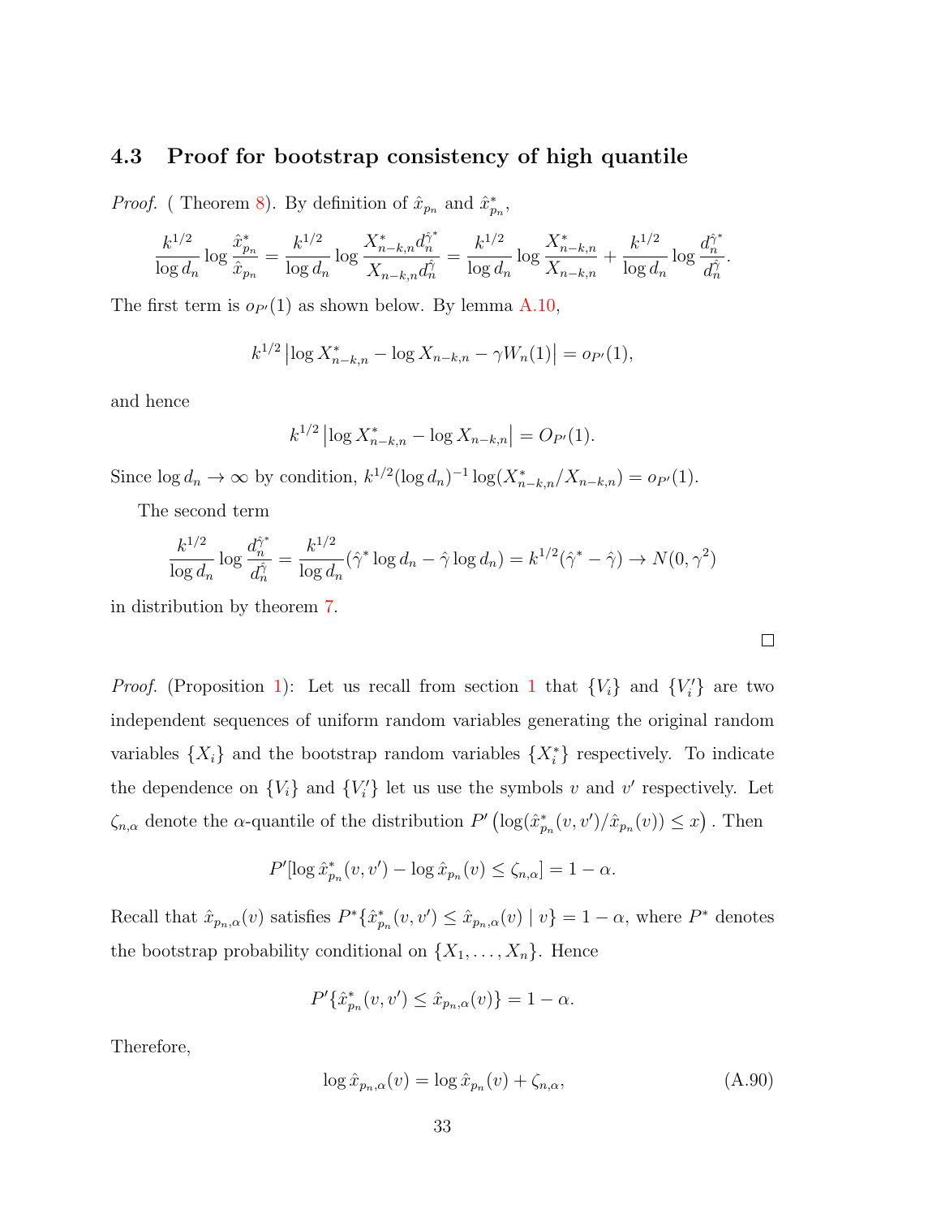### 4.3 Proof for bootstrap consistency of high quantile

*Proof.* ( Theorem 8). By definition of $\hat{x}_{p_n}$ and $\hat{x}^*_{p_n}$,

$$\frac{k^{1/2}}{\log d_n}\log\frac{\hat{x}^*_{p_n}}{\hat{x}_{p_n}} = \frac{k^{1/2}}{\log d_n}\log\frac{X^*_{n-k,n}d_n^{\hat{\gamma}^*}}{X_{n-k,n}d_n^{\hat{\gamma}}} = \frac{k^{1/2}}{\log d_n}\log\frac{X^*_{n-k,n}}{X_{n-k,n}} + \frac{k^{1/2}}{\log d_n}\log\frac{d_n^{\hat{\gamma}^*}}{d_n^{\hat{\gamma}}}.$$

The first term is $o_{P'}(1)$ as shown below. By lemma A.10,

$$k^{1/2}\left|\log X^*_{n-k,n} - \log X_{n-k,n} - \gamma W_n(1)\right| = o_{P'}(1),$$

and hence

$$k^{1/2}\left|\log X^*_{n-k,n} - \log X_{n-k,n}\right| = O_{P'}(1).$$

Since $\log d_n \to \infty$ by condition, $k^{1/2}(\log d_n)^{-1}\log(X^*_{n-k,n}/X_{n-k,n}) = o_{P'}(1)$.

The second term

$$\frac{k^{1/2}}{\log d_n}\log\frac{d_n^{\hat{\gamma}^*}}{d_n^{\hat{\gamma}}} = \frac{k^{1/2}}{\log d_n}(\hat{\gamma}^*\log d_n - \hat{\gamma}\log d_n) = k^{1/2}(\hat{\gamma}^* - \hat{\gamma}) \to N(0,\gamma^2)$$

in distribution by theorem 7.

□

*Proof.* (Proposition 1): Let us recall from section 1 that $\{V_i\}$ and $\{V_i'\}$ are two independent sequences of uniform random variables generating the original random variables $\{X_i\}$ and the bootstrap random variables $\{X_i^*\}$ respectively. To indicate the dependence on $\{V_i\}$ and $\{V_i'\}$ let us use the symbols $v$ and $v'$ respectively. Let $\zeta_{n,\alpha}$ denote the $\alpha$-quantile of the distribution $P'\left(\log(\hat{x}^*_{p_n}(v,v')/\hat{x}_{p_n}(v)) \le x\right)$. Then

$$P'[\log\hat{x}^*_{p_n}(v,v') - \log\hat{x}_{p_n}(v) \le \zeta_{n,\alpha}] = 1-\alpha.$$

Recall that $\hat{x}_{p_n,\alpha}(v)$ satisfies $P^*\{\hat{x}^*_{p_n}(v,v') \le \hat{x}_{p_n,\alpha}(v) \mid v\} = 1-\alpha$, where $P^*$ denotes the bootstrap probability conditional on $\{X_1,\ldots,X_n\}$. Hence

$$P'\{\hat{x}^*_{p_n}(v,v') \le \hat{x}_{p_n,\alpha}(v)\} = 1-\alpha.$$

Therefore,

$$\log\hat{x}_{p_n,\alpha}(v) = \log\hat{x}_{p_n}(v) + \zeta_{n,\alpha}, \tag{A.90}$$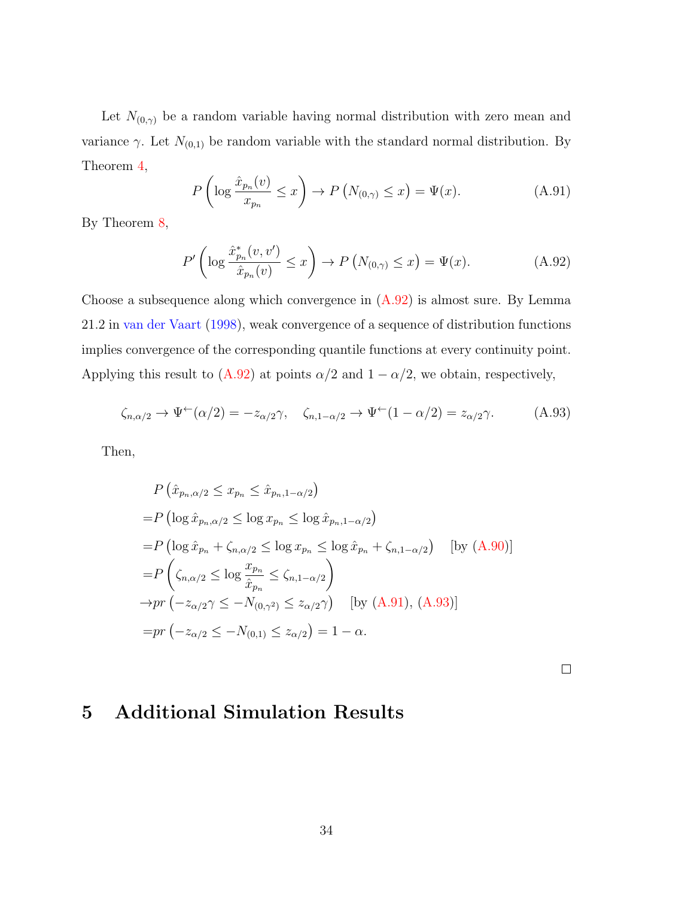Let $N_{(0,\gamma)}$ be a random variable having normal distribution with zero mean and variance $\gamma$. Let $N_{(0,1)}$ be random variable with the standard normal distribution. By Theorem 4,

$$P\left(\log \frac{\hat{x}_{p_n}(v)}{x_{p_n}} \leq x\right) \to P\left(N_{(0,\gamma)} \leq x\right) = \Psi(x). \tag{A.91}$$

By Theorem 8,

$$P'\left(\log \frac{\hat{x}^*_{p_n}(v,v')}{\hat{x}_{p_n}(v)} \leq x\right) \to P\left(N_{(0,\gamma)} \leq x\right) = \Psi(x). \tag{A.92}$$

Choose a subsequence along which convergence in (A.92) is almost sure. By Lemma 21.2 in van der Vaart (1998), weak convergence of a sequence of distribution functions implies convergence of the corresponding quantile functions at every continuity point. Applying this result to (A.92) at points $\alpha/2$ and $1-\alpha/2$, we obtain, respectively,

$$\zeta_{n,\alpha/2} \to \Psi^{\leftarrow}(\alpha/2) = -z_{\alpha/2}\gamma, \quad \zeta_{n,1-\alpha/2} \to \Psi^{\leftarrow}(1-\alpha/2) = z_{\alpha/2}\gamma. \tag{A.93}$$

Then,

$$\begin{aligned}
&P\left(\hat{x}_{p_n,\alpha/2} \leq x_{p_n} \leq \hat{x}_{p_n,1-\alpha/2}\right) \\
=&P\left(\log \hat{x}_{p_n,\alpha/2} \leq \log x_{p_n} \leq \log \hat{x}_{p_n,1-\alpha/2}\right) \\
=&P\left(\log \hat{x}_{p_n} + \zeta_{n,\alpha/2} \leq \log x_{p_n} \leq \log \hat{x}_{p_n} + \zeta_{n,1-\alpha/2}\right) \quad \text{[by (A.90)]} \\
=&P\left(\zeta_{n,\alpha/2} \leq \log \frac{x_{p_n}}{\hat{x}_{p_n}} \leq \zeta_{n,1-\alpha/2}\right) \\
\to& pr\left(-z_{\alpha/2}\gamma \leq -N_{(0,\gamma^2)} \leq z_{\alpha/2}\gamma\right) \quad \text{[by (A.91), (A.93)]} \\
=& pr\left(-z_{\alpha/2} \leq -N_{(0,1)} \leq z_{\alpha/2}\right) = 1-\alpha.
\end{aligned}$$

□

# 5 Additional Simulation Results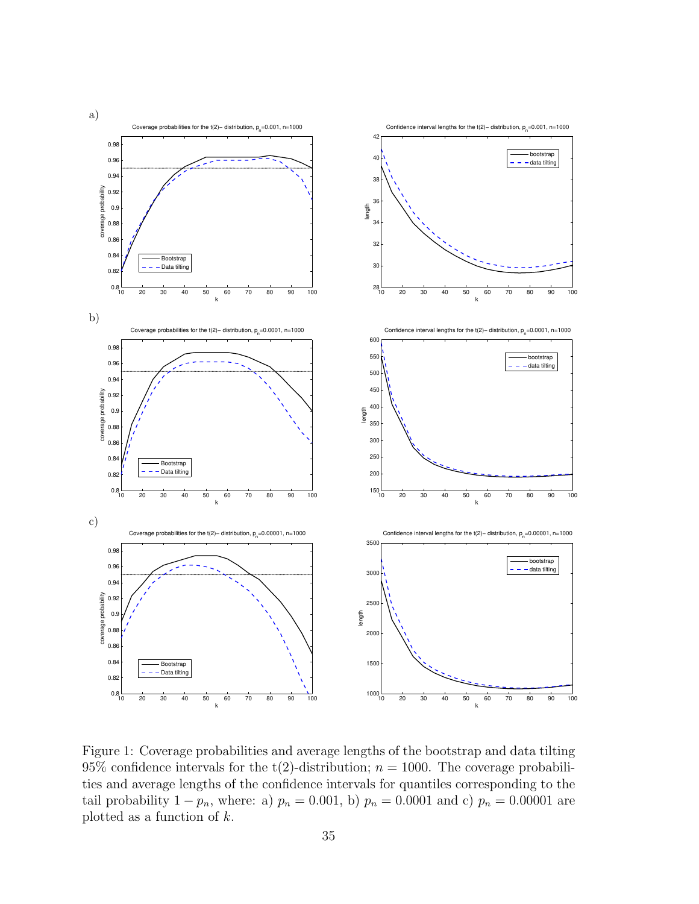Figure 1: Coverage probabilities and average lengths of the bootstrap and data tilting 95% confidence intervals for the t(2)-distribution; $n = 1000$. The coverage probabilities and average lengths of the confidence intervals for quantiles corresponding to the tail probability $1 - p_n$, where: a) $p_n = 0.001$, b) $p_n = 0.0001$ and c) $p_n = 0.00001$ are plotted as a function of $k$.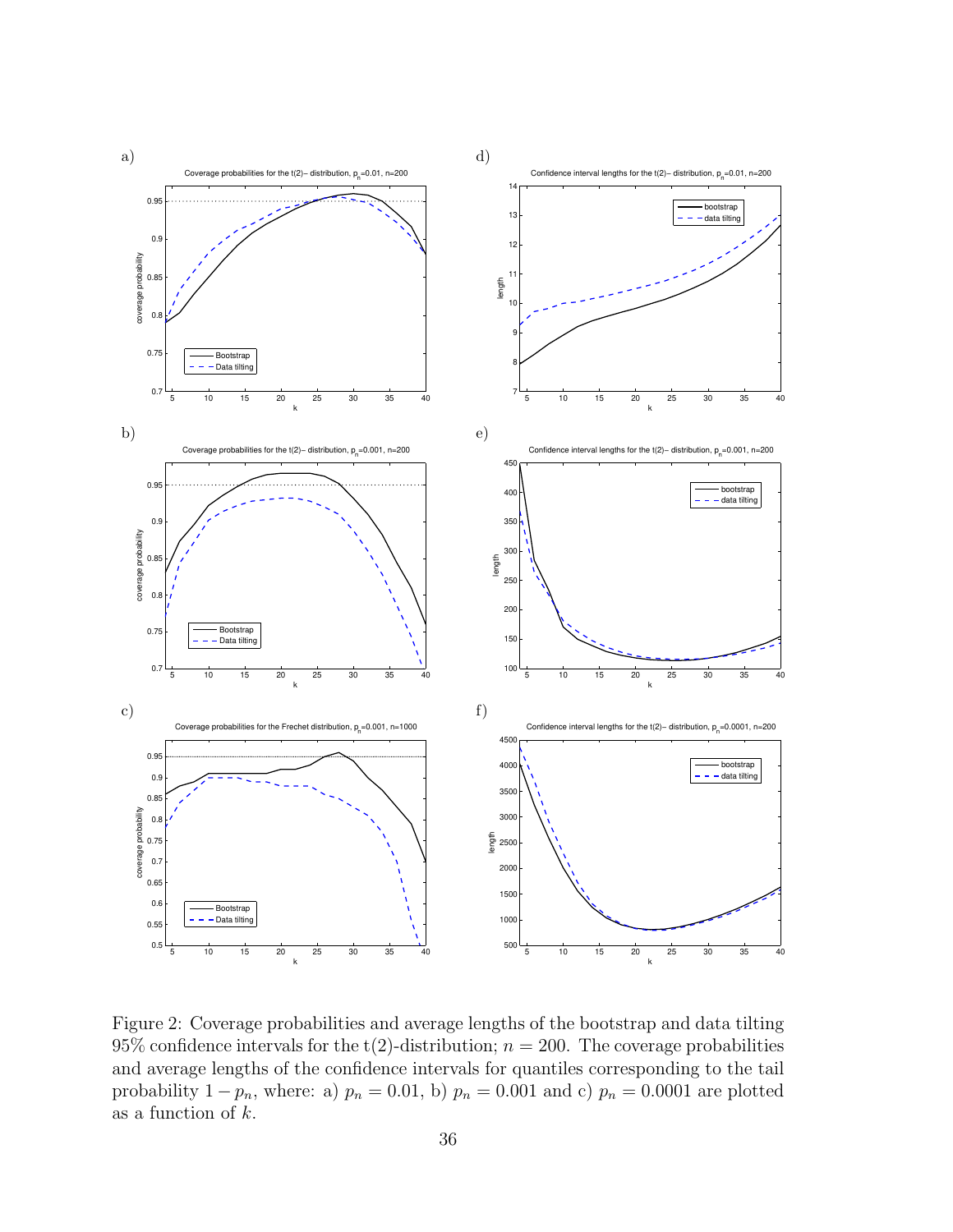Figure 2: Coverage probabilities and average lengths of the bootstrap and data tilting 95% confidence intervals for the t(2)-distribution; $n = 200$. The coverage probabilities and average lengths of the confidence intervals for quantiles corresponding to the tail probability $1 - p_n$, where: a) $p_n = 0.01$, b) $p_n = 0.001$ and c) $p_n = 0.0001$ are plotted as a function of $k$.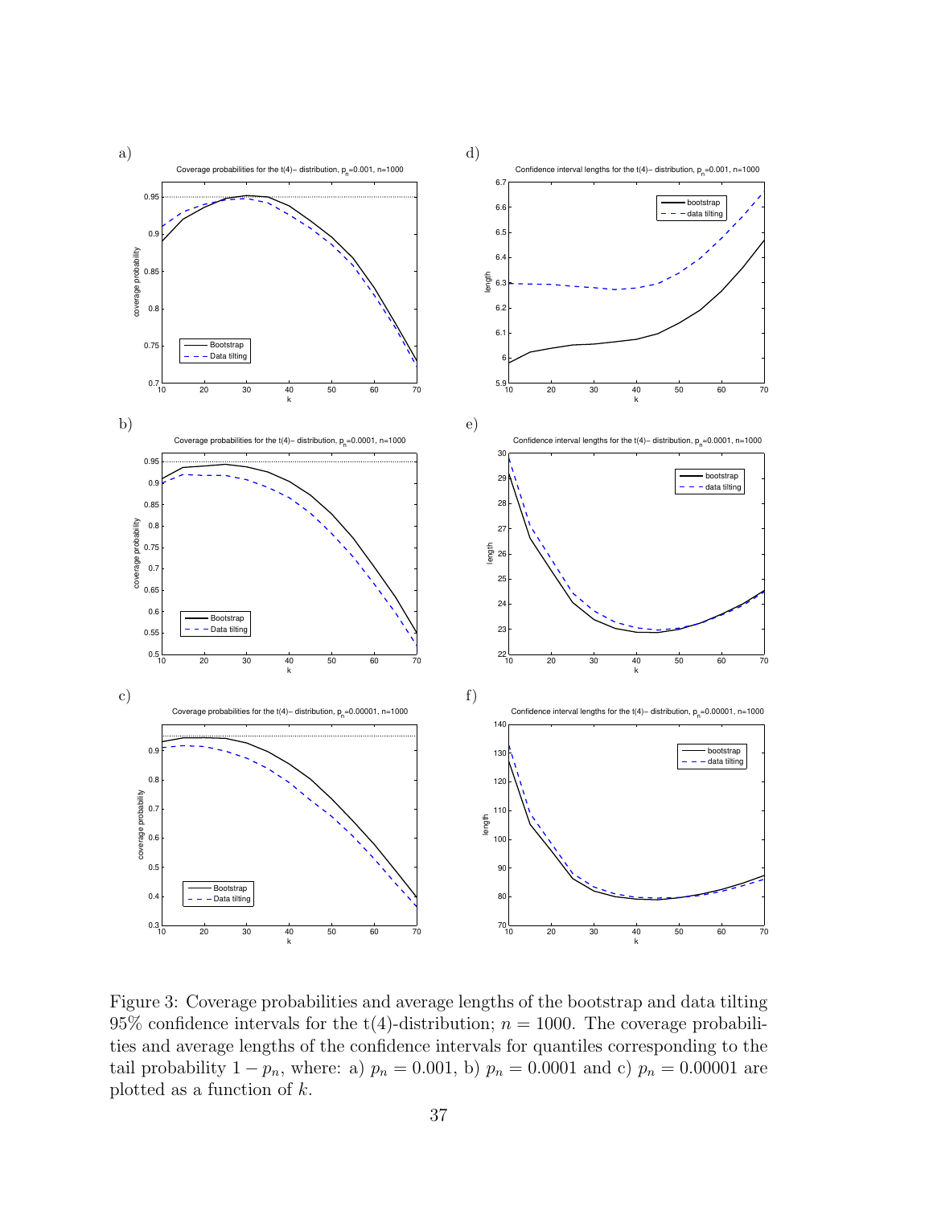Figure 3: Coverage probabilities and average lengths of the bootstrap and data tilting 95% confidence intervals for the t(4)-distribution; $n = 1000$. The coverage probabilities and average lengths of the confidence intervals for quantiles corresponding to the tail probability $1 - p_n$, where: a) $p_n = 0.001$, b) $p_n = 0.0001$ and c) $p_n = 0.00001$ are plotted as a function of $k$.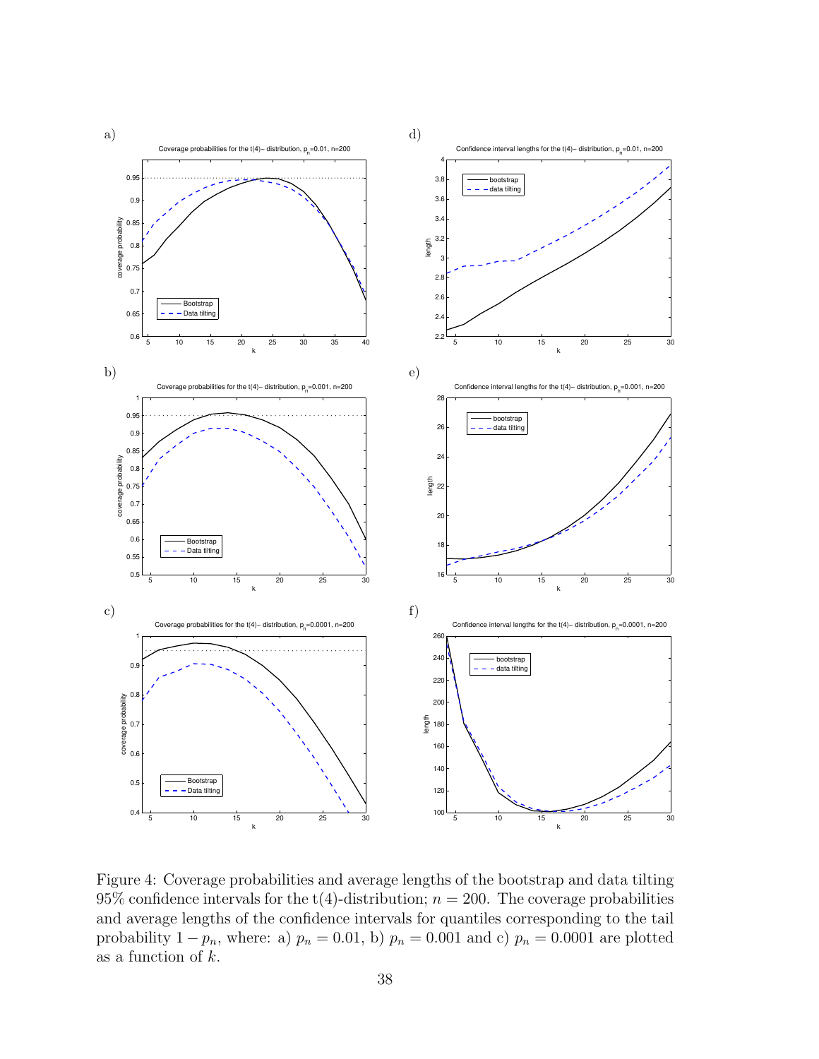Figure 4: Coverage probabilities and average lengths of the bootstrap and data tilting 95% confidence intervals for the t(4)-distribution; $n = 200$. The coverage probabilities and average lengths of the confidence intervals for quantiles corresponding to the tail probability $1 - p_n$, where: a) $p_n = 0.01$, b) $p_n = 0.001$ and c) $p_n = 0.0001$ are plotted as a function of $k$.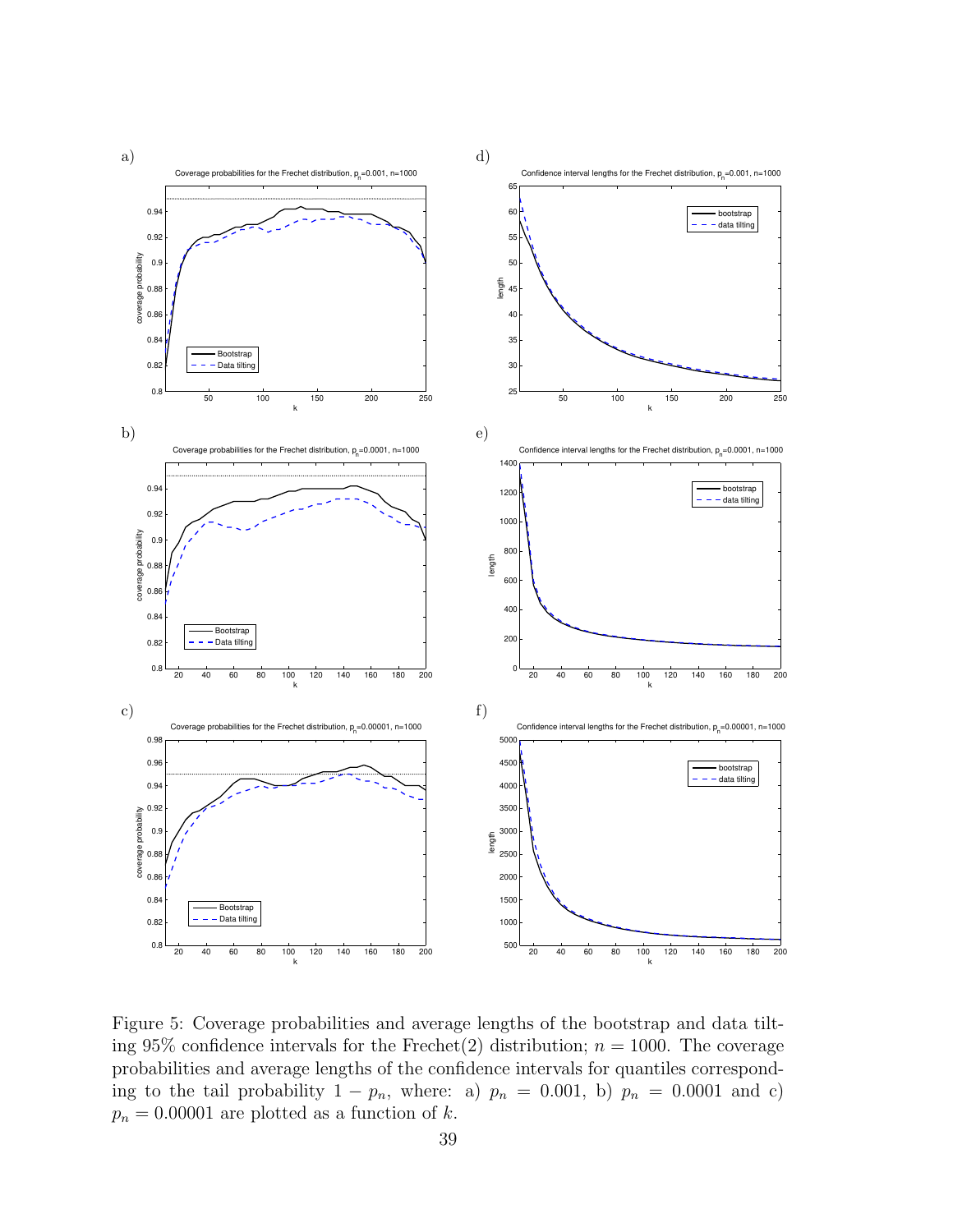Figure 5: Coverage probabilities and average lengths of the bootstrap and data tilting 95% confidence intervals for the Frechet(2) distribution; $n = 1000$. The coverage probabilities and average lengths of the confidence intervals for quantiles corresponding to the tail probability $1 - p_n$, where: a) $p_n = 0.001$, b) $p_n = 0.0001$ and c) $p_n = 0.00001$ are plotted as a function of $k$.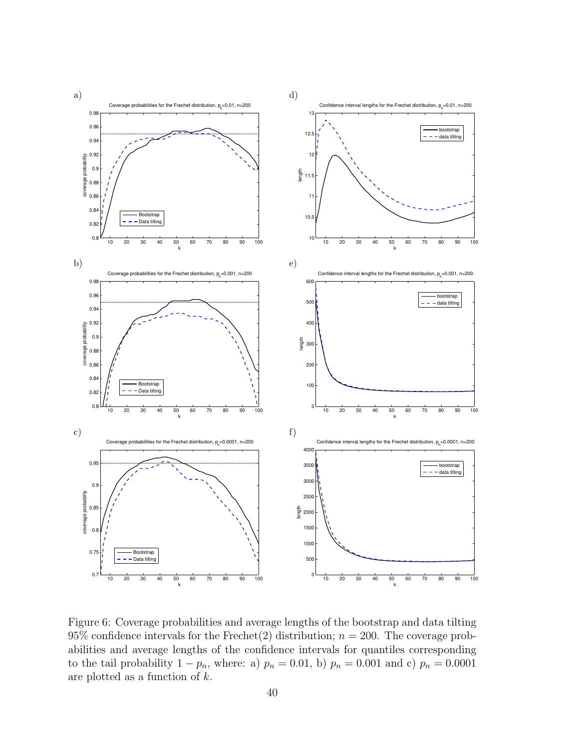Figure 6: Coverage probabilities and average lengths of the bootstrap and data tilting 95% confidence intervals for the Frechet(2) distribution; $n = 200$. The coverage probabilities and average lengths of the confidence intervals for quantiles corresponding to the tail probability $1 - p_n$, where: a) $p_n = 0.01$, b) $p_n = 0.001$ and c) $p_n = 0.0001$ are plotted as a function of $k$.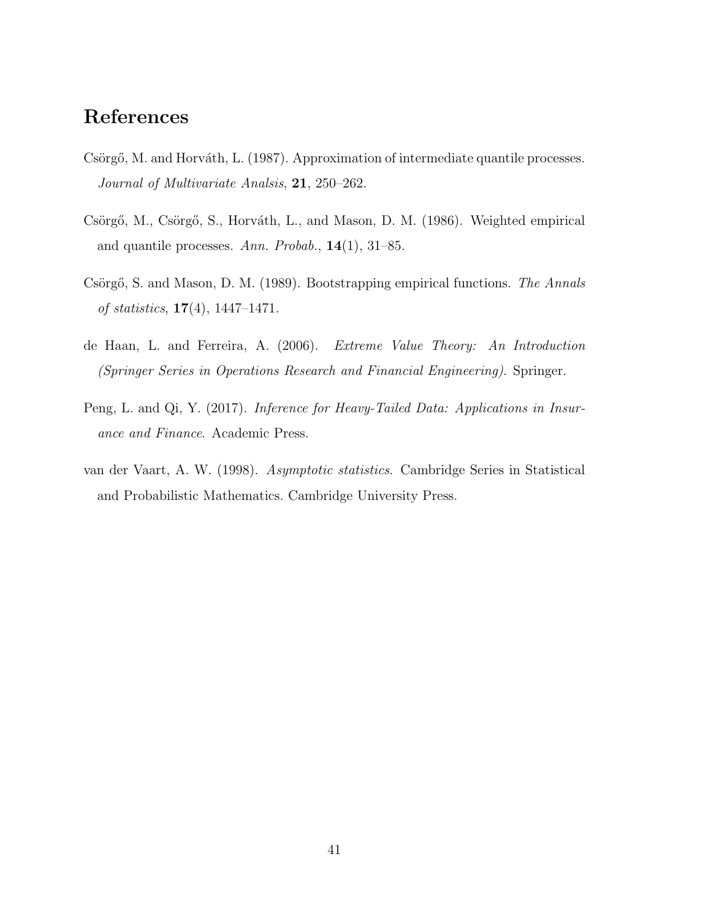# References

Csörgő, M. and Horváth, L. (1987). Approximation of intermediate quantile processes. *Journal of Multivariate Analsis*, **21**, 250–262.

Csörgő, M., Csörgő, S., Horváth, L., and Mason, D. M. (1986). Weighted empirical and quantile processes. *Ann. Probab.*, **14**(1), 31–85.

Csörgő, S. and Mason, D. M. (1989). Bootstrapping empirical functions. *The Annals of statistics*, **17**(4), 1447–1471.

de Haan, L. and Ferreira, A. (2006). *Extreme Value Theory: An Introduction (Springer Series in Operations Research and Financial Engineering)*. Springer.

Peng, L. and Qi, Y. (2017). *Inference for Heavy-Tailed Data: Applications in Insurance and Finance*. Academic Press.

van der Vaart, A. W. (1998). *Asymptotic statistics*. Cambridge Series in Statistical and Probabilistic Mathematics. Cambridge University Press.